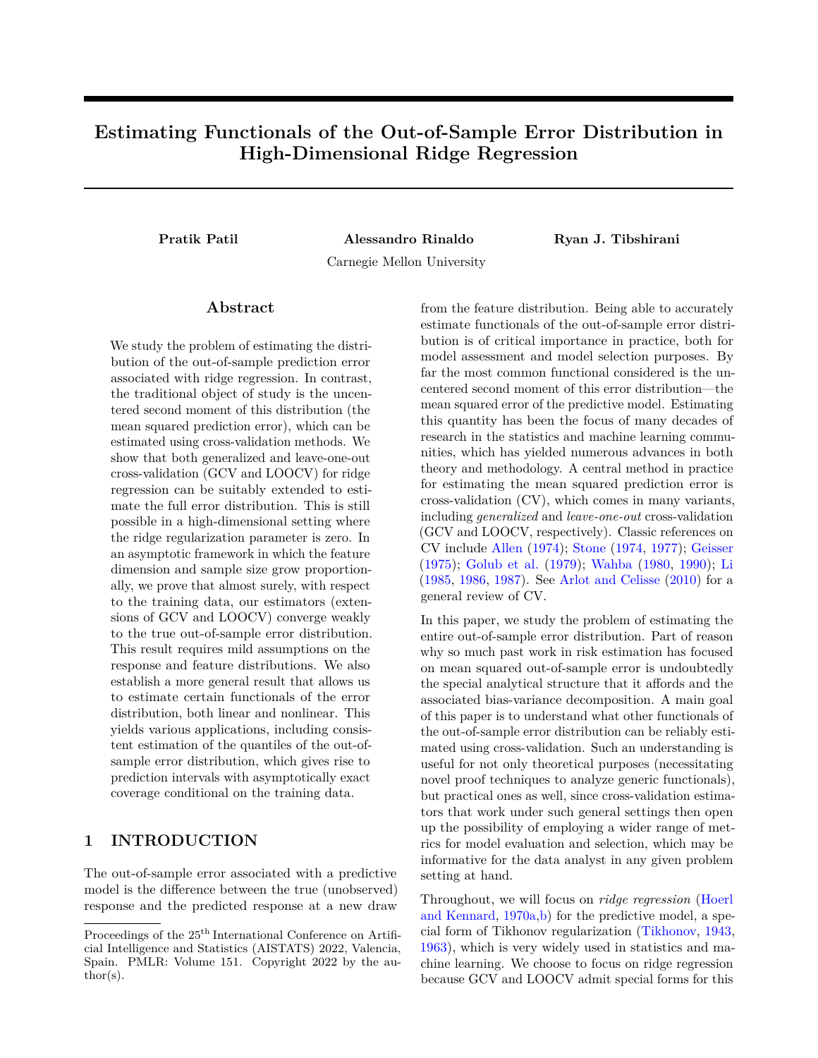# Estimating Functionals of the Out-of-Sample Error Distribution in High-Dimensional Ridge Regression

**Pratik Patil** **Alessandro Rinaldo** **Ryan J. Tibshirani**

Carnegie Mellon University

## Abstract

We study the problem of estimating the distribution of the out-of-sample prediction error associated with ridge regression. In contrast, the traditional object of study is the uncentered second moment of this distribution (the mean squared prediction error), which can be estimated using cross-validation methods. We show that both generalized and leave-one-out cross-validation (GCV and LOOCV) for ridge regression can be suitably extended to estimate the full error distribution. This is still possible in a high-dimensional setting where the ridge regularization parameter is zero. In an asymptotic framework in which the feature dimension and sample size grow proportionally, we prove that almost surely, with respect to the training data, our estimators (extensions of GCV and LOOCV) converge weakly to the true out-of-sample error distribution. This result requires mild assumptions on the response and feature distributions. We also establish a more general result that allows us to estimate certain functionals of the error distribution, both linear and nonlinear. This yields various applications, including consistent estimation of the quantiles of the out-of-sample error distribution, which gives rise to prediction intervals with asymptotically exact coverage conditional on the training data.

## 1 INTRODUCTION

The out-of-sample error associated with a predictive model is the difference between the true (unobserved) response and the predicted response at a new draw from the feature distribution. Being able to accurately estimate functionals of the out-of-sample error distribution is of critical importance in practice, both for model assessment and model selection purposes. By far the most common functional considered is the uncentered second moment of this error distribution—the mean squared error of the predictive model. Estimating this quantity has been the focus of many decades of research in the statistics and machine learning communities, which has yielded numerous advances in both theory and methodology. A central method in practice for estimating the mean squared prediction error is cross-validation (CV), which comes in many variants, including *generalized* and *leave-one-out* cross-validation (GCV and LOOCV, respectively). Classic references on CV include Allen (1974); Stone (1974, 1977); Geisser (1975); Golub et al. (1979); Wahba (1980, 1990); Li (1985, 1986, 1987). See Arlot and Celisse (2010) for a general review of CV.

In this paper, we study the problem of estimating the entire out-of-sample error distribution. Part of reason why so much past work in risk estimation has focused on mean squared out-of-sample error is undoubtedly the special analytical structure that it affords and the associated bias-variance decomposition. A main goal of this paper is to understand what other functionals of the out-of-sample error distribution can be reliably estimated using cross-validation. Such an understanding is useful for not only theoretical purposes (necessitating novel proof techniques to analyze generic functionals), but practical ones as well, since cross-validation estimators that work under such general settings then open up the possibility of employing a wider range of metrics for model evaluation and selection, which may be informative for the data analyst in any given problem setting at hand.

Throughout, we will focus on *ridge regression* (Hoerl and Kennard, 1970a,b) for the predictive model, a special form of Tikhonov regularization (Tikhonov, 1943, 1963), which is very widely used in statistics and machine learning. We choose to focus on ridge regression because GCV and LOOCV admit special forms for this

Proceedings of the 25[th] International Conference on Artificial Intelligence and Statistics (AISTATS) 2022, Valencia, Spain. PMLR: Volume 151. Copyright 2022 by the author(s).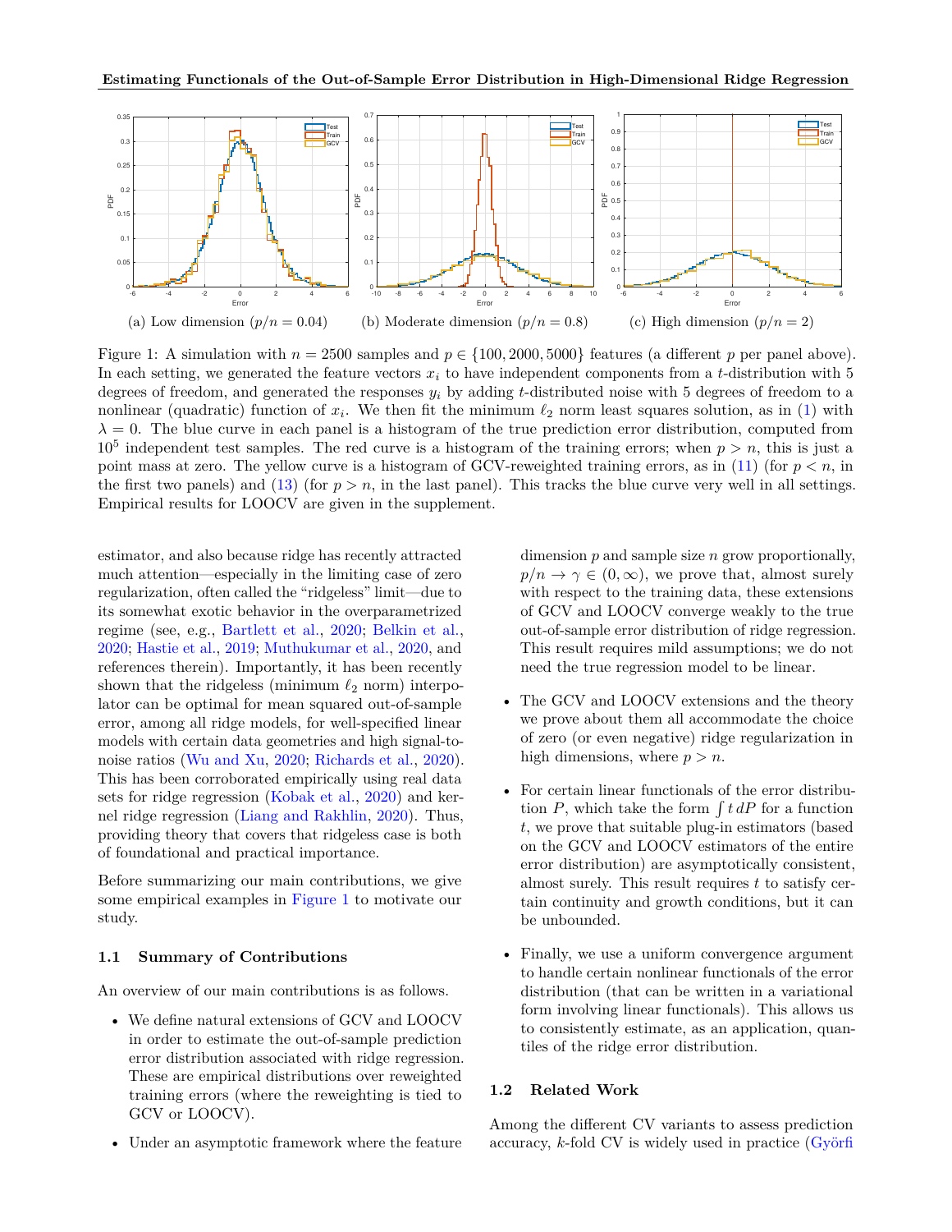(a) Low dimension ($p/n = 0.04$)　(b) Moderate dimension ($p/n = 0.8$)　(c) High dimension ($p/n = 2$)

Figure 1: A simulation with $n = 2500$ samples and $p \in \{100, 2000, 5000\}$ features (a different $p$ per panel above). In each setting, we generated the feature vectors $x_i$ to have independent components from a $t$-distribution with 5 degrees of freedom, and generated the responses $y_i$ by adding $t$-distributed noise with 5 degrees of freedom to a nonlinear (quadratic) function of $x_i$. We then fit the minimum $\ell_2$ norm least squares solution, as in (1) with $\lambda = 0$. The blue curve in each panel is a histogram of the true prediction error distribution, computed from $10^5$ independent test samples. The red curve is a histogram of the training errors; when $p > n$, this is just a point mass at zero. The yellow curve is a histogram of GCV-reweighted training errors, as in (11) (for $p < n$, in the first two panels) and (13) (for $p > n$, in the last panel). This tracks the blue curve very well in all settings. Empirical results for LOOCV are given in the supplement.

estimator, and also because ridge has recently attracted much attention—especially in the limiting case of zero regularization, often called the "ridgeless" limit—due to its somewhat exotic behavior in the overparametrized regime (see, e.g., Bartlett et al., 2020; Belkin et al., 2020; Hastie et al., 2019; Muthukumar et al., 2020, and references therein). Importantly, it has been recently shown that the ridgeless (minimum $\ell_2$ norm) interpolator can be optimal for mean squared out-of-sample error, among all ridge models, for well-specified linear models with certain data geometries and high signal-to-noise ratios (Wu and Xu, 2020; Richards et al., 2020). This has been corroborated empirically using real data sets for ridge regression (Kobak et al., 2020) and kernel ridge regression (Liang and Rakhlin, 2020). Thus, providing theory that covers that ridgeless case is both of foundational and practical importance.

Before summarizing our main contributions, we give some empirical examples in Figure 1 to motivate our study.

### 1.1 Summary of Contributions

An overview of our main contributions is as follows.

- We define natural extensions of GCV and LOOCV in order to estimate the out-of-sample prediction error distribution associated with ridge regression. These are empirical distributions over reweighted training errors (where the reweighting is tied to GCV or LOOCV).
- Under an asymptotic framework where the feature dimension $p$ and sample size $n$ grow proportionally, $p/n \to \gamma \in (0, \infty)$, we prove that, almost surely with respect to the training data, these extensions of GCV and LOOCV converge weakly to the true out-of-sample error distribution of ridge regression. This result requires mild assumptions; we do not need the true regression model to be linear.
- The GCV and LOOCV extensions and the theory we prove about them all accommodate the choice of zero (or even negative) ridge regularization in high dimensions, where $p > n$.
- For certain linear functionals of the error distribution $P$, which take the form $\int t \, dP$ for a function $t$, we prove that suitable plug-in estimators (based on the GCV and LOOCV estimators of the entire error distribution) are asymptotically consistent, almost surely. This result requires $t$ to satisfy certain continuity and growth conditions, but it can be unbounded.
- Finally, we use a uniform convergence argument to handle certain nonlinear functionals of the error distribution (that can be written in a variational form involving linear functionals). This allows us to consistently estimate, as an application, quantiles of the ridge error distribution.

### 1.2 Related Work

Among the different CV variants to assess prediction accuracy, $k$-fold CV is widely used in practice (Györfi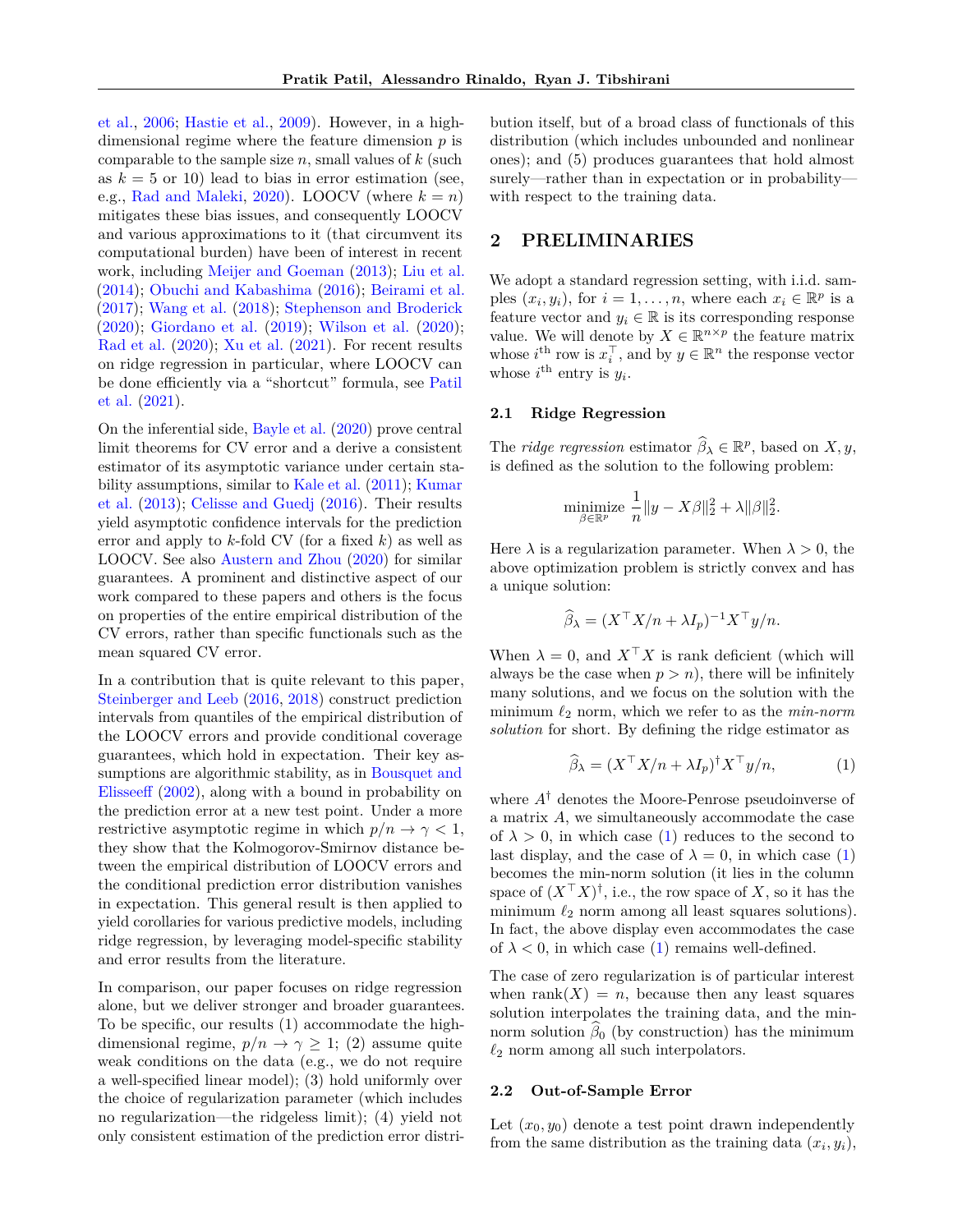et al., 2006; Hastie et al., 2009). However, in a high-dimensional regime where the feature dimension $p$ is comparable to the sample size $n$, small values of $k$ (such as $k = 5$ or 10) lead to bias in error estimation (see, e.g., Rad and Maleki, 2020). LOOCV (where $k = n$) mitigates these bias issues, and consequently LOOCV and various approximations to it (that circumvent its computational burden) have been of interest in recent work, including Meijer and Goeman (2013); Liu et al. (2014); Obuchi and Kabashima (2016); Beirami et al. (2017); Wang et al. (2018); Stephenson and Broderick (2020); Giordano et al. (2019); Wilson et al. (2020); Rad et al. (2020); Xu et al. (2021). For recent results on ridge regression in particular, where LOOCV can be done efficiently via a "shortcut" formula, see Patil et al. (2021).

On the inferential side, Bayle et al. (2020) prove central limit theorems for CV error and a derive a consistent estimator of its asymptotic variance under certain stability assumptions, similar to Kale et al. (2011); Kumar et al. (2013); Celisse and Guedj (2016). Their results yield asymptotic confidence intervals for the prediction error and apply to $k$-fold CV (for a fixed $k$) as well as LOOCV. See also Austern and Zhou (2020) for similar guarantees. A prominent and distinctive aspect of our work compared to these papers and others is the focus on properties of the entire empirical distribution of the CV errors, rather than specific functionals such as the mean squared CV error.

In a contribution that is quite relevant to this paper, Steinberger and Leeb (2016, 2018) construct prediction intervals from quantiles of the empirical distribution of the LOOCV errors and provide conditional coverage guarantees, which hold in expectation. Their key assumptions are algorithmic stability, as in Bousquet and Elisseeff (2002), along with a bound in probability on the prediction error at a new test point. Under a more restrictive asymptotic regime in which $p/n \to \gamma < 1$, they show that the Kolmogorov-Smirnov distance between the empirical distribution of LOOCV errors and the conditional prediction error distribution vanishes in expectation. This general result is then applied to yield corollaries for various predictive models, including ridge regression, by leveraging model-specific stability and error results from the literature.

In comparison, our paper focuses on ridge regression alone, but we deliver stronger and broader guarantees. To be specific, our results (1) accommodate the high-dimensional regime, $p/n \to \gamma \geq 1$; (2) assume quite weak conditions on the data (e.g., we do not require a well-specified linear model); (3) hold uniformly over the choice of regularization parameter (which includes no regularization—the ridgeless limit); (4) yield not only consistent estimation of the prediction error distribution itself, but of a broad class of functionals of this distribution (which includes unbounded and nonlinear ones); and (5) produces guarantees that hold almost surely—rather than in expectation or in probability—with respect to the training data.

## 2 PRELIMINARIES

We adopt a standard regression setting, with i.i.d. samples $(x_i, y_i)$, for $i = 1, \ldots, n$, where each $x_i \in \mathbb{R}^p$ is a feature vector and $y_i \in \mathbb{R}$ is its corresponding response value. We will denote by $X \in \mathbb{R}^{n \times p}$ the feature matrix whose $i^{\text{th}}$ row is $x_i^\top$, and by $y \in \mathbb{R}^n$ the response vector whose $i^{\text{th}}$ entry is $y_i$.

### 2.1 Ridge Regression

The *ridge regression* estimator $\widehat{\beta}_\lambda \in \mathbb{R}^p$, based on $X, y$, is defined as the solution to the following problem:

$$\underset{\beta \in \mathbb{R}^p}{\text{minimize}} \; \frac{1}{n} \|y - X\beta\|_2^2 + \lambda \|\beta\|_2^2.$$

Here $\lambda$ is a regularization parameter. When $\lambda > 0$, the above optimization problem is strictly convex and has a unique solution:

$$\widehat{\beta}_\lambda = (X^\top X/n + \lambda I_p)^{-1} X^\top y/n.$$

When $\lambda = 0$, and $X^\top X$ is rank deficient (which will always be the case when $p > n$), there will be infinitely many solutions, and we focus on the solution with the minimum $\ell_2$ norm, which we refer to as the *min-norm solution* for short. By defining the ridge estimator as

$$\widehat{\beta}_\lambda = (X^\top X/n + \lambda I_p)^{\dagger} X^\top y/n, \tag{1}$$

where $A^\dagger$ denotes the Moore-Penrose pseudoinverse of a matrix $A$, we simultaneously accommodate the case of $\lambda > 0$, in which case (1) reduces to the second to last display, and the case of $\lambda = 0$, in which case (1) becomes the min-norm solution (it lies in the column space of $(X^\top X)^\dagger$, i.e., the row space of $X$, so it has the minimum $\ell_2$ norm among all least squares solutions). In fact, the above display even accommodates the case of $\lambda < 0$, in which case (1) remains well-defined.

The case of zero regularization is of particular interest when $\text{rank}(X) = n$, because then any least squares solution interpolates the training data, and the min-norm solution $\widehat{\beta}_0$ (by construction) has the minimum $\ell_2$ norm among all such interpolators.

### 2.2 Out-of-Sample Error

Let $(x_0, y_0)$ denote a test point drawn independently from the same distribution as the training data $(x_i, y_i)$,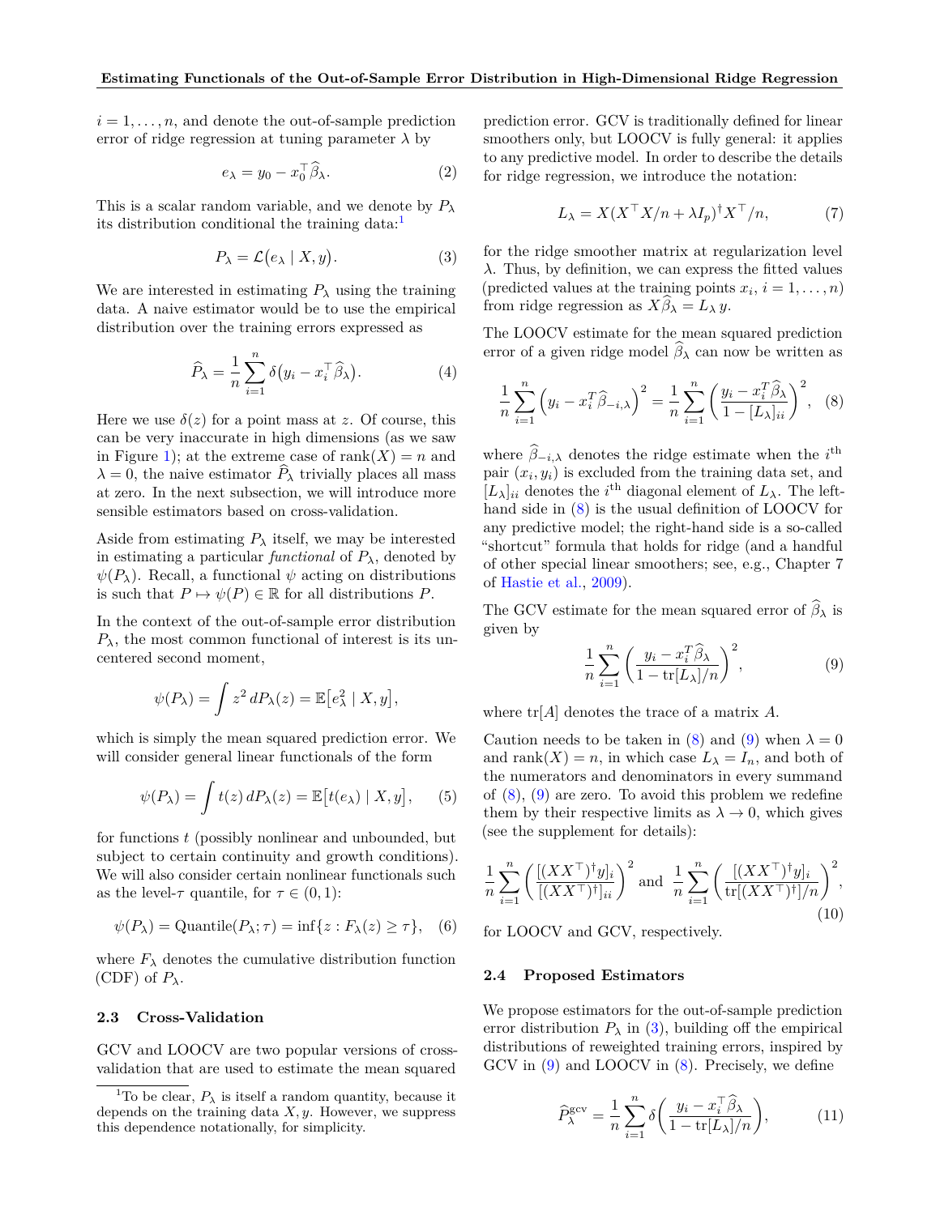$i = 1, \ldots, n$, and denote the out-of-sample prediction error of ridge regression at tuning parameter $\lambda$ by

$$e_\lambda = y_0 - x_0^\top \widehat{\beta}_\lambda. \tag{2}$$

This is a scalar random variable, and we denote by $P_\lambda$ its distribution conditional the training data:[1]

$$P_\lambda = \mathcal{L}\big(e_\lambda \mid X, y\big). \tag{3}$$

We are interested in estimating $P_\lambda$ using the training data. A naive estimator would be to use the empirical distribution over the training errors expressed as

$$\widehat{P}_\lambda = \frac{1}{n} \sum_{i=1}^n \delta\big(y_i - x_i^\top \widehat{\beta}_\lambda\big). \tag{4}$$

Here we use $\delta(z)$ for a point mass at $z$. Of course, this can be very inaccurate in high dimensions (as we saw in Figure 1); at the extreme case of $\mathrm{rank}(X) = n$ and $\lambda = 0$, the naive estimator $\widehat{P}_\lambda$ trivially places all mass at zero. In the next subsection, we will introduce more sensible estimators based on cross-validation.

Aside from estimating $P_\lambda$ itself, we may be interested in estimating a particular *functional* of $P_\lambda$, denoted by $\psi(P_\lambda)$. Recall, a functional $\psi$ acting on distributions is such that $P \mapsto \psi(P) \in \mathbb{R}$ for all distributions $P$.

In the context of the out-of-sample error distribution $P_\lambda$, the most common functional of interest is its uncentered second moment,

$$\psi(P_\lambda) = \int z^2 \, dP_\lambda(z) = \mathbb{E}\big[e_\lambda^2 \mid X, y\big],$$

which is simply the mean squared prediction error. We will consider general linear functionals of the form

$$\psi(P_\lambda) = \int t(z) \, dP_\lambda(z) = \mathbb{E}\big[t(e_\lambda) \mid X, y\big], \tag{5}$$

for functions $t$ (possibly nonlinear and unbounded, but subject to certain continuity and growth conditions). We will also consider certain nonlinear functionals such as the level-$\tau$ quantile, for $\tau \in (0, 1)$:

$$\psi(P_\lambda) = \mathrm{Quantile}(P_\lambda; \tau) = \inf\{z : F_\lambda(z) \geq \tau\}, \tag{6}$$

where $F_\lambda$ denotes the cumulative distribution function (CDF) of $P_\lambda$.

### 2.3 Cross-Validation

GCV and LOOCV are two popular versions of cross-validation that are used to estimate the mean squared prediction error. GCV is traditionally defined for linear smoothers only, but LOOCV is fully general: it applies to any predictive model. In order to describe the details for ridge regression, we introduce the notation:

$$L_\lambda = X(X^\top X/n + \lambda I_p)^\dagger X^\top / n, \tag{7}$$

for the ridge smoother matrix at regularization level $\lambda$. Thus, by definition, we can express the fitted values (predicted values at the training points $x_i$, $i = 1, \ldots, n$) from ridge regression as $X\widehat{\beta}_\lambda = L_\lambda y$.

The LOOCV estimate for the mean squared prediction error of a given ridge model $\widehat{\beta}_\lambda$ can now be written as

$$\frac{1}{n} \sum_{i=1}^n \Big(y_i - x_i^T \widehat{\beta}_{-i,\lambda}\Big)^2 = \frac{1}{n} \sum_{i=1}^n \left(\frac{y_i - x_i^T \widehat{\beta}_\lambda}{1 - [L_\lambda]_{ii}}\right)^2, \tag{8}$$

where $\widehat{\beta}_{-i,\lambda}$ denotes the ridge estimate when the $i^{\text{th}}$ pair $(x_i, y_i)$ is excluded from the training data set, and $[L_\lambda]_{ii}$ denotes the $i^{\text{th}}$ diagonal element of $L_\lambda$. The left-hand side in (8) is the usual definition of LOOCV for any predictive model; the right-hand side is a so-called "shortcut" formula that holds for ridge (and a handful of other special linear smoothers; see, e.g., Chapter 7 of Hastie et al., 2009).

The GCV estimate for the mean squared error of $\widehat{\beta}_\lambda$ is given by

$$\frac{1}{n} \sum_{i=1}^n \left(\frac{y_i - x_i^T \widehat{\beta}_\lambda}{1 - \mathrm{tr}[L_\lambda]/n}\right)^2, \tag{9}$$

where $\mathrm{tr}[A]$ denotes the trace of a matrix $A$.

Caution needs to be taken in (8) and (9) when $\lambda = 0$ and $\mathrm{rank}(X) = n$, in which case $L_\lambda = I_n$, and both of the numerators and denominators in every summand of (8), (9) are zero. To avoid this problem we redefine them by their respective limits as $\lambda \to 0$, which gives (see the supplement for details):

$$\frac{1}{n} \sum_{i=1}^n \left(\frac{[(XX^\top)^\dagger y]_i}{[(XX^\top)^\dagger]_{ii}}\right)^2 \text{ and } \frac{1}{n} \sum_{i=1}^n \left(\frac{[(XX^\top)^\dagger y]_i}{\mathrm{tr}[(XX^\top)^\dagger]/n}\right)^2, \tag{10}$$

for LOOCV and GCV, respectively.

### 2.4 Proposed Estimators

We propose estimators for the out-of-sample prediction error distribution $P_\lambda$ in (3), building off the empirical distributions of reweighted training errors, inspired by GCV in (9) and LOOCV in (8). Precisely, we define

$$\widehat{P}_\lambda^{\text{gcv}} = \frac{1}{n} \sum_{i=1}^n \delta\bigg(\frac{y_i - x_i^\top \widehat{\beta}_\lambda}{1 - \mathrm{tr}[L_\lambda]/n}\bigg), \tag{11}$$

[1] To be clear, $P_\lambda$ is itself a random quantity, because it depends on the training data $X, y$. However, we suppress this dependence notationally, for simplicity.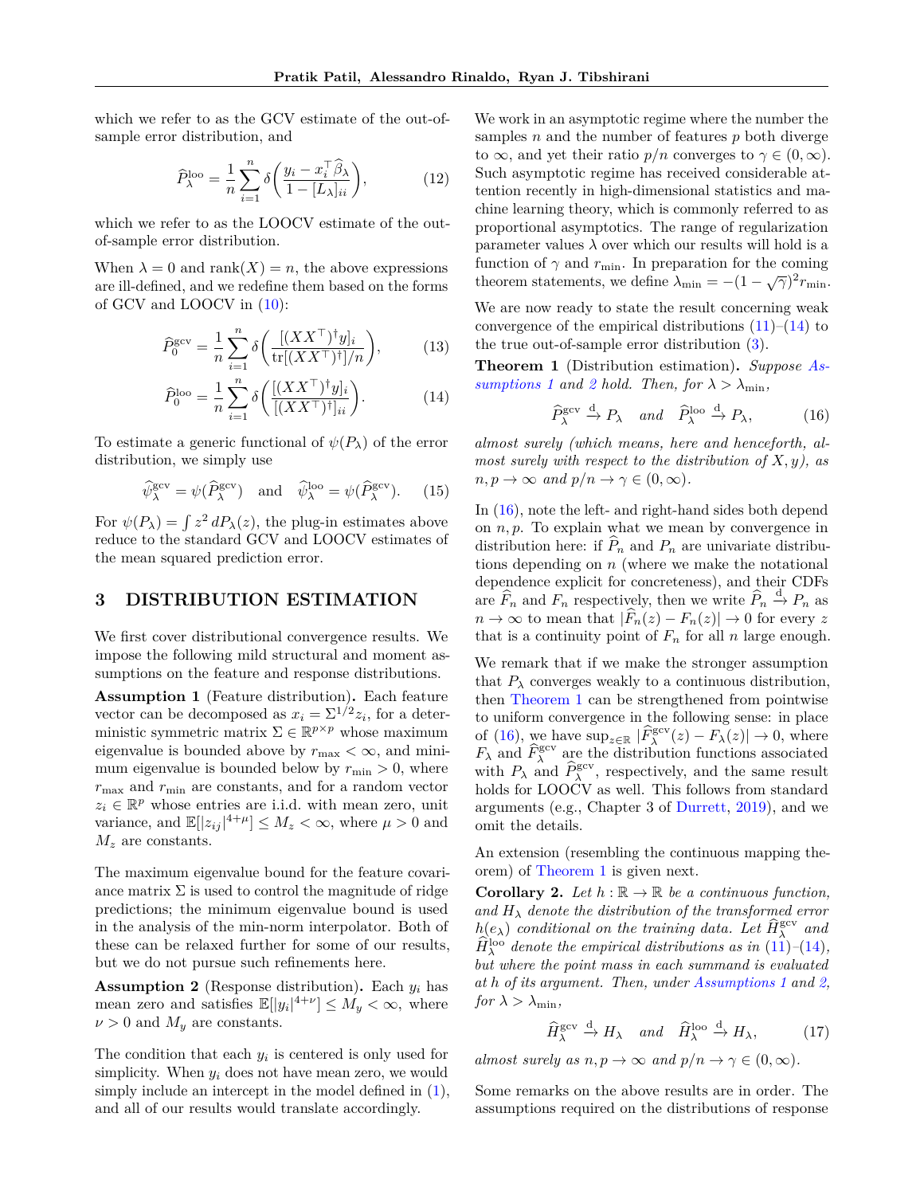which we refer to as the GCV estimate of the out-of-sample error distribution, and

$$\widehat{P}_\lambda^{\mathrm{loo}} = \frac{1}{n}\sum_{i=1}^n \delta\bigg(\frac{y_i - x_i^\top \widehat{\beta}_\lambda}{1-[L_\lambda]_{ii}}\bigg), \tag{12}$$

which we refer to as the LOOCV estimate of the out-of-sample error distribution.

When $\lambda = 0$ and $\mathrm{rank}(X) = n$, the above expressions are ill-defined, and we redefine them based on the forms of GCV and LOOCV in (10):

$$\widehat{P}_0^{\mathrm{gcv}} = \frac{1}{n}\sum_{i=1}^n \delta\bigg(\frac{[(XX^\top)^\dagger y]_i}{\mathrm{tr}[(XX^\top)^\dagger]/n}\bigg), \tag{13}$$

$$\widehat{P}_0^{\mathrm{loo}} = \frac{1}{n}\sum_{i=1}^n \delta\bigg(\frac{[(XX^\top)^\dagger y]_i}{[(XX^\top)^\dagger]_{ii}}\bigg). \tag{14}$$

To estimate a generic functional of $\psi(P_\lambda)$ of the error distribution, we simply use

$$\widehat{\psi}_\lambda^{\mathrm{gcv}} = \psi(\widehat{P}_\lambda^{\mathrm{gcv}}) \quad \text{and} \quad \widehat{\psi}_\lambda^{\mathrm{loo}} = \psi(\widehat{P}_\lambda^{\mathrm{gcv}}). \tag{15}$$

For $\psi(P_\lambda) = \int z^2 \, dP_\lambda(z)$, the plug-in estimates above reduce to the standard GCV and LOOCV estimates of the mean squared prediction error.

## 3 DISTRIBUTION ESTIMATION

We first cover distributional convergence results. We impose the following mild structural and moment assumptions on the feature and response distributions.

**Assumption 1** (Feature distribution)**.** Each feature vector can be decomposed as $x_i = \Sigma^{1/2} z_i$, for a deterministic symmetric matrix $\Sigma \in \mathbb{R}^{p\times p}$ whose maximum eigenvalue is bounded above by $r_{\max} < \infty$, and minimum eigenvalue is bounded below by $r_{\min} > 0$, where $r_{\max}$ and $r_{\min}$ are constants, and for a random vector $z_i \in \mathbb{R}^p$ whose entries are i.i.d. with mean zero, unit variance, and $\mathbb{E}[|z_{ij}|^{4+\mu}] \le M_z < \infty$, where $\mu > 0$ and $M_z$ are constants.

The maximum eigenvalue bound for the feature covariance matrix $\Sigma$ is used to control the magnitude of ridge predictions; the minimum eigenvalue bound is used in the analysis of the min-norm interpolator. Both of these can be relaxed further for some of our results, but we do not pursue such refinements here.

**Assumption 2** (Response distribution)**.** Each $y_i$ has mean zero and satisfies $\mathbb{E}[|y_i|^{4+\nu}] \le M_y < \infty$, where $\nu > 0$ and $M_y$ are constants.

The condition that each $y_i$ is centered is only used for simplicity. When $y_i$ does not have mean zero, we would simply include an intercept in the model defined in (1), and all of our results would translate accordingly.

We work in an asymptotic regime where the number the samples $n$ and the number of features $p$ both diverge to $\infty$, and yet their ratio $p/n$ converges to $\gamma \in (0,\infty)$. Such asymptotic regime has received considerable attention recently in high-dimensional statistics and machine learning theory, which is commonly referred to as proportional asymptotics. The range of regularization parameter values $\lambda$ over which our results will hold is a function of $\gamma$ and $r_{\min}$. In preparation for the coming theorem statements, we define $\lambda_{\min} = -(1-\sqrt{\gamma})^2 r_{\min}$.

We are now ready to state the result concerning weak convergence of the empirical distributions (11)–(14) to the true out-of-sample error distribution (3).

**Theorem 1** (Distribution estimation)**.** *Suppose Assumptions 1 and 2 hold. Then, for $\lambda > \lambda_{\min}$,*

$$\widehat{P}_\lambda^{\mathrm{gcv}} \xrightarrow{\mathrm{d}} P_\lambda \quad \text{and} \quad \widehat{P}_\lambda^{\mathrm{loo}} \xrightarrow{\mathrm{d}} P_\lambda, \tag{16}$$

*almost surely (which means, here and henceforth, almost surely with respect to the distribution of $X, y$), as $n, p \to \infty$ and $p/n \to \gamma \in (0,\infty)$.*

In (16), note the left- and right-hand sides both depend on $n, p$. To explain what we mean by convergence in distribution here: if $\widehat{P}_n$ and $P_n$ are univariate distributions depending on $n$ (where we make the notational dependence explicit for concreteness), and their CDFs are $\widehat{F}_n$ and $F_n$ respectively, then we write $\widehat{P}_n \xrightarrow{\mathrm{d}} P_n$ as $n \to \infty$ to mean that $|\widehat{F}_n(z) - F_n(z)| \to 0$ for every $z$ that is a continuity point of $F_n$ for all $n$ large enough.

We remark that if we make the stronger assumption that $P_\lambda$ converges weakly to a continuous distribution, then Theorem 1 can be strengthened from pointwise to uniform convergence in the following sense: in place of (16), we have $\sup_{z\in\mathbb{R}} |\widehat{F}_\lambda^{\mathrm{gcv}}(z) - F_\lambda(z)| \to 0$, where $F_\lambda$ and $\widehat{F}_\lambda^{\mathrm{gcv}}$ are the distribution functions associated with $P_\lambda$ and $\widehat{P}_\lambda^{\mathrm{gcv}}$, respectively, and the same result holds for LOOCV as well. This follows from standard arguments (e.g., Chapter 3 of Durrett, 2019), and we omit the details.

An extension (resembling the continuous mapping theorem) of Theorem 1 is given next.

**Corollary 2.** *Let $h : \mathbb{R} \to \mathbb{R}$ be a continuous function, and $H_\lambda$ denote the distribution of the transformed error $h(e_\lambda)$ conditional on the training data. Let $\widehat{H}_\lambda^{\mathrm{gcv}}$ and $\widehat{H}_\lambda^{\mathrm{loo}}$ denote the empirical distributions as in (11)–(14), but where the point mass in each summand is evaluated at $h$ of its argument. Then, under Assumptions 1 and 2, for $\lambda > \lambda_{\min}$,*

$$\widehat{H}_\lambda^{\mathrm{gcv}} \xrightarrow{\mathrm{d}} H_\lambda \quad \text{and} \quad \widehat{H}_\lambda^{\mathrm{loo}} \xrightarrow{\mathrm{d}} H_\lambda, \tag{17}$$

*almost surely as $n, p \to \infty$ and $p/n \to \gamma \in (0,\infty)$.*

Some remarks on the above results are in order. The assumptions required on the distributions of response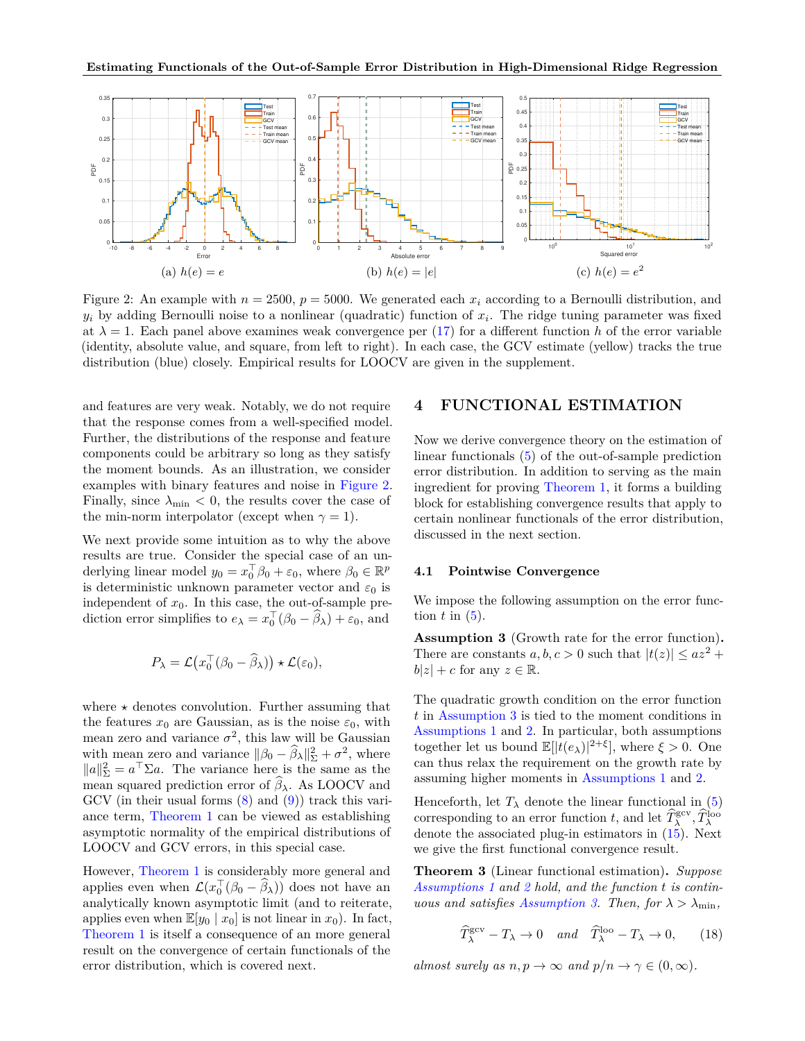(a) $h(e) = e$

(b) $h(e) = |e|$

(c) $h(e) = e^2$

Figure 2: An example with $n = 2500$, $p = 5000$. We generated each $x_i$ according to a Bernoulli distribution, and $y_i$ by adding Bernoulli noise to a nonlinear (quadratic) function of $x_i$. The ridge tuning parameter was fixed at $\lambda = 1$. Each panel above examines weak convergence per (17) for a different function $h$ of the error variable (identity, absolute value, and square, from left to right). In each case, the GCV estimate (yellow) tracks the true distribution (blue) closely. Empirical results for LOOCV are given in the supplement.

and features are very weak. Notably, we do not require that the response comes from a well-specified model. Further, the distributions of the response and feature components could be arbitrary so long as they satisfy the moment bounds. As an illustration, we consider examples with binary features and noise in Figure 2. Finally, since $\lambda_{\min} < 0$, the results cover the case of the min-norm interpolator (except when $\gamma = 1$).

We next provide some intuition as to why the above results are true. Consider the special case of an underlying linear model $y_0 = x_0^\top \beta_0 + \varepsilon_0$, where $\beta_0 \in \mathbb{R}^p$ is deterministic unknown parameter vector and $\varepsilon_0$ is independent of $x_0$. In this case, the out-of-sample prediction error simplifies to $e_\lambda = x_0^\top(\beta_0 - \widehat{\beta}_\lambda) + \varepsilon_0$, and

$$P_\lambda = \mathcal{L}\big(x_0^\top(\beta_0 - \widehat{\beta}_\lambda)\big) \star \mathcal{L}(\varepsilon_0),$$

where $\star$ denotes convolution. Further assuming that the features $x_0$ are Gaussian, as is the noise $\varepsilon_0$, with mean zero and variance $\sigma^2$, this law will be Gaussian with mean zero and variance $\|\beta_0 - \widehat{\beta}_\lambda\|_\Sigma^2 + \sigma^2$, where $\|a\|_\Sigma^2 = a^\top \Sigma a$. The variance here is the same as the mean squared prediction error of $\widehat{\beta}_\lambda$. As LOOCV and GCV (in their usual forms (8) and (9)) track this variance term, Theorem 1 can be viewed as establishing asymptotic normality of the empirical distributions of LOOCV and GCV errors, in this special case.

However, Theorem 1 is considerably more general and applies even when $\mathcal{L}(x_0^\top(\beta_0 - \widehat{\beta}_\lambda))$ does not have an analytically known asymptotic limit (and to reiterate, applies even when $\mathbb{E}[y_0 \mid x_0]$ is not linear in $x_0$). In fact, Theorem 1 is itself a consequence of an more general result on the convergence of certain functionals of the error distribution, which is covered next.

## 4 FUNCTIONAL ESTIMATION

Now we derive convergence theory on the estimation of linear functionals (5) of the out-of-sample prediction error distribution. In addition to serving as the main ingredient for proving Theorem 1, it forms a building block for establishing convergence results that apply to certain nonlinear functionals of the error distribution, discussed in the next section.

### 4.1 Pointwise Convergence

We impose the following assumption on the error function $t$ in (5).

**Assumption 3** (Growth rate for the error function)**.** There are constants $a, b, c > 0$ such that $|t(z)| \le az^2 + b|z| + c$ for any $z \in \mathbb{R}$.

The quadratic growth condition on the error function $t$ in Assumption 3 is tied to the moment conditions in Assumptions 1 and 2. In particular, both assumptions together let us bound $\mathbb{E}[|t(e_\lambda)|^{2+\xi}]$, where $\xi > 0$. One can thus relax the requirement on the growth rate by assuming higher moments in Assumptions 1 and 2.

Henceforth, let $T_\lambda$ denote the linear functional in (5) corresponding to an error function $t$, and let $\widehat{T}_\lambda^{\text{gcv}}, \widehat{T}_\lambda^{\text{loo}}$ denote the associated plug-in estimators in (15). Next we give the first functional convergence result.

**Theorem 3** (Linear functional estimation)**.** *Suppose Assumptions 1 and 2 hold, and the function $t$ is continuous and satisfies Assumption 3. Then, for $\lambda > \lambda_{\min}$,*

$$\widehat{T}_\lambda^{\text{gcv}} - T_\lambda \to 0 \quad \text{and} \quad \widehat{T}_\lambda^{\text{loo}} - T_\lambda \to 0, \tag{18}$$

*almost surely as $n, p \to \infty$ and $p/n \to \gamma \in (0, \infty)$.*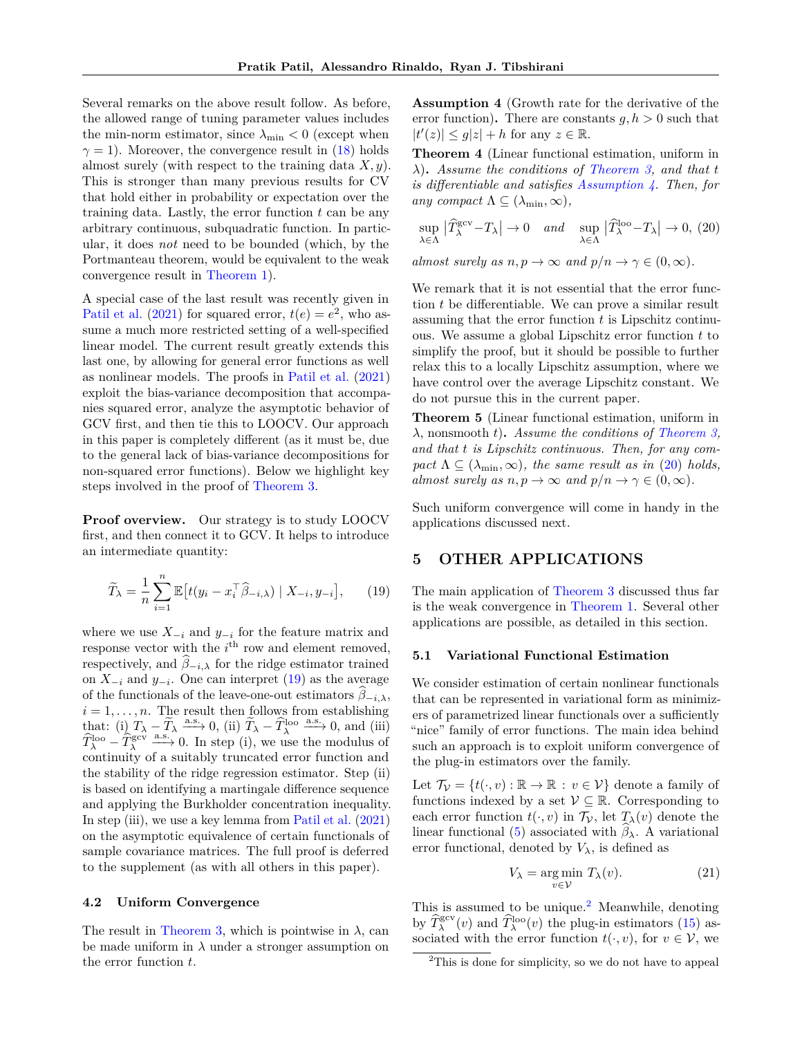Several remarks on the above result follow. As before, the allowed range of tuning parameter values includes the min-norm estimator, since $\lambda_{\min} < 0$ (except when $\gamma = 1$). Moreover, the convergence result in (18) holds almost surely (with respect to the training data $X, y$). This is stronger than many previous results for CV that hold either in probability or expectation over the training data. Lastly, the error function $t$ can be any arbitrary continuous, subquadratic function. In particular, it does *not* need to be bounded (which, by the Portmanteau theorem, would be equivalent to the weak convergence result in Theorem 1).

A special case of the last result was recently given in Patil et al. (2021) for squared error, $t(e) = e^2$, who assume a much more restricted setting of a well-specified linear model. The current result greatly extends this last one, by allowing for general error functions as well as nonlinear models. The proofs in Patil et al. (2021) exploit the bias-variance decomposition that accompanies squared error, analyze the asymptotic behavior of GCV first, and then tie this to LOOCV. Our approach in this paper is completely different (as it must be, due to the general lack of bias-variance decompositions for non-squared error functions). Below we highlight key steps involved in the proof of Theorem 3.

**Proof overview.** Our strategy is to study LOOCV first, and then connect it to GCV. It helps to introduce an intermediate quantity:

$$\widetilde{T}_\lambda = \frac{1}{n} \sum_{i=1}^n \mathbb{E}\big[t(y_i - x_i^\top \widehat{\beta}_{-i,\lambda}) \mid X_{-i}, y_{-i}\big], \qquad (19)$$

where we use $X_{-i}$ and $y_{-i}$ for the feature matrix and response vector with the $i^{\text{th}}$ row and element removed, respectively, and $\widehat{\beta}_{-i,\lambda}$ for the ridge estimator trained on $X_{-i}$ and $y_{-i}$. One can interpret (19) as the average of the functionals of the leave-one-out estimators $\widehat{\beta}_{-i,\lambda}$, $i = 1, \dots, n$. The result then follows from establishing that: (i) $T_\lambda - \widetilde{T}_\lambda \xrightarrow{\text{a.s.}} 0$, (ii) $\widetilde{T}_\lambda - \widehat{T}_\lambda^{\text{loo}} \xrightarrow{\text{a.s.}} 0$, and (iii) $\widehat{T}_\lambda^{\text{loo}} - \widehat{T}_\lambda^{\text{gcv}} \xrightarrow{\text{a.s.}} 0$. In step (i), we use the modulus of continuity of a suitably truncated error function and the stability of the ridge regression estimator. Step (ii) is based on identifying a martingale difference sequence and applying the Burkholder concentration inequality. In step (iii), we use a key lemma from Patil et al. (2021) on the asymptotic equivalence of certain functionals of sample covariance matrices. The full proof is deferred to the supplement (as with all others in this paper).

### 4.2 Uniform Convergence

The result in Theorem 3, which is pointwise in $\lambda$, can be made uniform in $\lambda$ under a stronger assumption on the error function $t$.

**Assumption 4** (Growth rate for the derivative of the error function)**.** There are constants $g, h > 0$ such that $|t'(z)| \leq g|z| + h$ for any $z \in \mathbb{R}$.

**Theorem 4** (Linear functional estimation, uniform in $\lambda$)**.** *Assume the conditions of Theorem 3, and that $t$ is differentiable and satisfies Assumption 4. Then, for any compact $\Lambda \subseteq (\lambda_{\min}, \infty)$,*

$$\sup_{\lambda \in \Lambda} \big|\widehat{T}_\lambda^{\text{gcv}} - T_\lambda\big| \to 0 \quad \text{and} \quad \sup_{\lambda \in \Lambda} \big|\widehat{T}_\lambda^{\text{loo}} - T_\lambda\big| \to 0, \; (20)$$

*almost surely as $n, p \to \infty$ and $p/n \to \gamma \in (0, \infty)$.*

We remark that it is not essential that the error function $t$ be differentiable. We can prove a similar result assuming that the error function $t$ is Lipschitz continuous. We assume a global Lipschitz error function $t$ to simplify the proof, but it should be possible to further relax this to a locally Lipschitz assumption, where we have control over the average Lipschitz constant. We do not pursue this in the current paper.

**Theorem 5** (Linear functional estimation, uniform in $\lambda$, nonsmooth $t$)**.** *Assume the conditions of Theorem 3, and that $t$ is Lipschitz continuous. Then, for any compact $\Lambda \subseteq (\lambda_{\min}, \infty)$, the same result as in (20) holds, almost surely as $n, p \to \infty$ and $p/n \to \gamma \in (0, \infty)$.*

Such uniform convergence will come in handy in the applications discussed next.

## 5 OTHER APPLICATIONS

The main application of Theorem 3 discussed thus far is the weak convergence in Theorem 1. Several other applications are possible, as detailed in this section.

### 5.1 Variational Functional Estimation

We consider estimation of certain nonlinear functionals that can be represented in variational form as minimizers of parametrized linear functionals over a sufficiently "nice" family of error functions. The main idea behind such an approach is to exploit uniform convergence of the plug-in estimators over the family.

Let $\mathcal{T}_\mathcal{V} = \{t(\cdot, v) : \mathbb{R} \to \mathbb{R} \, : \, v \in \mathcal{V}\}$ denote a family of functions indexed by a set $\mathcal{V} \subseteq \mathbb{R}$. Corresponding to each error function $t(\cdot, v)$ in $\mathcal{T}_\mathcal{V}$, let $T_\lambda(v)$ denote the linear functional (5) associated with $\widehat{\beta}_\lambda$. A variational error functional, denoted by $V_\lambda$, is defined as

$$V_\lambda = \mathop{\arg\min}_{v \in \mathcal{V}} T_\lambda(v). \qquad (21)$$

This is assumed to be unique.[2] Meanwhile, denoting by $\widehat{T}_\lambda^{\text{gcv}}(v)$ and $\widehat{T}_\lambda^{\text{loo}}(v)$ the plug-in estimators (15) associated with the error function $t(\cdot, v)$, for $v \in \mathcal{V}$, we

[2]This is done for simplicity, so we do not have to appeal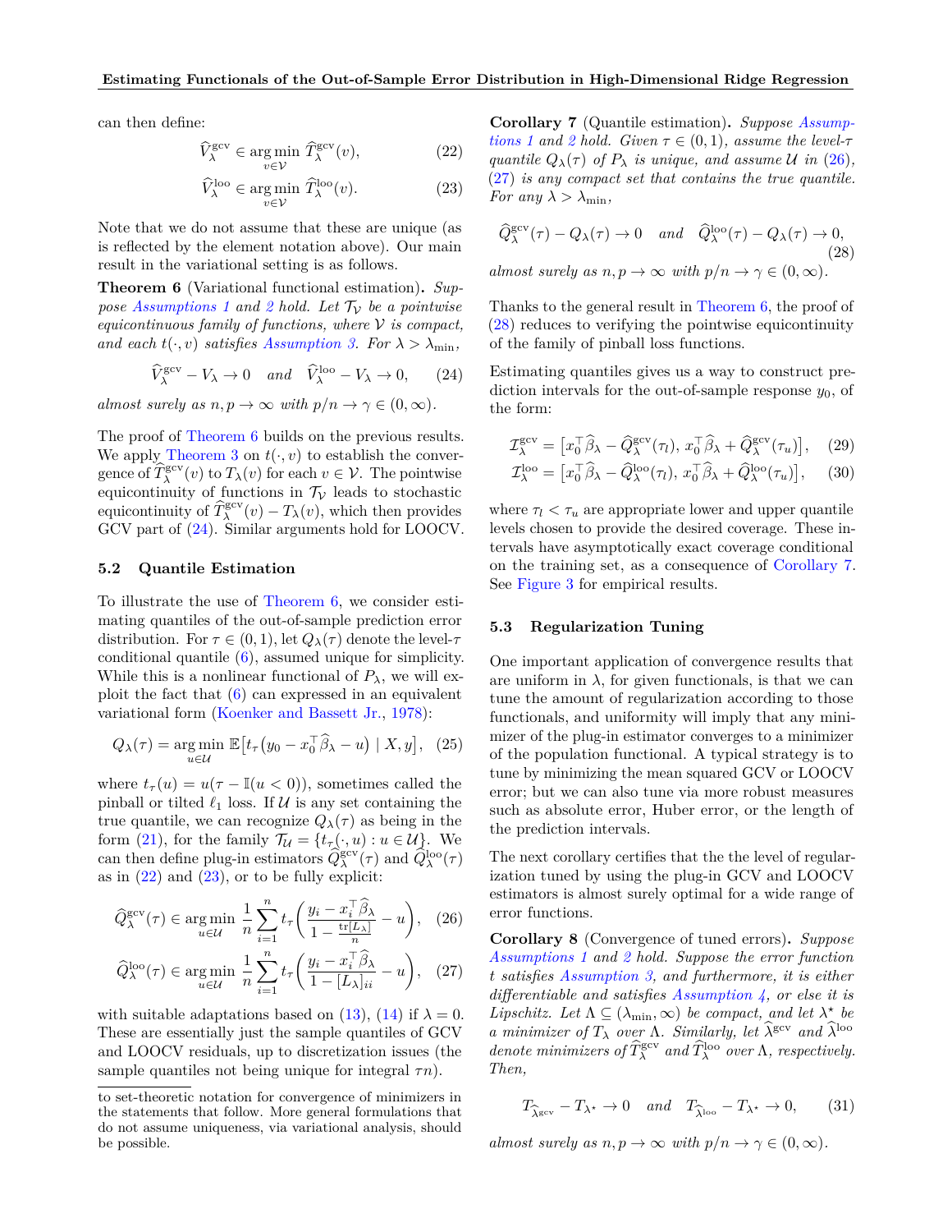can then define:

$$\widehat{V}_\lambda^{\mathrm{gcv}} \in \operatorname*{arg\,min}_{v\in\mathcal{V}} \widehat{T}_\lambda^{\mathrm{gcv}}(v), \tag{22}$$

$$\widehat{V}_\lambda^{\mathrm{loo}} \in \operatorname*{arg\,min}_{v\in\mathcal{V}} \widehat{T}_\lambda^{\mathrm{loo}}(v). \tag{23}$$

Note that we do not assume that these are unique (as is reflected by the element notation above). Our main result in the variational setting is as follows.

**Theorem 6** (Variational functional estimation)**.** *Suppose Assumptions 1 and 2 hold. Let $\mathcal{T}_\mathcal{V}$ be a pointwise equicontinuous family of functions, where $\mathcal{V}$ is compact, and each $t(\cdot, v)$ satisfies Assumption 3. For $\lambda > \lambda_{\min}$,*

$$\widehat{V}_\lambda^{\mathrm{gcv}} - V_\lambda \to 0 \quad \text{and} \quad \widehat{V}_\lambda^{\mathrm{loo}} - V_\lambda \to 0, \tag{24}$$

*almost surely as $n, p \to \infty$ with $p/n \to \gamma \in (0, \infty)$.*

The proof of Theorem 6 builds on the previous results. We apply Theorem 3 on $t(\cdot, v)$ to establish the convergence of $\widehat{T}_\lambda^{\mathrm{gcv}}(v)$ to $T_\lambda(v)$ for each $v \in \mathcal{V}$. The pointwise equicontinuity of functions in $\mathcal{T}_\mathcal{V}$ leads to stochastic equicontinuity of $\widehat{T}_\lambda^{\mathrm{gcv}}(v) - T_\lambda(v)$, which then provides GCV part of (24). Similar arguments hold for LOOCV.

### 5.2 Quantile Estimation

To illustrate the use of Theorem 6, we consider estimating quantiles of the out-of-sample prediction error distribution. For $\tau \in (0, 1)$, let $Q_\lambda(\tau)$ denote the level-$\tau$ conditional quantile (6), assumed unique for simplicity. While this is a nonlinear functional of $P_\lambda$, we will exploit the fact that (6) can expressed in an equivalent variational form (Koenker and Bassett Jr., 1978):

$$Q_\lambda(\tau) = \operatorname*{arg\,min}_{u\in\mathcal{U}} \mathbb{E}\big[t_\tau\big(y_0 - x_0^\top \widehat{\beta}_\lambda - u\big) \mid X, y\big], \tag{25}$$

where $t_\tau(u) = u(\tau - \mathbb{I}(u < 0))$, sometimes called the pinball or tilted $\ell_1$ loss. If $\mathcal{U}$ is any set containing the true quantile, we can recognize $Q_\lambda(\tau)$ as being in the form (21), for the family $\mathcal{T}_\mathcal{U} = \{t_\tau(\cdot, u) : u \in \mathcal{U}\}$. We can then define plug-in estimators $\widehat{Q}_\lambda^{\mathrm{gcv}}(\tau)$ and $\widehat{Q}_\lambda^{\mathrm{loo}}(\tau)$ as in (22) and (23), or to be fully explicit:

$$\widehat{Q}_\lambda^{\mathrm{gcv}}(\tau) \in \operatorname*{arg\,min}_{u\in\mathcal{U}} \frac{1}{n}\sum_{i=1}^n t_\tau\Bigg(\frac{y_i - x_i^\top \widehat{\beta}_\lambda}{1 - \frac{\mathrm{tr}[L_\lambda]}{n}} - u\Bigg), \tag{26}$$

$$\widehat{Q}_\lambda^{\mathrm{loo}}(\tau) \in \operatorname*{arg\,min}_{u\in\mathcal{U}} \frac{1}{n}\sum_{i=1}^n t_\tau\Bigg(\frac{y_i - x_i^\top \widehat{\beta}_\lambda}{1 - [L_\lambda]_{ii}} - u\Bigg), \tag{27}$$

with suitable adaptations based on (13), (14) if $\lambda = 0$. These are essentially just the sample quantiles of GCV and LOOCV residuals, up to discretization issues (the sample quantiles not being unique for integral $\tau n$).

to set-theoretic notation for convergence of minimizers in the statements that follow. More general formulations that do not assume uniqueness, via variational analysis, should be possible.

**Corollary 7** (Quantile estimation)**.** *Suppose Assumptions 1 and 2 hold. Given $\tau \in (0, 1)$, assume the level-$\tau$ quantile $Q_\lambda(\tau)$ of $P_\lambda$ is unique, and assume $\mathcal{U}$ in (26), (27) is any compact set that contains the true quantile. For any $\lambda > \lambda_{\min}$,*

$$\widehat{Q}_\lambda^{\mathrm{gcv}}(\tau) - Q_\lambda(\tau) \to 0 \quad \text{and} \quad \widehat{Q}_\lambda^{\mathrm{loo}}(\tau) - Q_\lambda(\tau) \to 0, \tag{28}$$

*almost surely as $n, p \to \infty$ with $p/n \to \gamma \in (0, \infty)$.*

Thanks to the general result in Theorem 6, the proof of (28) reduces to verifying the pointwise equicontinuity of the family of pinball loss functions.

Estimating quantiles gives us a way to construct prediction intervals for the out-of-sample response $y_0$, of the form:

$$\mathcal{I}_\lambda^{\mathrm{gcv}} = \big[x_0^\top \widehat{\beta}_\lambda - \widehat{Q}_\lambda^{\mathrm{gcv}}(\tau_l),\, x_0^\top \widehat{\beta}_\lambda + \widehat{Q}_\lambda^{\mathrm{gcv}}(\tau_u)\big], \tag{29}$$

$$\mathcal{I}_\lambda^{\mathrm{loo}} = \big[x_0^\top \widehat{\beta}_\lambda - \widehat{Q}_\lambda^{\mathrm{loo}}(\tau_l),\, x_0^\top \widehat{\beta}_\lambda + \widehat{Q}_\lambda^{\mathrm{loo}}(\tau_u)\big], \tag{30}$$

where $\tau_l < \tau_u$ are appropriate lower and upper quantile levels chosen to provide the desired coverage. These intervals have asymptotically exact coverage conditional on the training set, as a consequence of Corollary 7. See Figure 3 for empirical results.

### 5.3 Regularization Tuning

One important application of convergence results that are uniform in $\lambda$, for given functionals, is that we can tune the amount of regularization according to those functionals, and uniformity will imply that any minimizer of the plug-in estimator converges to a minimizer of the population functional. A typical strategy is to tune by minimizing the mean squared GCV or LOOCV error; but we can also tune via more robust measures such as absolute error, Huber error, or the length of the prediction intervals.

The next corollary certifies that the the level of regularization tuned by using the plug-in GCV and LOOCV estimators is almost surely optimal for a wide range of error functions.

**Corollary 8** (Convergence of tuned errors)**.** *Suppose Assumptions 1 and 2 hold. Suppose the error function $t$ satisfies Assumption 3, and furthermore, it is either differentiable and satisfies Assumption 4, or else it is Lipschitz. Let $\Lambda \subseteq (\lambda_{\min}, \infty)$ be compact, and let $\lambda^\star$ be a minimizer of $T_\lambda$ over $\Lambda$. Similarly, let $\widehat{\lambda}^{\mathrm{gcv}}$ and $\widehat{\lambda}^{\mathrm{loo}}$ denote minimizers of $\widehat{T}_\lambda^{\mathrm{gcv}}$ and $\widehat{T}_\lambda^{\mathrm{loo}}$ over $\Lambda$, respectively. Then,*

$$T_{\widehat{\lambda}^{\mathrm{gcv}}} - T_{\lambda^\star} \to 0 \quad \text{and} \quad T_{\widehat{\lambda}^{\mathrm{loo}}} - T_{\lambda^\star} \to 0, \tag{31}$$

*almost surely as $n, p \to \infty$ with $p/n \to \gamma \in (0, \infty)$.*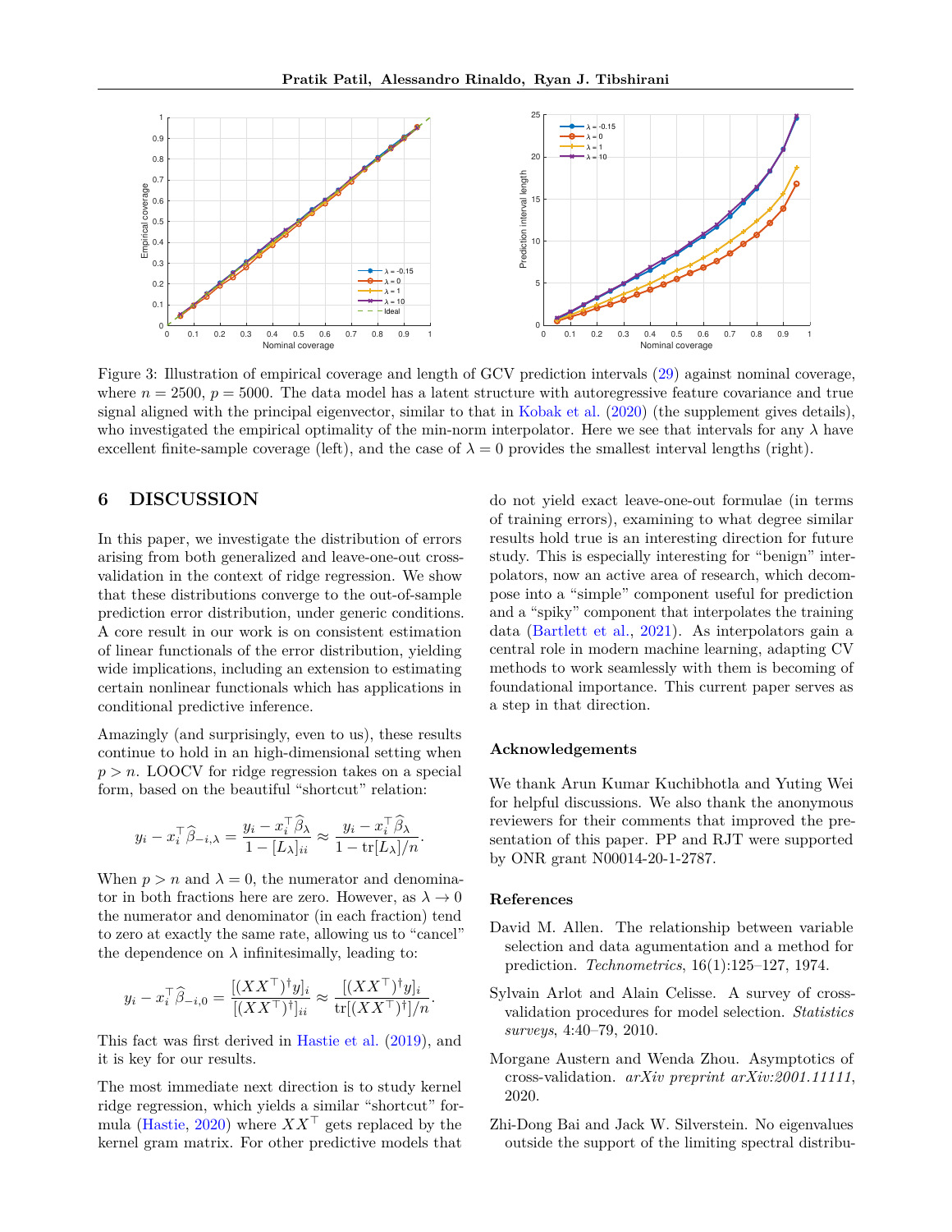Figure 3: Illustration of empirical coverage and length of GCV prediction intervals (29) against nominal coverage, where $n = 2500$, $p = 5000$. The data model has a latent structure with autoregressive feature covariance and true signal aligned with the principal eigenvector, similar to that in Kobak et al. (2020) (the supplement gives details), who investigated the empirical optimality of the min-norm interpolator. Here we see that intervals for any $\lambda$ have excellent finite-sample coverage (left), and the case of $\lambda = 0$ provides the smallest interval lengths (right).

## 6 DISCUSSION

In this paper, we investigate the distribution of errors arising from both generalized and leave-one-out cross-validation in the context of ridge regression. We show that these distributions converge to the out-of-sample prediction error distribution, under generic conditions. A core result in our work is on consistent estimation of linear functionals of the error distribution, yielding wide implications, including an extension to estimating certain nonlinear functionals which has applications in conditional predictive inference.

Amazingly (and surprisingly, even to us), these results continue to hold in an high-dimensional setting when $p > n$. LOOCV for ridge regression takes on a special form, based on the beautiful "shortcut" relation:

$$y_i - x_i^\top \widehat{\beta}_{-i,\lambda} = \frac{y_i - x_i^\top \widehat{\beta}_\lambda}{1 - [L_\lambda]_{ii}} \approx \frac{y_i - x_i^\top \widehat{\beta}_\lambda}{1 - \operatorname{tr}[L_\lambda]/n}.$$

When $p > n$ and $\lambda = 0$, the numerator and denominator in both fractions here are zero. However, as $\lambda \to 0$ the numerator and denominator (in each fraction) tend to zero at exactly the same rate, allowing us to "cancel" the dependence on $\lambda$ infinitesimally, leading to:

$$y_i - x_i^\top \widehat{\beta}_{-i,0} = \frac{[(XX^\top)^\dagger y]_i}{[(XX^\top)^\dagger]_{ii}} \approx \frac{[(XX^\top)^\dagger y]_i}{\operatorname{tr}[(XX^\top)^\dagger]/n}.$$

This fact was first derived in Hastie et al. (2019), and it is key for our results.

The most immediate next direction is to study kernel ridge regression, which yields a similar "shortcut" formula (Hastie, 2020) where $XX^\top$ gets replaced by the kernel gram matrix. For other predictive models that do not yield exact leave-one-out formulae (in terms of training errors), examining to what degree similar results hold true is an interesting direction for future study. This is especially interesting for "benign" interpolators, now an active area of research, which decompose into a "simple" component useful for prediction and a "spiky" component that interpolates the training data (Bartlett et al., 2021). As interpolators gain a central role in modern machine learning, adapting CV methods to work seamlessly with them is becoming of foundational importance. This current paper serves as a step in that direction.

### Acknowledgements

We thank Arun Kumar Kuchibhotla and Yuting Wei for helpful discussions. We also thank the anonymous reviewers for their comments that improved the presentation of this paper. PP and RJT were supported by ONR grant N00014-20-1-2787.

### References

David M. Allen. The relationship between variable selection and data agumentation and a method for prediction. *Technometrics*, 16(1):125–127, 1974.

Sylvain Arlot and Alain Celisse. A survey of cross-validation procedures for model selection. *Statistics surveys*, 4:40–79, 2010.

Morgane Austern and Wenda Zhou. Asymptotics of cross-validation. *arXiv preprint arXiv:2001.11111*, 2020.

Zhi-Dong Bai and Jack W. Silverstein. No eigenvalues outside the support of the limiting spectral distribu-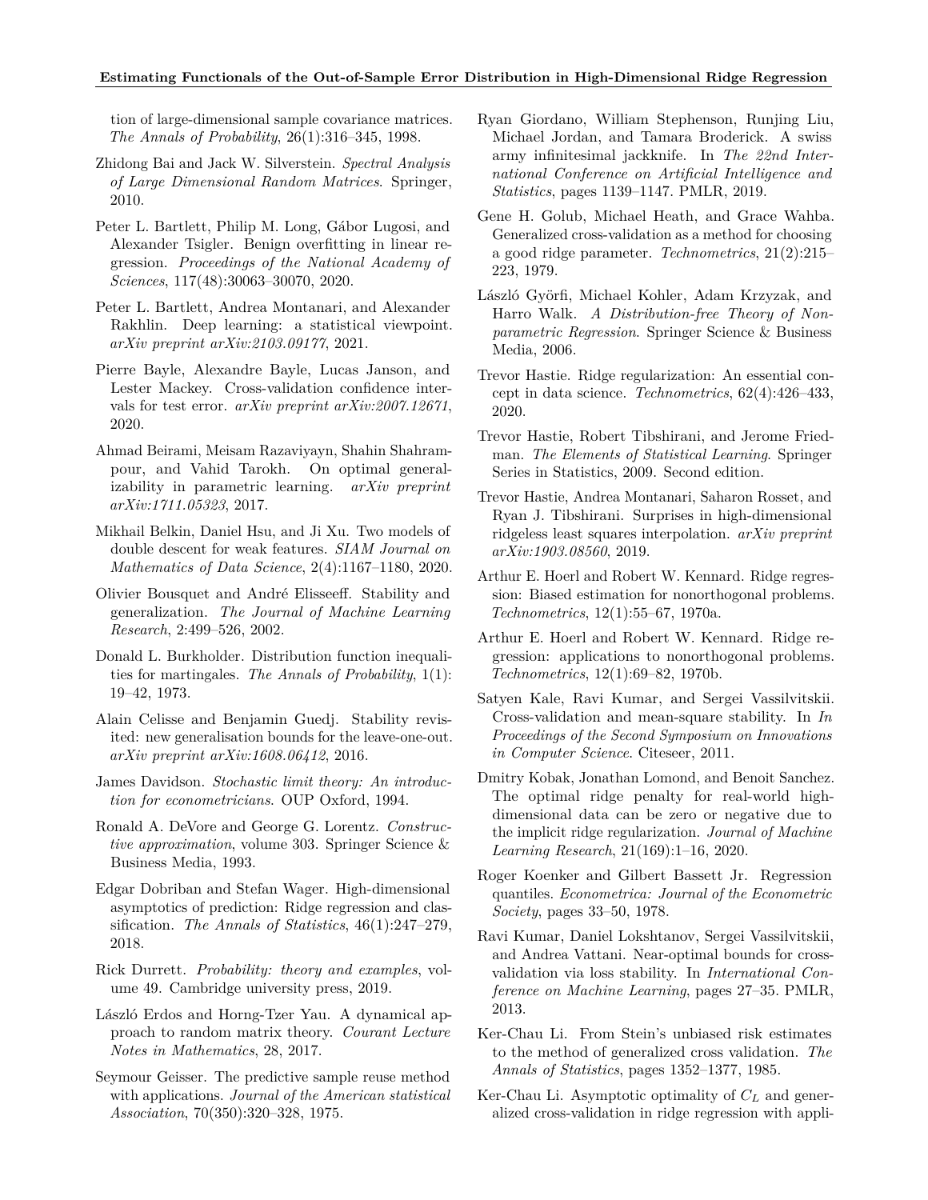tion of large-dimensional sample covariance matrices. *The Annals of Probability*, 26(1):316–345, 1998.

Zhidong Bai and Jack W. Silverstein. *Spectral Analysis of Large Dimensional Random Matrices*. Springer, 2010.

Peter L. Bartlett, Philip M. Long, Gábor Lugosi, and Alexander Tsigler. Benign overfitting in linear regression. *Proceedings of the National Academy of Sciences*, 117(48):30063–30070, 2020.

Peter L. Bartlett, Andrea Montanari, and Alexander Rakhlin. Deep learning: a statistical viewpoint. *arXiv preprint arXiv:2103.09177*, 2021.

Pierre Bayle, Alexandre Bayle, Lucas Janson, and Lester Mackey. Cross-validation confidence intervals for test error. *arXiv preprint arXiv:2007.12671*, 2020.

Ahmad Beirami, Meisam Razaviyayn, Shahin Shahrampour, and Vahid Tarokh. On optimal generalizability in parametric learning. *arXiv preprint arXiv:1711.05323*, 2017.

Mikhail Belkin, Daniel Hsu, and Ji Xu. Two models of double descent for weak features. *SIAM Journal on Mathematics of Data Science*, 2(4):1167–1180, 2020.

Olivier Bousquet and André Elisseeff. Stability and generalization. *The Journal of Machine Learning Research*, 2:499–526, 2002.

Donald L. Burkholder. Distribution function inequalities for martingales. *The Annals of Probability*, 1(1): 19–42, 1973.

Alain Celisse and Benjamin Guedj. Stability revisited: new generalisation bounds for the leave-one-out. *arXiv preprint arXiv:1608.06412*, 2016.

James Davidson. *Stochastic limit theory: An introduction for econometricians*. OUP Oxford, 1994.

Ronald A. DeVore and George G. Lorentz. *Constructive approximation*, volume 303. Springer Science & Business Media, 1993.

Edgar Dobriban and Stefan Wager. High-dimensional asymptotics of prediction: Ridge regression and classification. *The Annals of Statistics*, 46(1):247–279, 2018.

Rick Durrett. *Probability: theory and examples*, volume 49. Cambridge university press, 2019.

László Erdos and Horng-Tzer Yau. A dynamical approach to random matrix theory. *Courant Lecture Notes in Mathematics*, 28, 2017.

Seymour Geisser. The predictive sample reuse method with applications. *Journal of the American statistical Association*, 70(350):320–328, 1975.

Ryan Giordano, William Stephenson, Runjing Liu, Michael Jordan, and Tamara Broderick. A swiss army infinitesimal jackknife. In *The 22nd International Conference on Artificial Intelligence and Statistics*, pages 1139–1147. PMLR, 2019.

Gene H. Golub, Michael Heath, and Grace Wahba. Generalized cross-validation as a method for choosing a good ridge parameter. *Technometrics*, 21(2):215–223, 1979.

László Györfi, Michael Kohler, Adam Krzyzak, and Harro Walk. *A Distribution-free Theory of Nonparametric Regression*. Springer Science & Business Media, 2006.

Trevor Hastie. Ridge regularization: An essential concept in data science. *Technometrics*, 62(4):426–433, 2020.

Trevor Hastie, Robert Tibshirani, and Jerome Friedman. *The Elements of Statistical Learning*. Springer Series in Statistics, 2009. Second edition.

Trevor Hastie, Andrea Montanari, Saharon Rosset, and Ryan J. Tibshirani. Surprises in high-dimensional ridgeless least squares interpolation. *arXiv preprint arXiv:1903.08560*, 2019.

Arthur E. Hoerl and Robert W. Kennard. Ridge regression: Biased estimation for nonorthogonal problems. *Technometrics*, 12(1):55–67, 1970a.

Arthur E. Hoerl and Robert W. Kennard. Ridge regression: applications to nonorthogonal problems. *Technometrics*, 12(1):69–82, 1970b.

Satyen Kale, Ravi Kumar, and Sergei Vassilvitskii. Cross-validation and mean-square stability. In *In Proceedings of the Second Symposium on Innovations in Computer Science*. Citeseer, 2011.

Dmitry Kobak, Jonathan Lomond, and Benoit Sanchez. The optimal ridge penalty for real-world high-dimensional data can be zero or negative due to the implicit ridge regularization. *Journal of Machine Learning Research*, 21(169):1–16, 2020.

Roger Koenker and Gilbert Bassett Jr. Regression quantiles. *Econometrica: Journal of the Econometric Society*, pages 33–50, 1978.

Ravi Kumar, Daniel Lokshtanov, Sergei Vassilvitskii, and Andrea Vattani. Near-optimal bounds for cross-validation via loss stability. In *International Conference on Machine Learning*, pages 27–35. PMLR, 2013.

Ker-Chau Li. From Stein's unbiased risk estimates to the method of generalized cross validation. *The Annals of Statistics*, pages 1352–1377, 1985.

Ker-Chau Li. Asymptotic optimality of $C_L$ and generalized cross-validation in ridge regression with appli-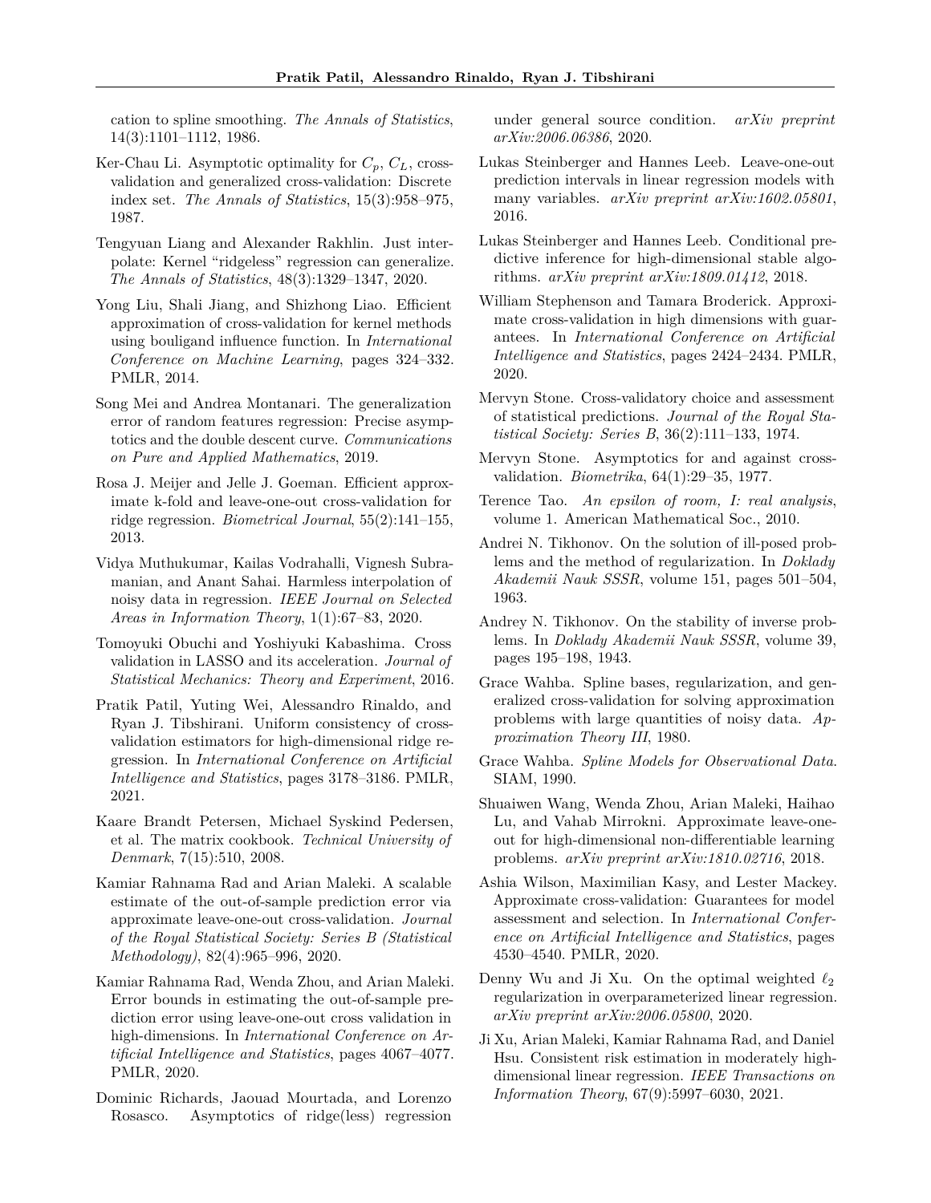cation to spline smoothing. *The Annals of Statistics*, 14(3):1101–1112, 1986.

Ker-Chau Li. Asymptotic optimality for $C_p$, $C_L$, cross-validation and generalized cross-validation: Discrete index set. *The Annals of Statistics*, 15(3):958–975, 1987.

Tengyuan Liang and Alexander Rakhlin. Just interpolate: Kernel "ridgeless" regression can generalize. *The Annals of Statistics*, 48(3):1329–1347, 2020.

Yong Liu, Shali Jiang, and Shizhong Liao. Efficient approximation of cross-validation for kernel methods using bouligand influence function. In *International Conference on Machine Learning*, pages 324–332. PMLR, 2014.

Song Mei and Andrea Montanari. The generalization error of random features regression: Precise asymptotics and the double descent curve. *Communications on Pure and Applied Mathematics*, 2019.

Rosa J. Meijer and Jelle J. Goeman. Efficient approximate k-fold and leave-one-out cross-validation for ridge regression. *Biometrical Journal*, 55(2):141–155, 2013.

Vidya Muthukumar, Kailas Vodrahalli, Vignesh Subramanian, and Anant Sahai. Harmless interpolation of noisy data in regression. *IEEE Journal on Selected Areas in Information Theory*, 1(1):67–83, 2020.

Tomoyuki Obuchi and Yoshiyuki Kabashima. Cross validation in LASSO and its acceleration. *Journal of Statistical Mechanics: Theory and Experiment*, 2016.

Pratik Patil, Yuting Wei, Alessandro Rinaldo, and Ryan J. Tibshirani. Uniform consistency of cross-validation estimators for high-dimensional ridge regression. In *International Conference on Artificial Intelligence and Statistics*, pages 3178–3186. PMLR, 2021.

Kaare Brandt Petersen, Michael Syskind Pedersen, et al. The matrix cookbook. *Technical University of Denmark*, 7(15):510, 2008.

Kamiar Rahnama Rad and Arian Maleki. A scalable estimate of the out-of-sample prediction error via approximate leave-one-out cross-validation. *Journal of the Royal Statistical Society: Series B (Statistical Methodology)*, 82(4):965–996, 2020.

Kamiar Rahnama Rad, Wenda Zhou, and Arian Maleki. Error bounds in estimating the out-of-sample prediction error using leave-one-out cross validation in high-dimensions. In *International Conference on Artificial Intelligence and Statistics*, pages 4067–4077. PMLR, 2020.

Dominic Richards, Jaouad Mourtada, and Lorenzo Rosasco. Asymptotics of ridge(less) regression under general source condition. *arXiv preprint arXiv:2006.06386*, 2020.

Lukas Steinberger and Hannes Leeb. Leave-one-out prediction intervals in linear regression models with many variables. *arXiv preprint arXiv:1602.05801*, 2016.

Lukas Steinberger and Hannes Leeb. Conditional predictive inference for high-dimensional stable algorithms. *arXiv preprint arXiv:1809.01412*, 2018.

William Stephenson and Tamara Broderick. Approximate cross-validation in high dimensions with guarantees. In *International Conference on Artificial Intelligence and Statistics*, pages 2424–2434. PMLR, 2020.

Mervyn Stone. Cross-validatory choice and assessment of statistical predictions. *Journal of the Royal Statistical Society: Series B*, 36(2):111–133, 1974.

Mervyn Stone. Asymptotics for and against cross-validation. *Biometrika*, 64(1):29–35, 1977.

Terence Tao. *An epsilon of room, I: real analysis*, volume 1. American Mathematical Soc., 2010.

Andrei N. Tikhonov. On the solution of ill-posed problems and the method of regularization. In *Doklady Akademii Nauk SSSR*, volume 151, pages 501–504, 1963.

Andrey N. Tikhonov. On the stability of inverse problems. In *Doklady Akademii Nauk SSSR*, volume 39, pages 195–198, 1943.

Grace Wahba. Spline bases, regularization, and generalized cross-validation for solving approximation problems with large quantities of noisy data. *Approximation Theory III*, 1980.

Grace Wahba. *Spline Models for Observational Data*. SIAM, 1990.

Shuaiwen Wang, Wenda Zhou, Arian Maleki, Haihao Lu, and Vahab Mirrokni. Approximate leave-one-out for high-dimensional non-differentiable learning problems. *arXiv preprint arXiv:1810.02716*, 2018.

Ashia Wilson, Maximilian Kasy, and Lester Mackey. Approximate cross-validation: Guarantees for model assessment and selection. In *International Conference on Artificial Intelligence and Statistics*, pages 4530–4540. PMLR, 2020.

Denny Wu and Ji Xu. On the optimal weighted $\ell_2$ regularization in overparameterized linear regression. *arXiv preprint arXiv:2006.05800*, 2020.

Ji Xu, Arian Maleki, Kamiar Rahnama Rad, and Daniel Hsu. Consistent risk estimation in moderately high-dimensional linear regression. *IEEE Transactions on Information Theory*, 67(9):5997–6030, 2021.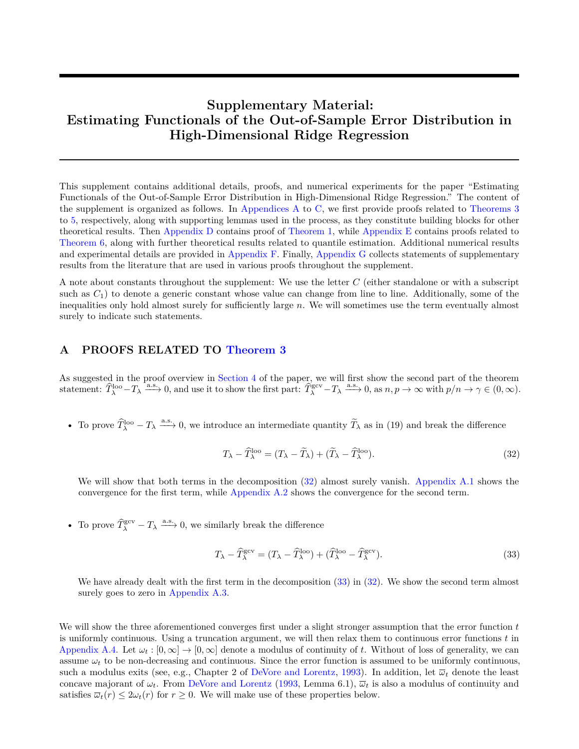# Supplementary Material: Estimating Functionals of the Out-of-Sample Error Distribution in High-Dimensional Ridge Regression

This supplement contains additional details, proofs, and numerical experiments for the paper "Estimating Functionals of the Out-of-Sample Error Distribution in High-Dimensional Ridge Regression." The content of the supplement is organized as follows. In Appendices A to C, we first provide proofs related to Theorems 3 to 5, respectively, along with supporting lemmas used in the process, as they constitute building blocks for other theoretical results. Then Appendix D contains proof of Theorem 1, while Appendix E contains proofs related to Theorem 6, along with further theoretical results related to quantile estimation. Additional numerical results and experimental details are provided in Appendix F. Finally, Appendix G collects statements of supplementary results from the literature that are used in various proofs throughout the supplement.

A note about constants throughout the supplement: We use the letter $C$ (either standalone or with a subscript such as $C_1$) to denote a generic constant whose value can change from line to line. Additionally, some of the inequalities only hold almost surely for sufficiently large $n$. We will sometimes use the term eventually almost surely to indicate such statements.

## A PROOFS RELATED TO Theorem 3

As suggested in the proof overview in Section 4 of the paper, we will first show the second part of the theorem statement: $\widehat{T}_\lambda^{\rm loo} - T_\lambda \xrightarrow{\text{a.s.}} 0$, and use it to show the first part: $\widehat{T}_\lambda^{\rm gcv} - T_\lambda \xrightarrow{\text{a.s.}} 0$, as $n, p \to \infty$ with $p/n \to \gamma \in (0, \infty)$.

- To prove $\widehat{T}_\lambda^{\rm loo} - T_\lambda \xrightarrow{\text{a.s.}} 0$, we introduce an intermediate quantity $\widetilde{T}_\lambda$ as in (19) and break the difference

$$T_\lambda - \widehat{T}_\lambda^{\rm loo} = (T_\lambda - \widetilde{T}_\lambda) + (\widetilde{T}_\lambda - \widehat{T}_\lambda^{\rm loo}). \tag{32}$$

  We will show that both terms in the decomposition (32) almost surely vanish. Appendix A.1 shows the convergence for the first term, while Appendix A.2 shows the convergence for the second term.

- To prove $\widehat{T}_\lambda^{\rm gcv} - T_\lambda \xrightarrow{\text{a.s.}} 0$, we similarly break the difference

$$T_\lambda - \widehat{T}_\lambda^{\rm gcv} = (T_\lambda - \widehat{T}_\lambda^{\rm loo}) + (\widehat{T}_\lambda^{\rm loo} - \widehat{T}_\lambda^{\rm gcv}). \tag{33}$$

  We have already dealt with the first term in the decomposition (33) in (32). We show the second term almost surely goes to zero in Appendix A.3.

We will show the three aforementioned converges first under a slight stronger assumption that the error function $t$ is uniformly continuous. Using a truncation argument, we will then relax them to continuous error functions $t$ in Appendix A.4. Let $\omega_t : [0, \infty] \to [0, \infty]$ denote a modulus of continuity of $t$. Without of loss of generality, we can assume $\omega_t$ to be non-decreasing and continuous. Since the error function is assumed to be uniformly continuous, such a modulus exits (see, e.g., Chapter 2 of DeVore and Lorentz, 1993). In addition, let $\overline{\omega}_t$ denote the least concave majorant of $\omega_t$. From DeVore and Lorentz (1993, Lemma 6.1), $\overline{\omega}_t$ is also a modulus of continuity and satisfies $\overline{\omega}_t(r) \le 2\omega_t(r)$ for $r \ge 0$. We will make use of these properties below.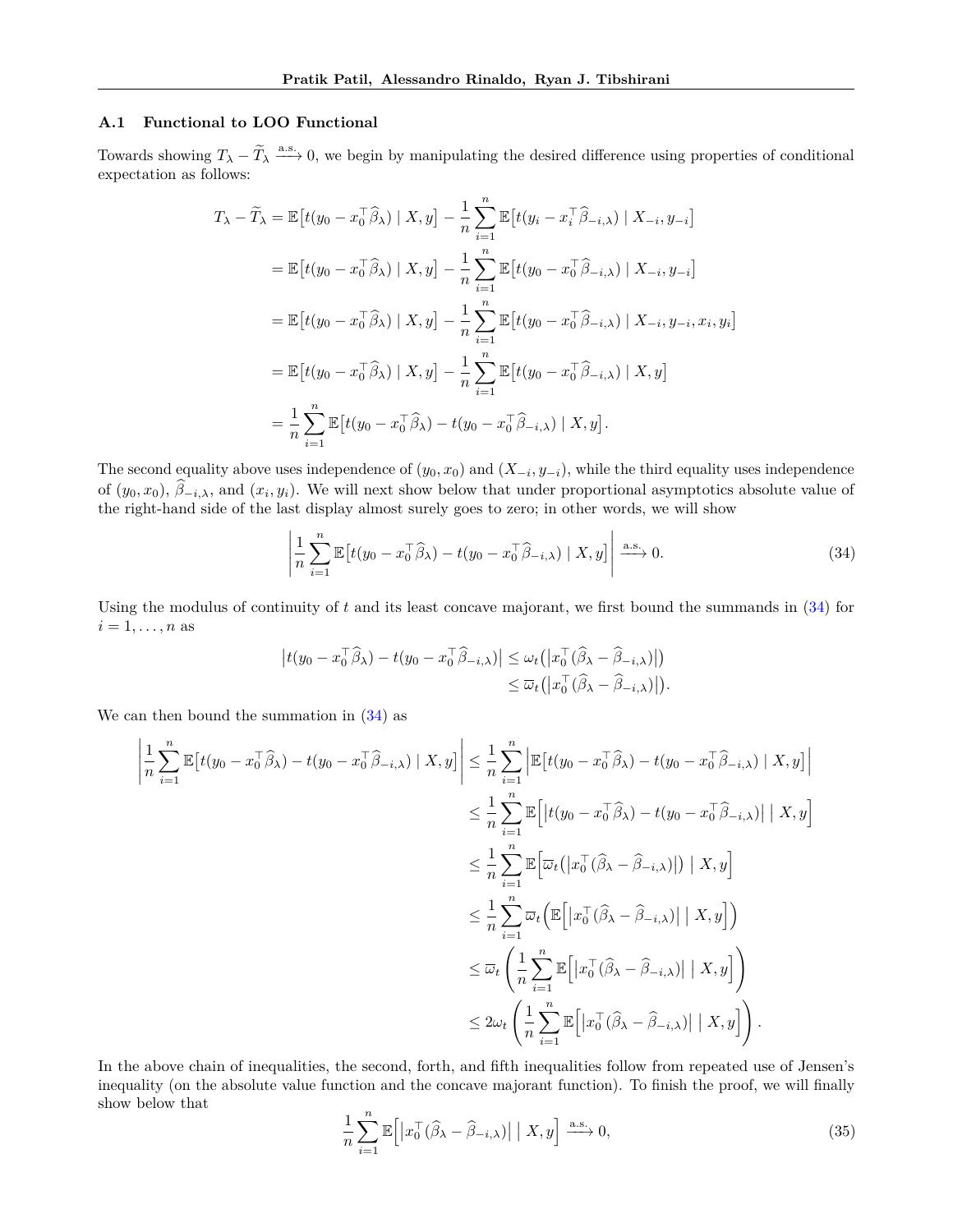### A.1 Functional to LOO Functional

Towards showing $T_\lambda - \widetilde{T}_\lambda \xrightarrow{\text{a.s.}} 0$, we begin by manipulating the desired difference using properties of conditional expectation as follows:

$$
\begin{aligned}
T_\lambda - \widetilde{T}_\lambda &= \mathbb{E}\big[t(y_0 - x_0^\top \widehat{\beta}_\lambda) \mid X, y\big] - \frac{1}{n}\sum_{i=1}^n \mathbb{E}\big[t(y_i - x_i^\top \widehat{\beta}_{-i,\lambda}) \mid X_{-i}, y_{-i}\big] \\
&= \mathbb{E}\big[t(y_0 - x_0^\top \widehat{\beta}_\lambda) \mid X, y\big] - \frac{1}{n}\sum_{i=1}^n \mathbb{E}\big[t(y_0 - x_0^\top \widehat{\beta}_{-i,\lambda}) \mid X_{-i}, y_{-i}\big] \\
&= \mathbb{E}\big[t(y_0 - x_0^\top \widehat{\beta}_\lambda) \mid X, y\big] - \frac{1}{n}\sum_{i=1}^n \mathbb{E}\big[t(y_0 - x_0^\top \widehat{\beta}_{-i,\lambda}) \mid X_{-i}, y_{-i}, x_i, y_i\big] \\
&= \mathbb{E}\big[t(y_0 - x_0^\top \widehat{\beta}_\lambda) \mid X, y\big] - \frac{1}{n}\sum_{i=1}^n \mathbb{E}\big[t(y_0 - x_0^\top \widehat{\beta}_{-i,\lambda}) \mid X, y\big] \\
&= \frac{1}{n}\sum_{i=1}^n \mathbb{E}\big[t(y_0 - x_0^\top \widehat{\beta}_\lambda) - t(y_0 - x_0^\top \widehat{\beta}_{-i,\lambda}) \mid X, y\big].
\end{aligned}
$$

The second equality above uses independence of $(y_0, x_0)$ and $(X_{-i}, y_{-i})$, while the third equality uses independence of $(y_0, x_0)$, $\widehat{\beta}_{-i,\lambda}$, and $(x_i, y_i)$. We will next show below that under proportional asymptotics absolute value of the right-hand side of the last display almost surely goes to zero; in other words, we will show

$$
\left| \frac{1}{n}\sum_{i=1}^n \mathbb{E}\big[t(y_0 - x_0^\top \widehat{\beta}_\lambda) - t(y_0 - x_0^\top \widehat{\beta}_{-i,\lambda}) \mid X, y\big] \right| \xrightarrow{\text{a.s.}} 0. \tag{34}
$$

Using the modulus of continuity of $t$ and its least concave majorant, we first bound the summands in (34) for $i = 1, \dots, n$ as

$$
\begin{aligned}
\big|t(y_0 - x_0^\top \widehat{\beta}_\lambda) - t(y_0 - x_0^\top \widehat{\beta}_{-i,\lambda})\big| &\le \omega_t\big(\big|x_0^\top(\widehat{\beta}_\lambda - \widehat{\beta}_{-i,\lambda})\big|\big) \\
&\le \overline{\omega}_t\big(\big|x_0^\top(\widehat{\beta}_\lambda - \widehat{\beta}_{-i,\lambda})\big|\big).
\end{aligned}
$$

We can then bound the summation in (34) as

$$
\begin{aligned}
\left| \frac{1}{n}\sum_{i=1}^n \mathbb{E}\big[t(y_0 - x_0^\top \widehat{\beta}_\lambda) - t(y_0 - x_0^\top \widehat{\beta}_{-i,\lambda}) \mid X, y\big] \right| &\le \frac{1}{n}\sum_{i=1}^n \Big|\mathbb{E}\big[t(y_0 - x_0^\top \widehat{\beta}_\lambda) - t(y_0 - x_0^\top \widehat{\beta}_{-i,\lambda}) \mid X, y\big]\Big| \\
&\le \frac{1}{n}\sum_{i=1}^n \mathbb{E}\Big[\big|t(y_0 - x_0^\top \widehat{\beta}_\lambda) - t(y_0 - x_0^\top \widehat{\beta}_{-i,\lambda})\big| \mid X, y\Big] \\
&\le \frac{1}{n}\sum_{i=1}^n \mathbb{E}\Big[\overline{\omega}_t\big(\big|x_0^\top(\widehat{\beta}_\lambda - \widehat{\beta}_{-i,\lambda})\big|\big) \mid X, y\Big] \\
&\le \frac{1}{n}\sum_{i=1}^n \overline{\omega}_t\Big(\mathbb{E}\Big[\big|x_0^\top(\widehat{\beta}_\lambda - \widehat{\beta}_{-i,\lambda})\big| \mid X, y\Big]\Big) \\
&\le \overline{\omega}_t\left(\frac{1}{n}\sum_{i=1}^n \mathbb{E}\Big[\big|x_0^\top(\widehat{\beta}_\lambda - \widehat{\beta}_{-i,\lambda})\big| \mid X, y\Big]\right) \\
&\le 2\omega_t\left(\frac{1}{n}\sum_{i=1}^n \mathbb{E}\Big[\big|x_0^\top(\widehat{\beta}_\lambda - \widehat{\beta}_{-i,\lambda})\big| \mid X, y\Big]\right).
\end{aligned}
$$

In the above chain of inequalities, the second, forth, and fifth inequalities follow from repeated use of Jensen's inequality (on the absolute value function and the concave majorant function). To finish the proof, we will finally show below that

$$
\frac{1}{n}\sum_{i=1}^n \mathbb{E}\Big[\big|x_0^\top(\widehat{\beta}_\lambda - \widehat{\beta}_{-i,\lambda})\big| \mid X, y\Big] \xrightarrow{\text{a.s.}} 0, \tag{35}
$$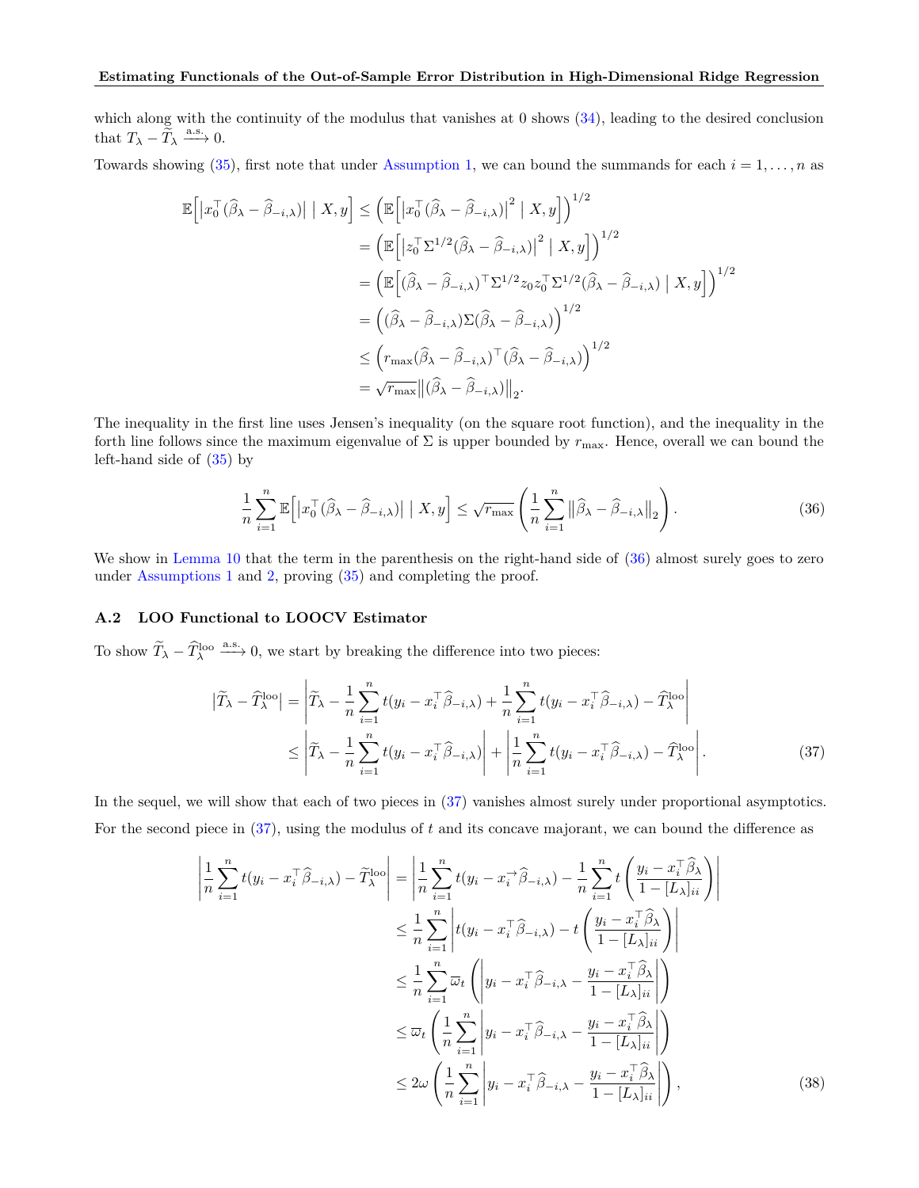which along with the continuity of the modulus that vanishes at 0 shows (34), leading to the desired conclusion that $T_\lambda - \widetilde{T}_\lambda \xrightarrow{\text{a.s.}} 0$.

Towards showing (35), first note that under Assumption 1, we can bound the summands for each $i = 1, \dots, n$ as

$$
\begin{aligned}
\mathbb{E}\Big[\big|x_0^\top(\widehat{\beta}_\lambda - \widehat{\beta}_{-i,\lambda})\big| \mid X, y\Big] &\leq \Big(\mathbb{E}\Big[\big|x_0^\top(\widehat{\beta}_\lambda - \widehat{\beta}_{-i,\lambda})\big|^2 \mid X, y\Big]\Big)^{1/2} \\
&= \Big(\mathbb{E}\Big[\big|z_0^\top \Sigma^{1/2}(\widehat{\beta}_\lambda - \widehat{\beta}_{-i,\lambda})\big|^2 \mid X, y\Big]\Big)^{1/2} \\
&= \Big(\mathbb{E}\Big[(\widehat{\beta}_\lambda - \widehat{\beta}_{-i,\lambda})^\top \Sigma^{1/2} z_0 z_0^\top \Sigma^{1/2}(\widehat{\beta}_\lambda - \widehat{\beta}_{-i,\lambda}) \mid X, y\Big]\Big)^{1/2} \\
&= \Big((\widehat{\beta}_\lambda - \widehat{\beta}_{-i,\lambda})\Sigma(\widehat{\beta}_\lambda - \widehat{\beta}_{-i,\lambda})\Big)^{1/2} \\
&\leq \Big(r_{\max}(\widehat{\beta}_\lambda - \widehat{\beta}_{-i,\lambda})^\top(\widehat{\beta}_\lambda - \widehat{\beta}_{-i,\lambda})\Big)^{1/2} \\
&= \sqrt{r_{\max}}\big\|(\widehat{\beta}_\lambda - \widehat{\beta}_{-i,\lambda})\big\|_2.
\end{aligned}
$$

The inequality in the first line uses Jensen's inequality (on the square root function), and the inequality in the forth line follows since the maximum eigenvalue of $\Sigma$ is upper bounded by $r_{\max}$. Hence, overall we can bound the left-hand side of (35) by

$$
\frac{1}{n}\sum_{i=1}^n \mathbb{E}\Big[\big|x_0^\top(\widehat{\beta}_\lambda - \widehat{\beta}_{-i,\lambda})\big| \mid X, y\Big] \leq \sqrt{r_{\max}}\left(\frac{1}{n}\sum_{i=1}^n \big\|\widehat{\beta}_\lambda - \widehat{\beta}_{-i,\lambda}\big\|_2\right). \tag{36}
$$

We show in Lemma 10 that the term in the parenthesis on the right-hand side of (36) almost surely goes to zero under Assumptions 1 and 2, proving (35) and completing the proof.

### A.2 LOO Functional to LOOCV Estimator

To show $\widetilde{T}_\lambda - \widehat{T}_\lambda^{\text{loo}} \xrightarrow{\text{a.s.}} 0$, we start by breaking the difference into two pieces:

$$
\begin{aligned}
\big|\widetilde{T}_\lambda - \widehat{T}_\lambda^{\text{loo}}\big| &= \left|\widetilde{T}_\lambda - \frac{1}{n}\sum_{i=1}^n t(y_i - x_i^\top \widehat{\beta}_{-i,\lambda}) + \frac{1}{n}\sum_{i=1}^n t(y_i - x_i^\top \widehat{\beta}_{-i,\lambda}) - \widehat{T}_\lambda^{\text{loo}}\right| \\
&\leq \left|\widetilde{T}_\lambda - \frac{1}{n}\sum_{i=1}^n t(y_i - x_i^\top \widehat{\beta}_{-i,\lambda})\right| + \left|\frac{1}{n}\sum_{i=1}^n t(y_i - x_i^\top \widehat{\beta}_{-i,\lambda}) - \widehat{T}_\lambda^{\text{loo}}\right|.
\end{aligned} \tag{37}
$$

In the sequel, we will show that each of two pieces in (37) vanishes almost surely under proportional asymptotics.

For the second piece in (37), using the modulus of $t$ and its concave majorant, we can bound the difference as

$$
\begin{aligned}
\left|\frac{1}{n}\sum_{i=1}^n t(y_i - x_i^\top \widehat{\beta}_{-i,\lambda}) - \widetilde{T}_\lambda^{\text{loo}}\right| &= \left|\frac{1}{n}\sum_{i=1}^n t(y_i - x_i^{\rightarrow} \widehat{\beta}_{-i,\lambda}) - \frac{1}{n}\sum_{i=1}^n t\left(\frac{y_i - x_i^\top \widehat{\beta}_\lambda}{1 - [L_\lambda]_{ii}}\right)\right| \\
&\leq \frac{1}{n}\sum_{i=1}^n \left|t(y_i - x_i^\top \widehat{\beta}_{-i,\lambda}) - t\left(\frac{y_i - x_i^\top \widehat{\beta}_\lambda}{1 - [L_\lambda]_{ii}}\right)\right| \\
&\leq \frac{1}{n}\sum_{i=1}^n \overline{\omega}_t\left(\left|y_i - x_i^\top \widehat{\beta}_{-i,\lambda} - \frac{y_i - x_i^\top \widehat{\beta}_\lambda}{1 - [L_\lambda]_{ii}}\right|\right) \\
&\leq \overline{\omega}_t\left(\frac{1}{n}\sum_{i=1}^n \left|y_i - x_i^\top \widehat{\beta}_{-i,\lambda} - \frac{y_i - x_i^\top \widehat{\beta}_\lambda}{1 - [L_\lambda]_{ii}}\right|\right) \\
&\leq 2\omega\left(\frac{1}{n}\sum_{i=1}^n \left|y_i - x_i^\top \widehat{\beta}_{-i,\lambda} - \frac{y_i - x_i^\top \widehat{\beta}_\lambda}{1 - [L_\lambda]_{ii}}\right|\right),
\end{aligned} \tag{38}
$$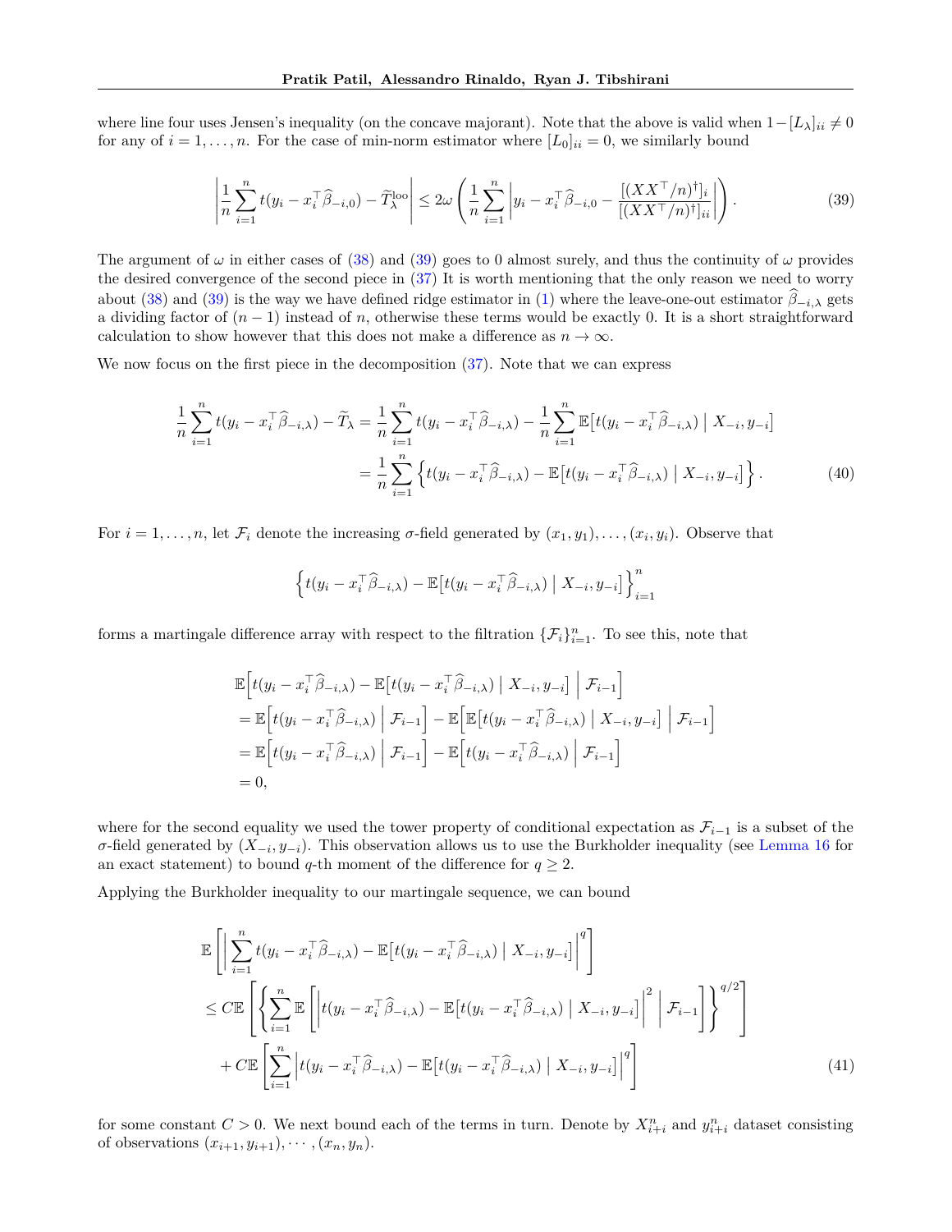where line four uses Jensen's inequality (on the concave majorant). Note that the above is valid when $1 - [L_\lambda]_{ii} \neq 0$ for any of $i = 1, \dots, n$. For the case of min-norm estimator where $[L_0]_{ii} = 0$, we similarly bound

$$
\left| \frac{1}{n} \sum_{i=1}^n t(y_i - x_i^\top \widehat{\beta}_{-i,0}) - \widetilde{T}_\lambda^{\mathrm{loo}} \right| \leq 2\omega \left( \frac{1}{n} \sum_{i=1}^n \left| y_i - x_i^\top \widehat{\beta}_{-i,0} - \frac{[(XX^\top/n)^\dagger]_i}{[(XX^\top/n)^\dagger]_{ii}} \right| \right). \tag{39}
$$

The argument of $\omega$ in either cases of (38) and (39) goes to 0 almost surely, and thus the continuity of $\omega$ provides the desired convergence of the second piece in (37) It is worth mentioning that the only reason we need to worry about (38) and (39) is the way we have defined ridge estimator in (1) where the leave-one-out estimator $\widehat{\beta}_{-i,\lambda}$ gets a dividing factor of $(n-1)$ instead of $n$, otherwise these terms would be exactly 0. It is a short straightforward calculation to show however that this does not make a difference as $n \to \infty$.

We now focus on the first piece in the decomposition (37). Note that we can express

$$
\begin{aligned}
\frac{1}{n} \sum_{i=1}^n t(y_i - x_i^\top \widehat{\beta}_{-i,\lambda}) - \widetilde{T}_\lambda &= \frac{1}{n} \sum_{i=1}^n t(y_i - x_i^\top \widehat{\beta}_{-i,\lambda}) - \frac{1}{n} \sum_{i=1}^n \mathbb{E}\big[t(y_i - x_i^\top \widehat{\beta}_{-i,\lambda}) \mid X_{-i}, y_{-i}\big] \\
&= \frac{1}{n} \sum_{i=1}^n \Big\{ t(y_i - x_i^\top \widehat{\beta}_{-i,\lambda}) - \mathbb{E}\big[t(y_i - x_i^\top \widehat{\beta}_{-i,\lambda}) \mid X_{-i}, y_{-i}\big] \Big\}.
\end{aligned} \tag{40}
$$

For $i = 1, \dots, n$, let $\mathcal{F}_i$ denote the increasing $\sigma$-field generated by $(x_1, y_1), \dots, (x_i, y_i)$. Observe that

$$
\Big\{ t(y_i - x_i^\top \widehat{\beta}_{-i,\lambda}) - \mathbb{E}\big[t(y_i - x_i^\top \widehat{\beta}_{-i,\lambda}) \mid X_{-i}, y_{-i}\big] \Big\}_{i=1}^n
$$

forms a martingale difference array with respect to the filtration $\{\mathcal{F}_i\}_{i=1}^n$. To see this, note that

$$
\begin{aligned}
&\mathbb{E}\Big[ t(y_i - x_i^\top \widehat{\beta}_{-i,\lambda}) - \mathbb{E}\big[t(y_i - x_i^\top \widehat{\beta}_{-i,\lambda}) \mid X_{-i}, y_{-i}\big] \;\Big|\; \mathcal{F}_{i-1} \Big] \\
&= \mathbb{E}\Big[ t(y_i - x_i^\top \widehat{\beta}_{-i,\lambda}) \;\Big|\; \mathcal{F}_{i-1} \Big] - \mathbb{E}\Big[ \mathbb{E}\big[t(y_i - x_i^\top \widehat{\beta}_{-i,\lambda}) \mid X_{-i}, y_{-i}\big] \;\Big|\; \mathcal{F}_{i-1} \Big] \\
&= \mathbb{E}\Big[ t(y_i - x_i^\top \widehat{\beta}_{-i,\lambda}) \;\Big|\; \mathcal{F}_{i-1} \Big] - \mathbb{E}\Big[ t(y_i - x_i^\top \widehat{\beta}_{-i,\lambda}) \;\Big|\; \mathcal{F}_{i-1} \Big] \\
&= 0,
\end{aligned}
$$

where for the second equality we used the tower property of conditional expectation as $\mathcal{F}_{i-1}$ is a subset of the $\sigma$-field generated by $(X_{-i}, y_{-i})$. This observation allows us to use the Burkholder inequality (see Lemma 16 for an exact statement) to bound $q$-th moment of the difference for $q \geq 2$.

Applying the Burkholder inequality to our martingale sequence, we can bound

$$
\begin{aligned}
&\mathbb{E}\left[ \Big| \sum_{i=1}^n t(y_i - x_i^\top \widehat{\beta}_{-i,\lambda}) - \mathbb{E}\big[t(y_i - x_i^\top \widehat{\beta}_{-i,\lambda}) \mid X_{-i}, y_{-i}\big] \Big|^q \right] \\
&\leq C \mathbb{E}\left[ \left\{ \sum_{i=1}^n \mathbb{E}\left[ \Big| t(y_i - x_i^\top \widehat{\beta}_{-i,\lambda}) - \mathbb{E}\big[t(y_i - x_i^\top \widehat{\beta}_{-i,\lambda}) \mid X_{-i}, y_{-i}\big] \Big|^2 \;\Big|\; \mathcal{F}_{i-1} \right] \right\}^{q/2} \right] \\
&\quad + C \mathbb{E}\left[ \sum_{i=1}^n \Big| t(y_i - x_i^\top \widehat{\beta}_{-i,\lambda}) - \mathbb{E}\big[t(y_i - x_i^\top \widehat{\beta}_{-i,\lambda}) \mid X_{-i}, y_{-i}\big] \Big|^q \right]
\end{aligned} \tag{41}
$$

for some constant $C > 0$. We next bound each of the terms in turn. Denote by $X_{i+i}^n$ and $y_{i+i}^n$ dataset consisting of observations $(x_{i+1}, y_{i+1}), \cdots, (x_n, y_n)$.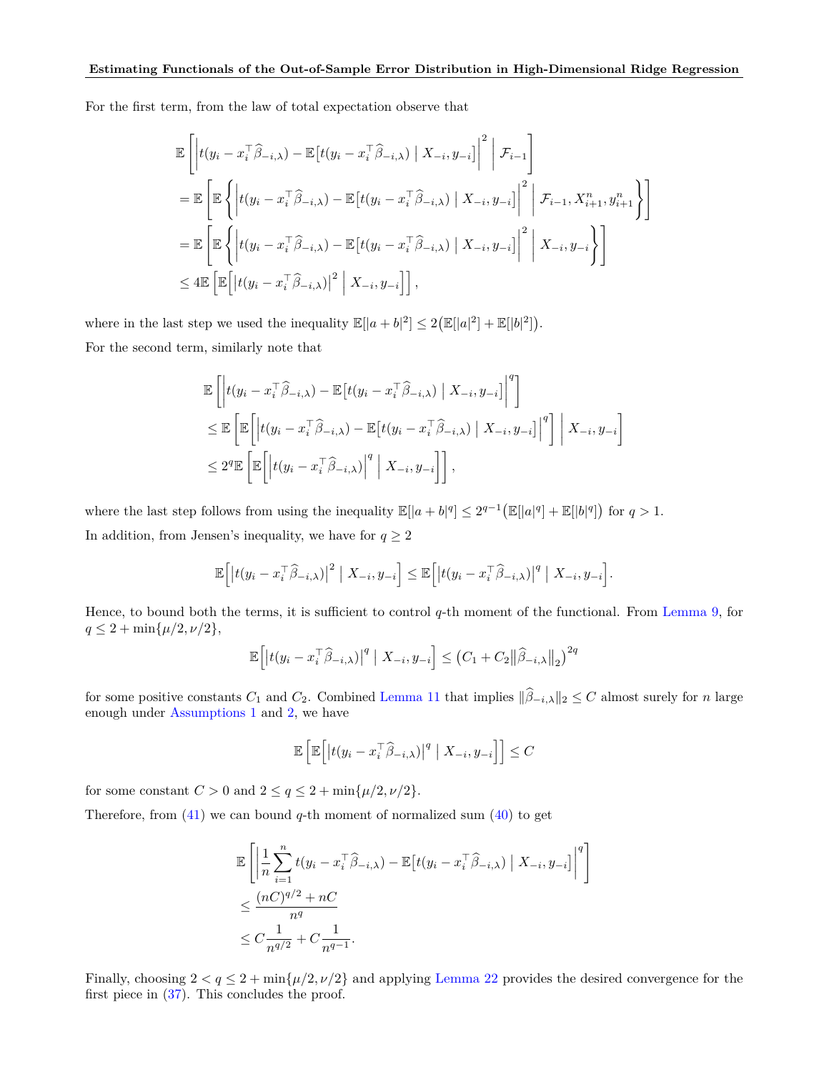For the first term, from the law of total expectation observe that

$$
\begin{aligned}
&\mathbb{E}\left[\left|t(y_i - x_i^\top \widehat{\beta}_{-i,\lambda}) - \mathbb{E}\big[t(y_i - x_i^\top \widehat{\beta}_{-i,\lambda}) \mid X_{-i}, y_{-i}\big]\right|^2 \,\middle|\, \mathcal{F}_{i-1}\right] \\
&= \mathbb{E}\left[\mathbb{E}\left\{\left|t(y_i - x_i^\top \widehat{\beta}_{-i,\lambda}) - \mathbb{E}\big[t(y_i - x_i^\top \widehat{\beta}_{-i,\lambda}) \mid X_{-i}, y_{-i}\big]\right|^2 \,\middle|\, \mathcal{F}_{i-1}, X_{i+1}^n, y_{i+1}^n\right\}\right] \\
&= \mathbb{E}\left[\mathbb{E}\left\{\left|t(y_i - x_i^\top \widehat{\beta}_{-i,\lambda}) - \mathbb{E}\big[t(y_i - x_i^\top \widehat{\beta}_{-i,\lambda}) \mid X_{-i}, y_{-i}\big]\right|^2 \,\middle|\, X_{-i}, y_{-i}\right\}\right] \\
&\leq 4\mathbb{E}\left[\mathbb{E}\Big[\big|t(y_i - x_i^\top \widehat{\beta}_{-i,\lambda})\big|^2 \,\Big|\, X_{-i}, y_{-i}\Big]\right],
\end{aligned}
$$

where in the last step we used the inequality $\mathbb{E}[|a+b|^2] \leq 2\big(\mathbb{E}[|a|^2] + \mathbb{E}[|b|^2]\big)$.

For the second term, similarly note that

$$
\begin{aligned}
&\mathbb{E}\left[\left|t(y_i - x_i^\top \widehat{\beta}_{-i,\lambda}) - \mathbb{E}\big[t(y_i - x_i^\top \widehat{\beta}_{-i,\lambda}) \mid X_{-i}, y_{-i}\big]\right|^q\right] \\
&\leq \mathbb{E}\left[\mathbb{E}\left[\left|t(y_i - x_i^\top \widehat{\beta}_{-i,\lambda}) - \mathbb{E}\big[t(y_i - x_i^\top \widehat{\beta}_{-i,\lambda}) \mid X_{-i}, y_{-i}\big]\right|^q\right] \,\middle|\, X_{-i}, y_{-i}\right] \\
&\leq 2^q \mathbb{E}\left[\mathbb{E}\left[\left|t(y_i - x_i^\top \widehat{\beta}_{-i,\lambda})\right|^q \,\middle|\, X_{-i}, y_{-i}\right]\right],
\end{aligned}
$$

where the last step follows from using the inequality $\mathbb{E}[|a+b|^q] \leq 2^{q-1}\big(\mathbb{E}[|a|^q] + \mathbb{E}[|b|^q]\big)$ for $q > 1$.

In addition, from Jensen's inequality, we have for $q \geq 2$

$$
\mathbb{E}\Big[\big|t(y_i - x_i^\top \widehat{\beta}_{-i,\lambda})\big|^2 \mid X_{-i}, y_{-i}\Big] \leq \mathbb{E}\Big[\big|t(y_i - x_i^\top \widehat{\beta}_{-i,\lambda})\big|^q \mid X_{-i}, y_{-i}\Big].
$$

Hence, to bound both the terms, it is sufficient to control $q$-th moment of the functional. From Lemma 9, for $q \leq 2 + \min\{\mu/2, \nu/2\}$,

$$
\mathbb{E}\Big[\big|t(y_i - x_i^\top \widehat{\beta}_{-i,\lambda})\big|^q \mid X_{-i}, y_{-i}\Big] \leq \big(C_1 + C_2 \big\|\widehat{\beta}_{-i,\lambda}\big\|_2\big)^{2q}
$$

for some positive constants $C_1$ and $C_2$. Combined Lemma 11 that implies $\|\widehat{\beta}_{-i,\lambda}\|_2 \leq C$ almost surely for $n$ large enough under Assumptions 1 and 2, we have

$$
\mathbb{E}\left[\mathbb{E}\Big[\big|t(y_i - x_i^\top \widehat{\beta}_{-i,\lambda})\big|^q \mid X_{-i}, y_{-i}\Big]\right] \leq C
$$

for some constant $C > 0$ and $2 \leq q \leq 2 + \min\{\mu/2, \nu/2\}$.

Therefore, from (41) we can bound $q$-th moment of normalized sum (40) to get

$$
\begin{aligned}
&\mathbb{E}\left[\left|\frac{1}{n}\sum_{i=1}^n t(y_i - x_i^\top \widehat{\beta}_{-i,\lambda}) - \mathbb{E}\big[t(y_i - x_i^\top \widehat{\beta}_{-i,\lambda}) \mid X_{-i}, y_{-i}\big]\right|^q\right] \\
&\leq \frac{(nC)^{q/2} + nC}{n^q} \\
&\leq C\frac{1}{n^{q/2}} + C\frac{1}{n^{q-1}}.
\end{aligned}
$$

Finally, choosing $2 < q \leq 2 + \min\{\mu/2, \nu/2\}$ and applying Lemma 22 provides the desired convergence for the first piece in (37). This concludes the proof.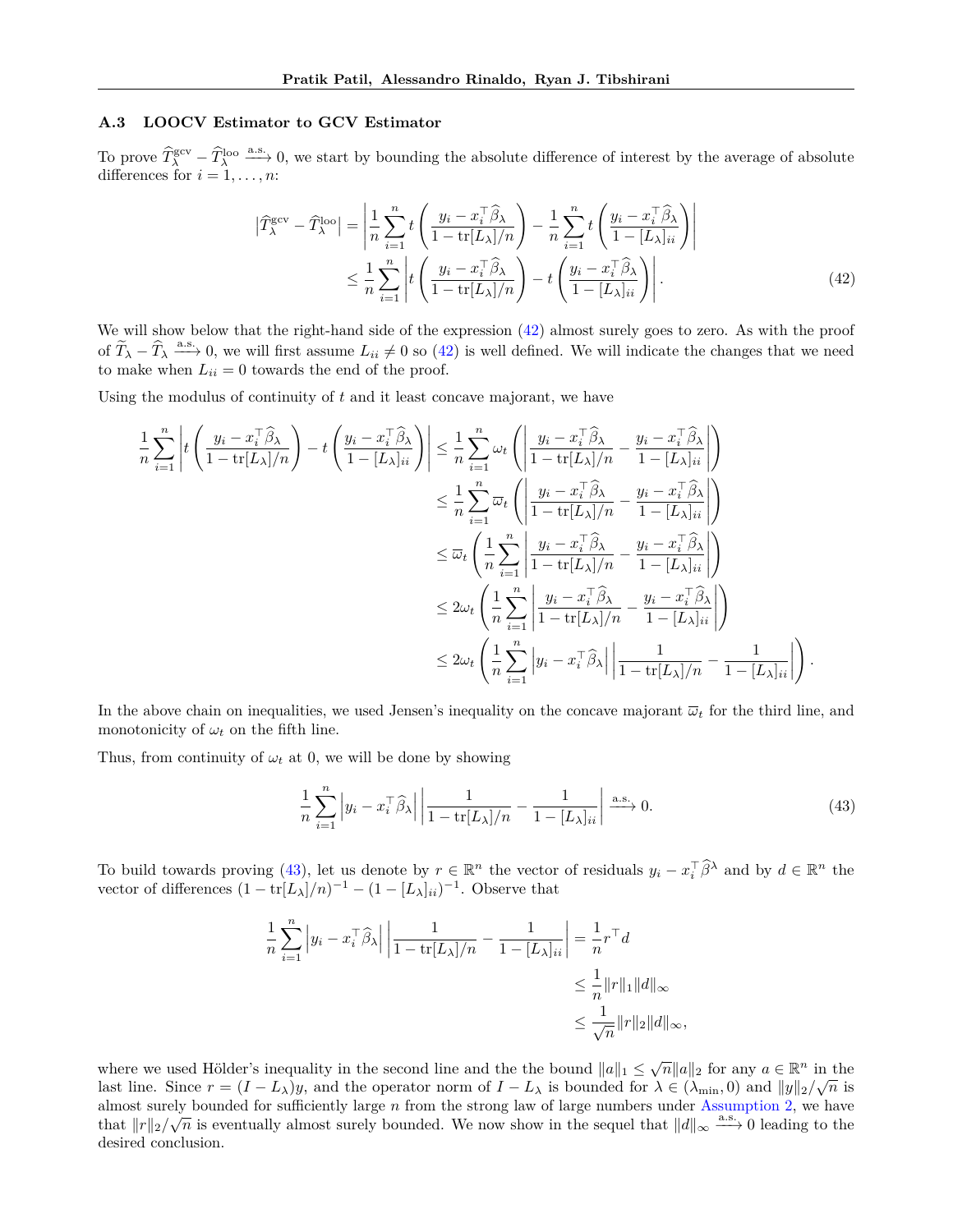### A.3 LOOCV Estimator to GCV Estimator

To prove $\widehat{T}_\lambda^{\rm gcv} - \widehat{T}_\lambda^{\rm loo} \xrightarrow{\rm a.s.} 0$, we start by bounding the absolute difference of interest by the average of absolute differences for $i = 1, \dots, n$:

$$
\begin{aligned}
\left|\widehat{T}_\lambda^{\rm gcv} - \widehat{T}_\lambda^{\rm loo}\right| &= \left| \frac{1}{n} \sum_{i=1}^n t\left( \frac{y_i - x_i^\top \widehat{\beta}_\lambda}{1 - \operatorname{tr}[L_\lambda]/n} \right) - \frac{1}{n} \sum_{i=1}^n t\left( \frac{y_i - x_i^\top \widehat{\beta}_\lambda}{1 - [L_\lambda]_{ii}} \right) \right| \\
&\le \frac{1}{n} \sum_{i=1}^n \left| t\left( \frac{y_i - x_i^\top \widehat{\beta}_\lambda}{1 - \operatorname{tr}[L_\lambda]/n} \right) - t\left( \frac{y_i - x_i^\top \widehat{\beta}_\lambda}{1 - [L_\lambda]_{ii}} \right) \right|. \qquad (42)
\end{aligned}
$$

We will show below that the right-hand side of the expression (42) almost surely goes to zero. As with the proof of $\widetilde{T}_\lambda - \widehat{T}_\lambda \xrightarrow{\rm a.s.} 0$, we will first assume $L_{ii} \neq 0$ so (42) is well defined. We will indicate the changes that we need to make when $L_{ii} = 0$ towards the end of the proof.

Using the modulus of continuity of $t$ and it least concave majorant, we have

$$
\begin{aligned}
\frac{1}{n} \sum_{i=1}^n \left| t\left( \frac{y_i - x_i^\top \widehat{\beta}_\lambda}{1 - \operatorname{tr}[L_\lambda]/n} \right) - t\left( \frac{y_i - x_i^\top \widehat{\beta}_\lambda}{1 - [L_\lambda]_{ii}} \right) \right| &\le \frac{1}{n} \sum_{i=1}^n \omega_t \left( \left| \frac{y_i - x_i^\top \widehat{\beta}_\lambda}{1 - \operatorname{tr}[L_\lambda]/n} - \frac{y_i - x_i^\top \widehat{\beta}_\lambda}{1 - [L_\lambda]_{ii}} \right| \right) \\
&\le \frac{1}{n} \sum_{i=1}^n \overline{\omega}_t \left( \left| \frac{y_i - x_i^\top \widehat{\beta}_\lambda}{1 - \operatorname{tr}[L_\lambda]/n} - \frac{y_i - x_i^\top \widehat{\beta}_\lambda}{1 - [L_\lambda]_{ii}} \right| \right) \\
&\le \overline{\omega}_t \left( \frac{1}{n} \sum_{i=1}^n \left| \frac{y_i - x_i^\top \widehat{\beta}_\lambda}{1 - \operatorname{tr}[L_\lambda]/n} - \frac{y_i - x_i^\top \widehat{\beta}_\lambda}{1 - [L_\lambda]_{ii}} \right| \right) \\
&\le 2\omega_t \left( \frac{1}{n} \sum_{i=1}^n \left| \frac{y_i - x_i^\top \widehat{\beta}_\lambda}{1 - \operatorname{tr}[L_\lambda]/n} - \frac{y_i - x_i^\top \widehat{\beta}_\lambda}{1 - [L_\lambda]_{ii}} \right| \right) \\
&\le 2\omega_t \left( \frac{1}{n} \sum_{i=1}^n \left| y_i - x_i^\top \widehat{\beta}_\lambda \right| \left| \frac{1}{1 - \operatorname{tr}[L_\lambda]/n} - \frac{1}{1 - [L_\lambda]_{ii}} \right| \right).
\end{aligned}
$$

In the above chain on inequalities, we used Jensen's inequality on the concave majorant $\overline{\omega}_t$ for the third line, and monotonicity of $\omega_t$ on the fifth line.

Thus, from continuity of $\omega_t$ at 0, we will be done by showing

$$
\frac{1}{n} \sum_{i=1}^n \left| y_i - x_i^\top \widehat{\beta}_\lambda \right| \left| \frac{1}{1 - \operatorname{tr}[L_\lambda]/n} - \frac{1}{1 - [L_\lambda]_{ii}} \right| \xrightarrow{\rm a.s.} 0. \qquad (43)
$$

To build towards proving (43), let us denote by $r \in \mathbb{R}^n$ the vector of residuals $y_i - x_i^\top \widehat{\beta}^\lambda$ and by $d \in \mathbb{R}^n$ the vector of differences $(1 - \operatorname{tr}[L_\lambda]/n)^{-1} - (1 - [L_\lambda]_{ii})^{-1}$. Observe that

$$
\begin{aligned}
\frac{1}{n} \sum_{i=1}^n \left| y_i - x_i^\top \widehat{\beta}_\lambda \right| \left| \frac{1}{1 - \operatorname{tr}[L_\lambda]/n} - \frac{1}{1 - [L_\lambda]_{ii}} \right| &= \frac{1}{n} r^\top d \\
&\le \frac{1}{n} \|r\|_1 \|d\|_\infty \\
&\le \frac{1}{\sqrt{n}} \|r\|_2 \|d\|_\infty,
\end{aligned}
$$

where we used Hölder's inequality in the second line and the the bound $\|a\|_1 \le \sqrt{n} \|a\|_2$ for any $a \in \mathbb{R}^n$ in the last line. Since $r = (I - L_\lambda) y$, and the operator norm of $I - L_\lambda$ is bounded for $\lambda \in (\lambda_{\min}, 0)$ and $\|y\|_2 / \sqrt{n}$ is almost surely bounded for sufficiently large $n$ from the strong law of large numbers under Assumption 2, we have that $\|r\|_2 / \sqrt{n}$ is eventually almost surely bounded. We now show in the sequel that $\|d\|_\infty \xrightarrow{\rm a.s.} 0$ leading to the desired conclusion.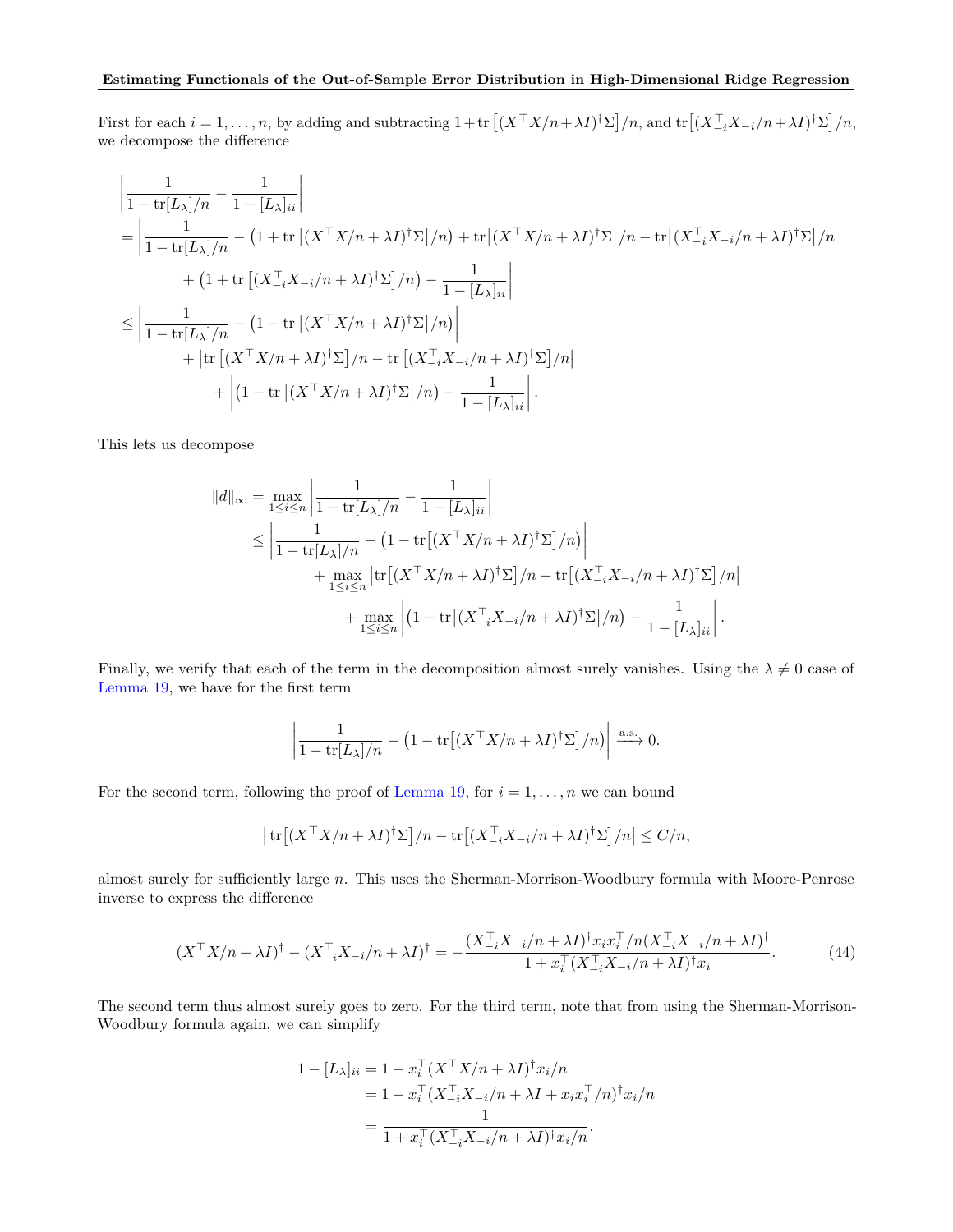First for each $i = 1, \dots, n$, by adding and subtracting $1 + \operatorname{tr}\left[(X^\top X/n + \lambda I)^\dagger \Sigma\right]/n$, and $\operatorname{tr}\left[(X_{-i}^\top X_{-i}/n + \lambda I)^\dagger \Sigma\right]/n$, we decompose the difference

$$
\begin{aligned}
&\left| \frac{1}{1 - \operatorname{tr}[L_\lambda]/n} - \frac{1}{1 - [L_\lambda]_{ii}} \right| \\
&= \left| \frac{1}{1 - \operatorname{tr}[L_\lambda]/n} - \left(1 + \operatorname{tr}\left[(X^\top X/n + \lambda I)^\dagger \Sigma\right]/n\right) + \operatorname{tr}\left[(X^\top X/n + \lambda I)^\dagger \Sigma\right]/n - \operatorname{tr}\left[(X_{-i}^\top X_{-i}/n + \lambda I)^\dagger \Sigma\right]/n \right. \\
&\qquad \left. + \left(1 + \operatorname{tr}\left[(X_{-i}^\top X_{-i}/n + \lambda I)^\dagger \Sigma\right]/n\right) - \frac{1}{1 - [L_\lambda]_{ii}} \right| \\
&\le \left| \frac{1}{1 - \operatorname{tr}[L_\lambda]/n} - \left(1 - \operatorname{tr}\left[(X^\top X/n + \lambda I)^\dagger \Sigma\right]/n\right) \right| \\
&\qquad + \left| \operatorname{tr}\left[(X^\top X/n + \lambda I)^\dagger \Sigma\right]/n - \operatorname{tr}\left[(X_{-i}^\top X_{-i}/n + \lambda I)^\dagger \Sigma\right]/n \right| \\
&\qquad\quad + \left| \left(1 - \operatorname{tr}\left[(X^\top X/n + \lambda I)^\dagger \Sigma\right]/n\right) - \frac{1}{1 - [L_\lambda]_{ii}} \right|.
\end{aligned}
$$

This lets us decompose

$$
\begin{aligned}
\|d\|_\infty &= \max_{1 \le i \le n} \left| \frac{1}{1 - \operatorname{tr}[L_\lambda]/n} - \frac{1}{1 - [L_\lambda]_{ii}} \right| \\
&\le \left| \frac{1}{1 - \operatorname{tr}[L_\lambda]/n} - \left(1 - \operatorname{tr}\left[(X^\top X/n + \lambda I)^\dagger \Sigma\right]/n\right) \right| \\
&\qquad + \max_{1 \le i \le n} \left| \operatorname{tr}\left[(X^\top X/n + \lambda I)^\dagger \Sigma\right]/n - \operatorname{tr}\left[(X_{-i}^\top X_{-i}/n + \lambda I)^\dagger \Sigma\right]/n \right| \\
&\qquad\quad + \max_{1 \le i \le n} \left| \left(1 - \operatorname{tr}\left[(X_{-i}^\top X_{-i}/n + \lambda I)^\dagger \Sigma\right]/n\right) - \frac{1}{1 - [L_\lambda]_{ii}} \right|.
\end{aligned}
$$

Finally, we verify that each of the term in the decomposition almost surely vanishes. Using the $\lambda \neq 0$ case of Lemma 19, we have for the first term

$$
\left| \frac{1}{1 - \operatorname{tr}[L_\lambda]/n} - \left(1 - \operatorname{tr}\left[(X^\top X/n + \lambda I)^\dagger \Sigma\right]/n\right) \right| \xrightarrow{\text{a.s.}} 0.
$$

For the second term, following the proof of Lemma 19, for $i = 1, \dots, n$ we can bound

$$
\left| \operatorname{tr}\left[(X^\top X/n + \lambda I)^\dagger \Sigma\right]/n - \operatorname{tr}\left[(X_{-i}^\top X_{-i}/n + \lambda I)^\dagger \Sigma\right]/n \right| \le C/n,
$$

almost surely for sufficiently large $n$. This uses the Sherman-Morrison-Woodbury formula with Moore-Penrose inverse to express the difference

$$
(X^\top X/n + \lambda I)^\dagger - (X_{-i}^\top X_{-i}/n + \lambda I)^\dagger = -\frac{(X_{-i}^\top X_{-i}/n + \lambda I)^\dagger x_i x_i^\top/n (X_{-i}^\top X_{-i}/n + \lambda I)^\dagger}{1 + x_i^\top (X_{-i}^\top X_{-i}/n + \lambda I)^\dagger x_i}. \tag{44}
$$

The second term thus almost surely goes to zero. For the third term, note that from using the Sherman-Morrison-Woodbury formula again, we can simplify

$$
\begin{aligned}
1 - [L_\lambda]_{ii} &= 1 - x_i^\top (X^\top X/n + \lambda I)^\dagger x_i/n \\
&= 1 - x_i^\top (X_{-i}^\top X_{-i}/n + \lambda I + x_i x_i^\top/n)^\dagger x_i/n \\
&= \frac{1}{1 + x_i^\top (X_{-i}^\top X_{-i}/n + \lambda I)^\dagger x_i/n}.
\end{aligned}
$$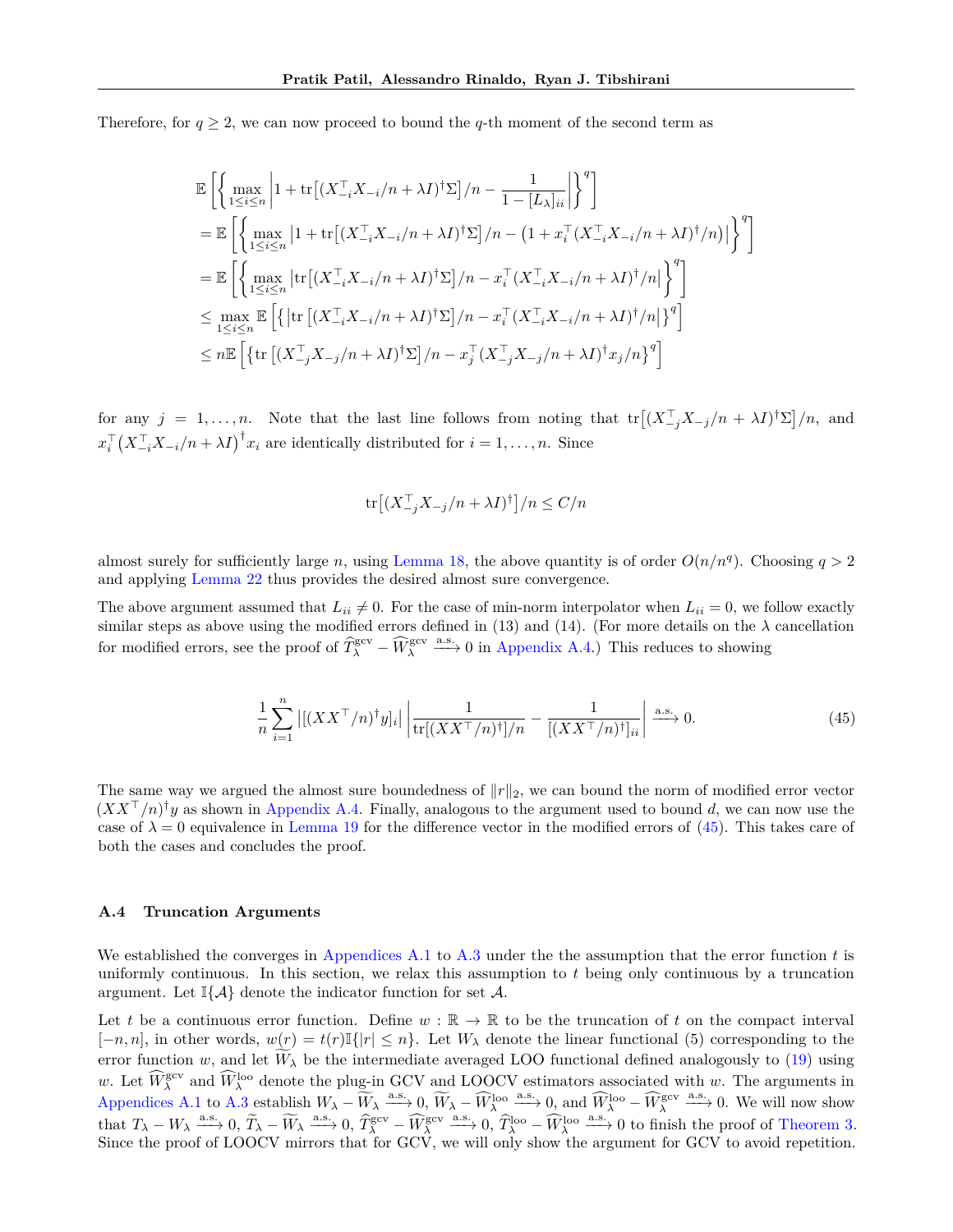Therefore, for $q \geq 2$, we can now proceed to bound the $q$-th moment of the second term as

$$
\begin{aligned}
&\mathbb{E}\left[\left\{\max_{1\leq i\leq n}\left|1+\operatorname{tr}\big[(X_{-i}^\top X_{-i}/n+\lambda I)^\dagger\Sigma\big]/n-\frac{1}{1-[L_\lambda]_{ii}}\right|\right\}^q\right]\\
&=\mathbb{E}\left[\left\{\max_{1\leq i\leq n}\left|1+\operatorname{tr}\big[(X_{-i}^\top X_{-i}/n+\lambda I)^\dagger\Sigma\big]/n-\big(1+x_i^\top(X_{-i}^\top X_{-i}/n+\lambda I)^\dagger/n\big)\right|\right\}^q\right]\\
&=\mathbb{E}\left[\left\{\max_{1\leq i\leq n}\left|\operatorname{tr}\big[(X_{-i}^\top X_{-i}/n+\lambda I)^\dagger\Sigma\big]/n-x_i^\top(X_{-i}^\top X_{-i}/n+\lambda I)^\dagger/n\right|\right\}^q\right]\\
&\leq \max_{1\leq i\leq n}\mathbb{E}\left[\left\{\left|\operatorname{tr}\left[(X_{-i}^\top X_{-i}/n+\lambda I)^\dagger\Sigma\right]/n-x_i^\top(X_{-i}^\top X_{-i}/n+\lambda I)^\dagger/n\right|\right\}^q\right]\\
&\leq n\mathbb{E}\left[\left\{\operatorname{tr}\left[(X_{-j}^\top X_{-j}/n+\lambda I)^\dagger\Sigma\right]/n-x_j^\top(X_{-j}^\top X_{-j}/n+\lambda I)^\dagger x_j/n\right\}^q\right]
\end{aligned}
$$

for any $j = 1,\dots,n$. Note that the last line follows from noting that $\operatorname{tr}\big[(X_{-j}^\top X_{-j}/n+\lambda I)^\dagger\Sigma\big]/n$, and $x_i^\top\big(X_{-i}^\top X_{-i}/n+\lambda I\big)^\dagger x_i$ are identically distributed for $i=1,\dots,n$. Since

$$
\operatorname{tr}\big[(X_{-j}^\top X_{-j}/n+\lambda I)^\dagger\big]/n \leq C/n
$$

almost surely for sufficiently large $n$, using Lemma 18, the above quantity is of order $O(n/n^q)$. Choosing $q>2$ and applying Lemma 22 thus provides the desired almost sure convergence.

The above argument assumed that $L_{ii}\neq 0$. For the case of min-norm interpolator when $L_{ii}=0$, we follow exactly similar steps as above using the modified errors defined in (13) and (14). (For more details on the $\lambda$ cancellation for modified errors, see the proof of $\widehat{T}_\lambda^{\mathrm{gcv}}-\widehat{W}_\lambda^{\mathrm{gcv}}\xrightarrow{\text{a.s.}}0$ in Appendix A.4.) This reduces to showing

$$
\frac{1}{n}\sum_{i=1}^n\left|[(XX^\top/n)^\dagger y]_i\right|\left|\frac{1}{\operatorname{tr}[(XX^\top/n)^\dagger]/n}-\frac{1}{[(XX^\top/n)^\dagger]_{ii}}\right|\xrightarrow{\text{a.s.}}0. \tag{45}
$$

The same way we argued the almost sure boundedness of $\|r\|_2$, we can bound the norm of modified error vector $(XX^\top/n)^\dagger y$ as shown in Appendix A.4. Finally, analogous to the argument used to bound $d$, we can now use the case of $\lambda=0$ equivalence in Lemma 19 for the difference vector in the modified errors of (45). This takes care of both the cases and concludes the proof.

### A.4 Truncation Arguments

We established the converges in Appendices A.1 to A.3 under the the assumption that the error function $t$ is uniformly continuous. In this section, we relax this assumption to $t$ being only continuous by a truncation argument. Let $\mathbb{I}\{\mathcal{A}\}$ denote the indicator function for set $\mathcal{A}$.

Let $t$ be a continuous error function. Define $w:\mathbb{R}\to\mathbb{R}$ to be the truncation of $t$ on the compact interval $[-n,n]$, in other words, $w(r)=t(r)\mathbb{I}\{|r|\leq n\}$. Let $W_\lambda$ denote the linear functional (5) corresponding to the error function $w$, and let $\widetilde{W}_\lambda$ be the intermediate averaged LOO functional defined analogously to (19) using $w$. Let $\widehat{W}_\lambda^{\mathrm{gcv}}$ and $\widehat{W}_\lambda^{\mathrm{loo}}$ denote the plug-in GCV and LOOCV estimators associated with $w$. The arguments in Appendices A.1 to A.3 establish $W_\lambda-\widetilde{W}_\lambda\xrightarrow{\text{a.s.}}0$, $\widetilde{W}_\lambda-\widehat{W}_\lambda^{\mathrm{loo}}\xrightarrow{\text{a.s.}}0$, and $\widehat{W}_\lambda^{\mathrm{loo}}-\widehat{W}_\lambda^{\mathrm{gcv}}\xrightarrow{\text{a.s.}}0$. We will now show that $T_\lambda-W_\lambda\xrightarrow{\text{a.s.}}0$, $\widetilde{T}_\lambda-\widetilde{W}_\lambda\xrightarrow{\text{a.s.}}0$, $\widehat{T}_\lambda^{\mathrm{gcv}}-\widehat{W}_\lambda^{\mathrm{gcv}}\xrightarrow{\text{a.s.}}0$, $\widehat{T}_\lambda^{\mathrm{loo}}-\widehat{W}_\lambda^{\mathrm{loo}}\xrightarrow{\text{a.s.}}0$ to finish the proof of Theorem 3. Since the proof of LOOCV mirrors that for GCV, we will only show the argument for GCV to avoid repetition.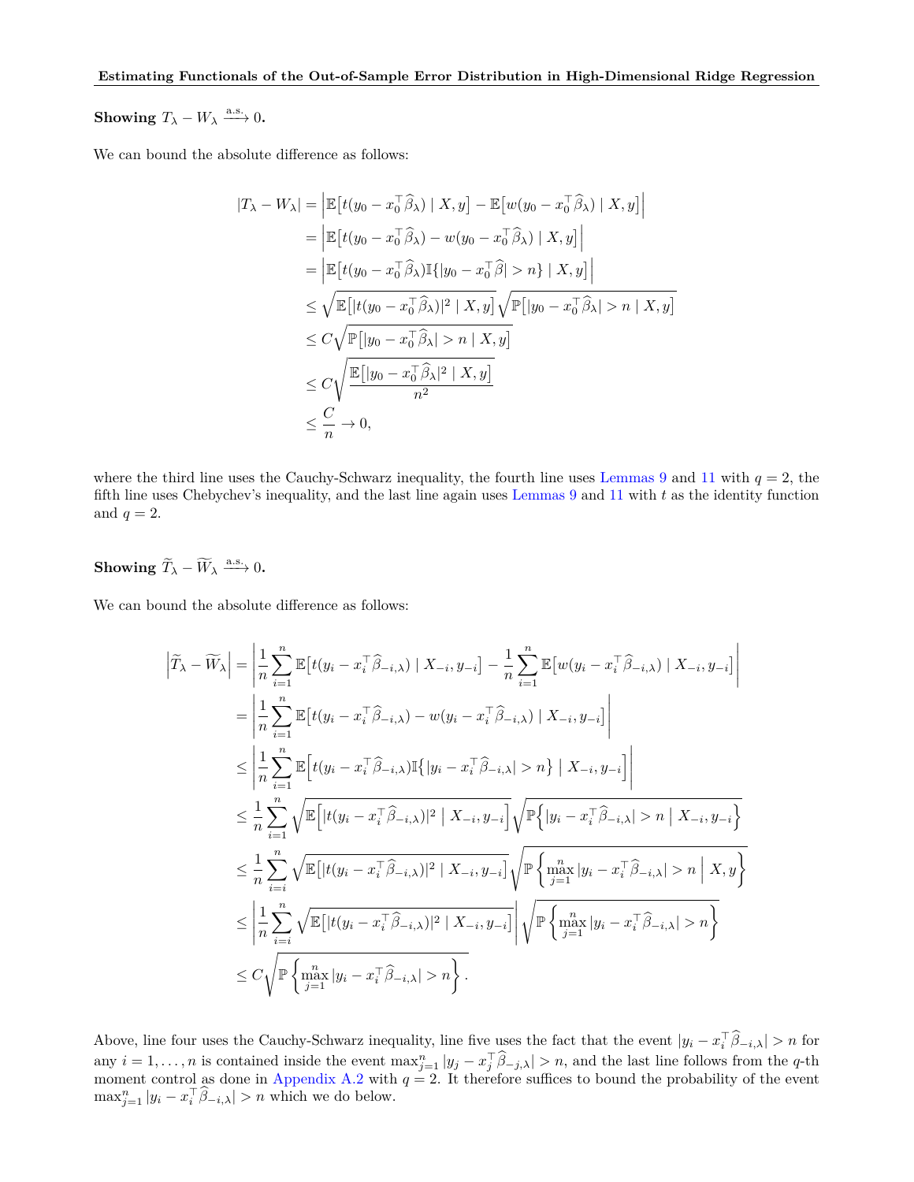**Showing $T_\lambda - W_\lambda \xrightarrow{\text{a.s.}} 0$.**

We can bound the absolute difference as follows:

$$
\begin{aligned}
|T_\lambda - W_\lambda| &= \Big|\mathbb{E}\big[t(y_0 - x_0^\top \widehat{\beta}_\lambda) \mid X, y\big] - \mathbb{E}\big[w(y_0 - x_0^\top \widehat{\beta}_\lambda) \mid X, y\big]\Big| \\
&= \Big|\mathbb{E}\big[t(y_0 - x_0^\top \widehat{\beta}_\lambda) - w(y_0 - x_0^\top \widehat{\beta}_\lambda) \mid X, y\big]\Big| \\
&= \Big|\mathbb{E}\big[t(y_0 - x_0^\top \widehat{\beta}_\lambda)\mathbb{I}\{|y_0 - x_0^\top \widehat{\beta}| > n\} \mid X, y\big]\Big| \\
&\le \sqrt{\mathbb{E}\big[|t(y_0 - x_0^\top \widehat{\beta}_\lambda)|^2 \mid X, y\big]}\sqrt{\mathbb{P}\big[|y_0 - x_0^\top \widehat{\beta}_\lambda| > n \mid X, y\big]} \\
&\le C\sqrt{\mathbb{P}\big[|y_0 - x_0^\top \widehat{\beta}_\lambda| > n \mid X, y\big]} \\
&\le C\sqrt{\frac{\mathbb{E}\big[|y_0 - x_0^\top \widehat{\beta}_\lambda|^2 \mid X, y\big]}{n^2}} \\
&\le \frac{C}{n} \to 0,
\end{aligned}
$$

where the third line uses the Cauchy-Schwarz inequality, the fourth line uses Lemmas 9 and 11 with $q = 2$, the fifth line uses Chebychev's inequality, and the last line again uses Lemmas 9 and 11 with $t$ as the identity function and $q = 2$.

**Showing $\widetilde{T}_\lambda - \widetilde{W}_\lambda \xrightarrow{\text{a.s.}} 0$.**

We can bound the absolute difference as follows:

$$
\begin{aligned}
\Big|\widetilde{T}_\lambda - \widetilde{W}_\lambda\Big| &= \left|\frac{1}{n}\sum_{i=1}^n \mathbb{E}\big[t(y_i - x_i^\top \widehat{\beta}_{-i,\lambda}) \mid X_{-i}, y_{-i}\big] - \frac{1}{n}\sum_{i=1}^n \mathbb{E}\big[w(y_i - x_i^\top \widehat{\beta}_{-i,\lambda}) \mid X_{-i}, y_{-i}\big]\right| \\
&= \left|\frac{1}{n}\sum_{i=1}^n \mathbb{E}\big[t(y_i - x_i^\top \widehat{\beta}_{-i,\lambda}) - w(y_i - x_i^\top \widehat{\beta}_{-i,\lambda}) \mid X_{-i}, y_{-i}\big]\right| \\
&\le \left|\frac{1}{n}\sum_{i=1}^n \mathbb{E}\Big[t(y_i - x_i^\top \widehat{\beta}_{-i,\lambda})\mathbb{I}\big\{|y_i - x_i^\top \widehat{\beta}_{-i,\lambda}| > n\big\} \;\Big|\; X_{-i}, y_{-i}\Big]\right| \\
&\le \frac{1}{n}\sum_{i=1}^n \sqrt{\mathbb{E}\Big[|t(y_i - x_i^\top \widehat{\beta}_{-i,\lambda})|^2 \;\Big|\; X_{-i}, y_{-i}\Big]}\sqrt{\mathbb{P}\Big\{|y_i - x_i^\top \widehat{\beta}_{-i,\lambda}| > n \;\Big|\; X_{-i}, y_{-i}\Big\}} \\
&\le \frac{1}{n}\sum_{i=i}^n \sqrt{\mathbb{E}\big[|t(y_i - x_i^\top \widehat{\beta}_{-i,\lambda})|^2 \mid X_{-i}, y_{-i}\big]}\sqrt{\mathbb{P}\left\{\max_{j=1}^n |y_i - x_i^\top \widehat{\beta}_{-i,\lambda}| > n \;\Big|\; X, y\right\}} \\
&\le \left|\frac{1}{n}\sum_{i=i}^n \sqrt{\mathbb{E}\big[|t(y_i - x_i^\top \widehat{\beta}_{-i,\lambda})|^2 \mid X_{-i}, y_{-i}\big]}\right|\sqrt{\mathbb{P}\left\{\max_{j=1}^n |y_i - x_i^\top \widehat{\beta}_{-i,\lambda}| > n\right\}} \\
&\le C\sqrt{\mathbb{P}\left\{\max_{j=1}^n |y_i - x_i^\top \widehat{\beta}_{-i,\lambda}| > n\right\}}.
\end{aligned}
$$

Above, line four uses the Cauchy-Schwarz inequality, line five uses the fact that the event $|y_i - x_i^\top \widehat{\beta}_{-i,\lambda}| > n$ for any $i = 1, \dots, n$ is contained inside the event $\max_{j=1}^n |y_j - x_j^\top \widehat{\beta}_{-j,\lambda}| > n$, and the last line follows from the $q$-th moment control as done in Appendix A.2 with $q = 2$. It therefore suffices to bound the probability of the event $\max_{j=1}^n |y_i - x_i^\top \widehat{\beta}_{-i,\lambda}| > n$ which we do below.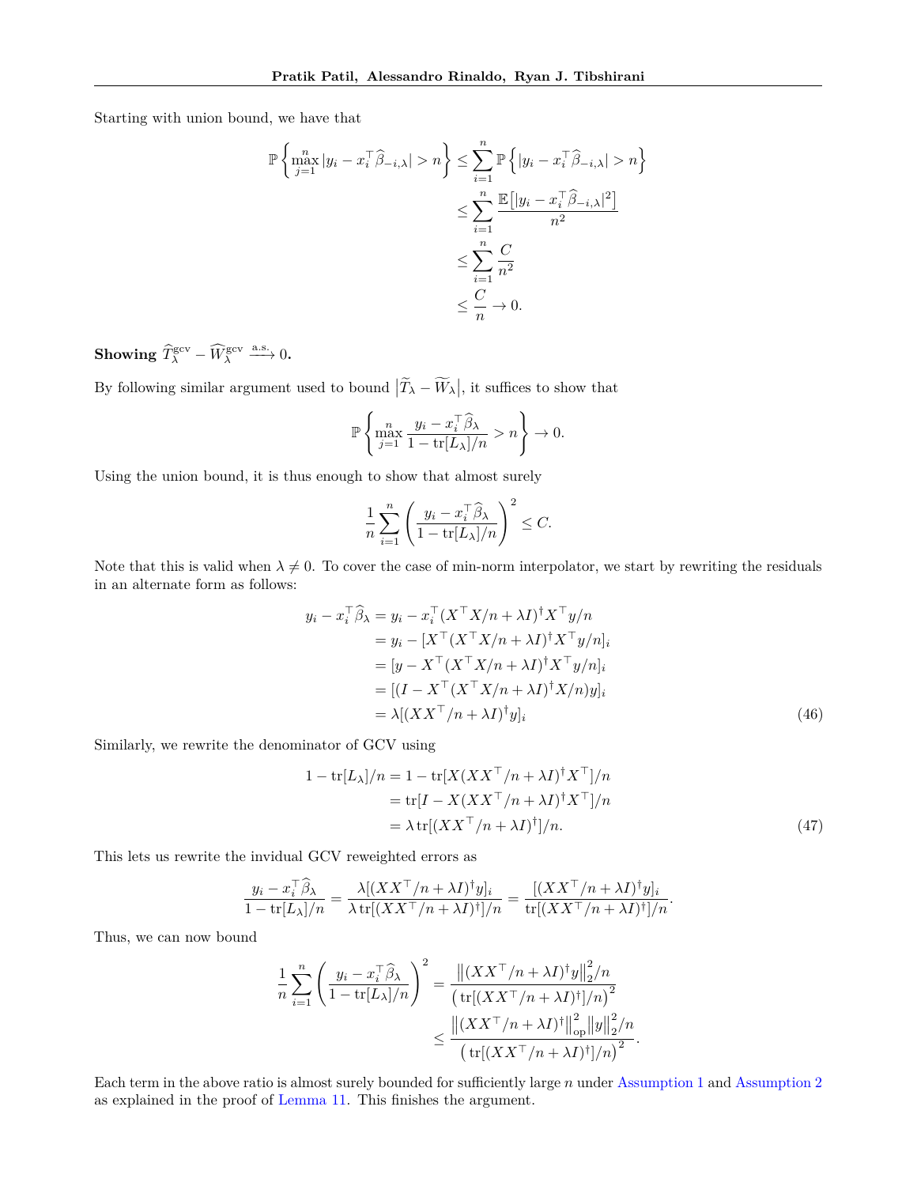Starting with union bound, we have that

$$
\begin{aligned}
\mathbb{P}\left\{\max_{j=1}^{n} |y_i - x_i^\top \widehat{\beta}_{-i,\lambda}| > n\right\} &\le \sum_{i=1}^{n} \mathbb{P}\left\{|y_i - x_i^\top \widehat{\beta}_{-i,\lambda}| > n\right\} \\
&\le \sum_{i=1}^{n} \frac{\mathbb{E}\big[|y_i - x_i^\top \widehat{\beta}_{-i,\lambda}|^2\big]}{n^2} \\
&\le \sum_{i=1}^{n} \frac{C}{n^2} \\
&\le \frac{C}{n} \to 0.
\end{aligned}
$$

**Showing $\widehat{T}_\lambda^{\mathrm{gcv}} - \widehat{W}_\lambda^{\mathrm{gcv}} \xrightarrow{\text{a.s.}} 0$.**

By following similar argument used to bound $\big|\widetilde{T}_\lambda - \widetilde{W}_\lambda\big|$, it suffices to show that

$$
\mathbb{P}\left\{\max_{j=1}^{n} \frac{y_i - x_i^\top \widehat{\beta}_\lambda}{1 - \mathrm{tr}[L_\lambda]/n} > n\right\} \to 0.
$$

Using the union bound, it is thus enough to show that almost surely

$$
\frac{1}{n}\sum_{i=1}^{n}\left(\frac{y_i - x_i^\top \widehat{\beta}_\lambda}{1 - \mathrm{tr}[L_\lambda]/n}\right)^2 \le C.
$$

Note that this is valid when $\lambda \neq 0$. To cover the case of min-norm interpolator, we start by rewriting the residuals in an alternate form as follows:

$$
\begin{aligned}
y_i - x_i^\top \widehat{\beta}_\lambda &= y_i - x_i^\top (X^\top X/n + \lambda I)^\dagger X^\top y/n \\
&= y_i - [X^\top (X^\top X/n + \lambda I)^\dagger X^\top y/n]_i \\
&= [y - X^\top (X^\top X/n + \lambda I)^\dagger X^\top y/n]_i \\
&= [(I - X^\top (X^\top X/n + \lambda I)^\dagger X/n) y]_i \\
&= \lambda [(XX^\top/n + \lambda I)^\dagger y]_i
\end{aligned} \tag{46}
$$

Similarly, we rewrite the denominator of GCV using

$$
\begin{aligned}
1 - \mathrm{tr}[L_\lambda]/n &= 1 - \mathrm{tr}[X(XX^\top/n + \lambda I)^\dagger X^\top]/n \\
&= \mathrm{tr}[I - X(XX^\top/n + \lambda I)^\dagger X^\top]/n \\
&= \lambda\, \mathrm{tr}[(XX^\top/n + \lambda I)^\dagger]/n.
\end{aligned} \tag{47}
$$

This lets us rewrite the invidual GCV reweighted errors as

$$
\frac{y_i - x_i^\top \widehat{\beta}_\lambda}{1 - \mathrm{tr}[L_\lambda]/n} = \frac{\lambda [(XX^\top/n + \lambda I)^\dagger y]_i}{\lambda\, \mathrm{tr}[(XX^\top/n + \lambda I)^\dagger]/n} = \frac{[(XX^\top/n + \lambda I)^\dagger y]_i}{\mathrm{tr}[(XX^\top/n + \lambda I)^\dagger]/n}.
$$

Thus, we can now bound

$$
\begin{aligned}
\frac{1}{n}\sum_{i=1}^{n}\left(\frac{y_i - x_i^\top \widehat{\beta}_\lambda}{1 - \mathrm{tr}[L_\lambda]/n}\right)^2 &= \frac{\big\|(XX^\top/n + \lambda I)^\dagger y\big\|_2^2/n}{\big(\mathrm{tr}[(XX^\top/n + \lambda I)^\dagger]/n\big)^2} \\
&\le \frac{\big\|(XX^\top/n + \lambda I)^\dagger\big\|_{\mathrm{op}}^2 \big\|y\big\|_2^2/n}{\big(\mathrm{tr}[(XX^\top/n + \lambda I)^\dagger]/n\big)^2}.
\end{aligned}
$$

Each term in the above ratio is almost surely bounded for sufficiently large $n$ under Assumption 1 and Assumption 2 as explained in the proof of Lemma 11. This finishes the argument.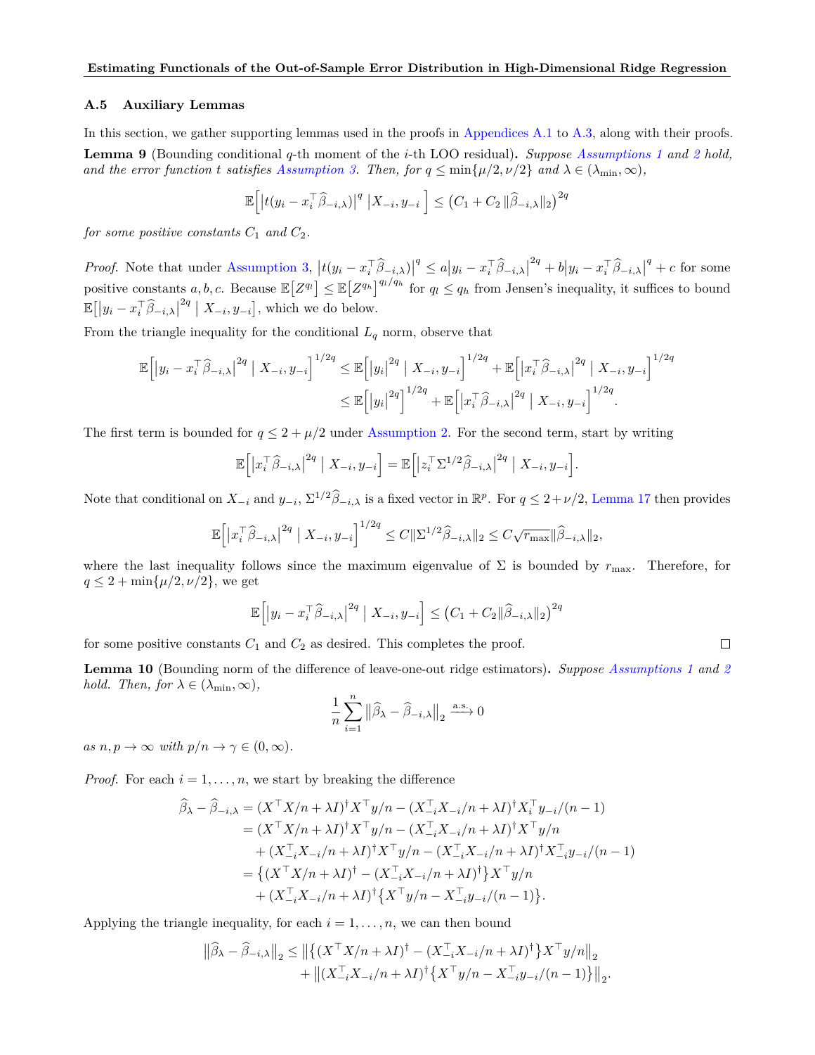### A.5 Auxiliary Lemmas

In this section, we gather supporting lemmas used in the proofs in Appendices A.1 to A.3, along with their proofs.

**Lemma 9** (Bounding conditional $q$-th moment of the $i$-th LOO residual)**.** *Suppose Assumptions 1 and 2 hold, and the error function $t$ satisfies Assumption 3. Then, for $q \le \min\{\mu/2, \nu/2\}$ and $\lambda \in (\lambda_{\min}, \infty)$,*

$$\mathbb{E}\Big[\big|t(y_i - x_i^\top \widehat{\beta}_{-i,\lambda})\big|^q \;\big|X_{-i}, y_{-i}\Big] \le \big(C_1 + C_2 \,\|\widehat{\beta}_{-i,\lambda}\|_2\big)^{2q}$$

*for some positive constants $C_1$ and $C_2$.*

*Proof.* Note that under Assumption 3, $\big|t(y_i - x_i^\top \widehat{\beta}_{-i,\lambda})\big|^q \le a\big|y_i - x_i^\top \widehat{\beta}_{-i,\lambda}\big|^{2q} + b\big|y_i - x_i^\top \widehat{\beta}_{-i,\lambda}\big|^q + c$ for some positive constants $a, b, c$. Because $\mathbb{E}\big[Z^{q_l}\big] \le \mathbb{E}\big[Z^{q_h}\big]^{q_l/q_h}$ for $q_l \le q_h$ from Jensen's inequality, it suffices to bound $\mathbb{E}\big[\big|y_i - x_i^\top \widehat{\beta}_{-i,\lambda}\big|^{2q} \mid X_{-i}, y_{-i}\big]$, which we do below.

From the triangle inequality for the conditional $L_q$ norm, observe that

$$\begin{aligned}
\mathbb{E}\Big[\big|y_i - x_i^\top \widehat{\beta}_{-i,\lambda}\big|^{2q} \mid X_{-i}, y_{-i}\Big]^{1/2q} &\le \mathbb{E}\Big[\big|y_i\big|^{2q} \mid X_{-i}, y_{-i}\Big]^{1/2q} + \mathbb{E}\Big[\big|x_i^\top \widehat{\beta}_{-i,\lambda}\big|^{2q} \mid X_{-i}, y_{-i}\Big]^{1/2q} \\
&\le \mathbb{E}\Big[\big|y_i\big|^{2q}\Big]^{1/2q} + \mathbb{E}\Big[\big|x_i^\top \widehat{\beta}_{-i,\lambda}\big|^{2q} \mid X_{-i}, y_{-i}\Big]^{1/2q}.
\end{aligned}$$

The first term is bounded for $q \le 2 + \mu/2$ under Assumption 2. For the second term, start by writing

$$\mathbb{E}\Big[\big|x_i^\top \widehat{\beta}_{-i,\lambda}\big|^{2q} \mid X_{-i}, y_{-i}\Big] = \mathbb{E}\Big[\big|z_i^\top \Sigma^{1/2} \widehat{\beta}_{-i,\lambda}\big|^{2q} \mid X_{-i}, y_{-i}\Big].$$

Note that conditional on $X_{-i}$ and $y_{-i}$, $\Sigma^{1/2}\widehat{\beta}_{-i,\lambda}$ is a fixed vector in $\mathbb{R}^p$. For $q \le 2 + \nu/2$, Lemma 17 then provides

$$\mathbb{E}\Big[\big|x_i^\top \widehat{\beta}_{-i,\lambda}\big|^{2q} \mid X_{-i}, y_{-i}\Big]^{1/2q} \le C\|\Sigma^{1/2}\widehat{\beta}_{-i,\lambda}\|_2 \le C\sqrt{r_{\max}}\|\widehat{\beta}_{-i,\lambda}\|_2,$$

where the last inequality follows since the maximum eigenvalue of $\Sigma$ is bounded by $r_{\max}$. Therefore, for $q \le 2 + \min\{\mu/2, \nu/2\}$, we get

$$\mathbb{E}\Big[\big|y_i - x_i^\top \widehat{\beta}_{-i,\lambda}\big|^{2q} \mid X_{-i}, y_{-i}\Big] \le \big(C_1 + C_2\|\widehat{\beta}_{-i,\lambda}\|_2\big)^{2q}$$

for some positive constants $C_1$ and $C_2$ as desired. This completes the proof. $\square$

**Lemma 10** (Bounding norm of the difference of leave-one-out ridge estimators)**.** *Suppose Assumptions 1 and 2 hold. Then, for $\lambda \in (\lambda_{\min}, \infty)$,*

$$\frac{1}{n}\sum_{i=1}^n \big\|\widehat{\beta}_\lambda - \widehat{\beta}_{-i,\lambda}\big\|_2 \xrightarrow{\text{a.s.}} 0$$

*as $n, p \to \infty$ with $p/n \to \gamma \in (0, \infty)$.*

*Proof.* For each $i = 1, \dots, n$, we start by breaking the difference

$$\begin{aligned}
\widehat{\beta}_\lambda - \widehat{\beta}_{-i,\lambda} &= (X^\top X/n + \lambda I)^\dagger X^\top y/n - (X_{-i}^\top X_{-i}/n + \lambda I)^\dagger X_i^\top y_{-i}/(n-1) \\
&= (X^\top X/n + \lambda I)^\dagger X^\top y/n - (X_{-i}^\top X_{-i}/n + \lambda I)^\dagger X^\top y/n \\
&\quad + (X_{-i}^\top X_{-i}/n + \lambda I)^\dagger X^\top y/n - (X_{-i}^\top X_{-i}/n + \lambda I)^\dagger X_{-i}^\top y_{-i}/(n-1) \\
&= \big\{(X^\top X/n + \lambda I)^\dagger - (X_{-i}^\top X_{-i}/n + \lambda I)^\dagger\big\} X^\top y/n \\
&\quad + (X_{-i}^\top X_{-i}/n + \lambda I)^\dagger \big\{X^\top y/n - X_{-i}^\top y_{-i}/(n-1)\big\}.
\end{aligned}$$

Applying the triangle inequality, for each $i = 1, \dots, n$, we can then bound

$$\begin{aligned}
\big\|\widehat{\beta}_\lambda - \widehat{\beta}_{-i,\lambda}\big\|_2 &\le \big\|\big\{(X^\top X/n + \lambda I)^\dagger - (X_{-i}^\top X_{-i}/n + \lambda I)^\dagger\big\} X^\top y/n\big\|_2 \\
&\quad + \big\|(X_{-i}^\top X_{-i}/n + \lambda I)^\dagger \big\{X^\top y/n - X_{-i}^\top y_{-i}/(n-1)\big\}\big\|_2.
\end{aligned}$$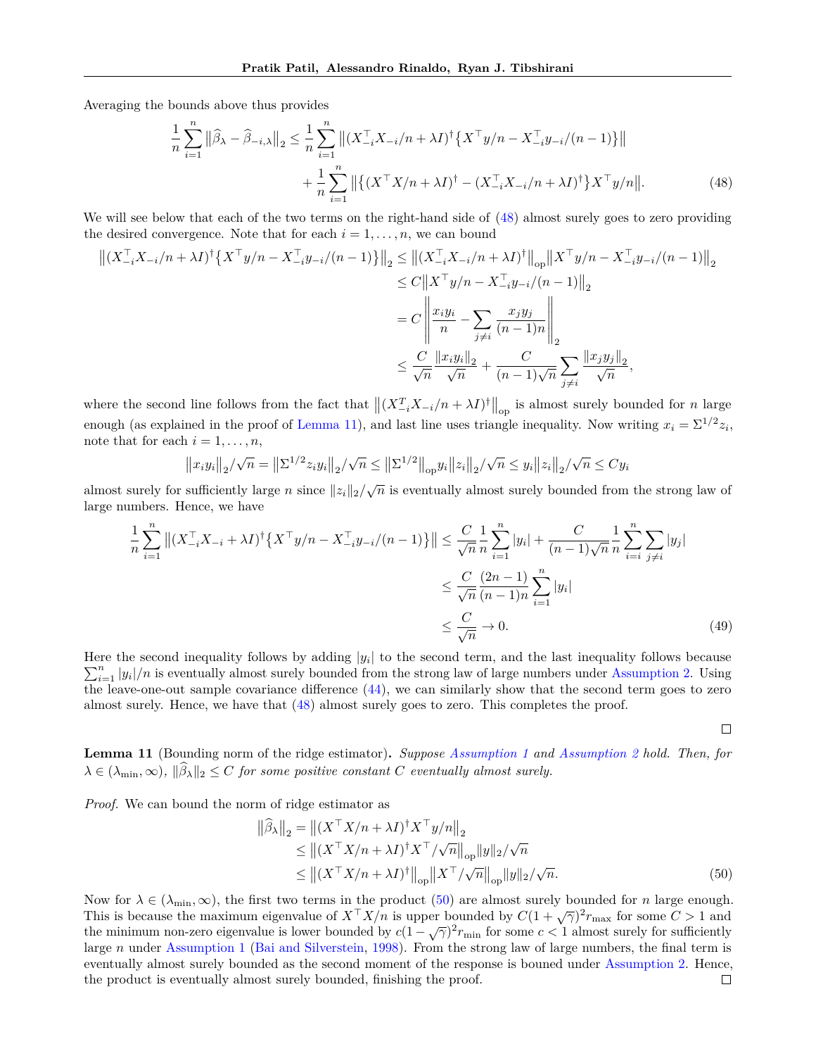Averaging the bounds above thus provides

$$
\frac{1}{n}\sum_{i=1}^n \big\|\widehat{\beta}_\lambda - \widehat{\beta}_{-i,\lambda}\big\|_2 \le \frac{1}{n}\sum_{i=1}^n \big\|(X_{-i}^\top X_{-i}/n + \lambda I)^\dagger \big\{X^\top y/n - X_{-i}^\top y_{-i}/(n-1)\big\}\big\| + \frac{1}{n}\sum_{i=1}^n \big\|\big\{(X^\top X/n+\lambda I)^\dagger - (X_{-i}^\top X_{-i}/n+\lambda I)^\dagger\big\} X^\top y/n\big\|. \tag{48}
$$

We will see below that each of the two terms on the right-hand side of (48) almost surely goes to zero providing the desired convergence. Note that for each $i = 1, \ldots, n$, we can bound

$$
\begin{aligned}
\big\|(X_{-i}^\top X_{-i}/n + \lambda I)^\dagger \big\{X^\top y/n - X_{-i}^\top y_{-i}/(n-1)\big\}\big\|_2 &\le \big\|(X_{-i}^\top X_{-i}/n + \lambda I)^\dagger\big\|_{\mathrm{op}} \big\|X^\top y/n - X_{-i}^\top y_{-i}/(n-1)\big\|_2 \\
&\le C\big\|X^\top y/n - X_{-i}^\top y_{-i}/(n-1)\big\|_2 \\
&= C\left\|\frac{x_i y_i}{n} - \sum_{j\ne i}\frac{x_j y_j}{(n-1)n}\right\|_2 \\
&\le \frac{C}{\sqrt{n}}\frac{\|x_i y_i\|_2}{\sqrt{n}} + \frac{C}{(n-1)\sqrt{n}}\sum_{j\ne i}\frac{\|x_j y_j\|_2}{\sqrt{n}},
\end{aligned}
$$

where the second line follows from the fact that $\big\|(X_{-i}^T X_{-i}/n + \lambda I)^\dagger\big\|_{\mathrm{op}}$ is almost surely bounded for $n$ large enough (as explained in the proof of Lemma 11), and last line uses triangle inequality. Now writing $x_i = \Sigma^{1/2} z_i$, note that for each $i = 1, \ldots, n$,

$$
\big\|x_i y_i\big\|_2/\sqrt{n} = \big\|\Sigma^{1/2} z_i y_i\big\|_2/\sqrt{n} \le \big\|\Sigma^{1/2}\big\|_{\mathrm{op}} y_i \big\|z_i\big\|_2/\sqrt{n} \le y_i\big\|z_i\big\|_2/\sqrt{n} \le C y_i
$$

almost surely for sufficiently large $n$ since $\|z_i\|_2/\sqrt{n}$ is eventually almost surely bounded from the strong law of large numbers. Hence, we have

$$
\begin{aligned}
\frac{1}{n}\sum_{i=1}^n \big\|(X_{-i}^\top X_{-i} + \lambda I)^\dagger\big\{X^\top y/n - X_{-i}^\top y_{-i}/(n-1)\big\}\big\| &\le \frac{C}{\sqrt{n}}\frac{1}{n}\sum_{i=1}^n |y_i| + \frac{C}{(n-1)\sqrt{n}}\frac{1}{n}\sum_{i=i}^n\sum_{j\ne i}|y_j| \\
&\le \frac{C}{\sqrt{n}}\frac{(2n-1)}{(n-1)n}\sum_{i=1}^n |y_i| \\
&\le \frac{C}{\sqrt{n}} \to 0.
\end{aligned} \tag{49}
$$

Here the second inequality follows by adding $|y_i|$ to the second term, and the last inequality follows because $\sum_{i=1}^n |y_i|/n$ is eventually almost surely bounded from the strong law of large numbers under Assumption 2. Using the leave-one-out sample covariance difference (44), we can similarly show that the second term goes to zero almost surely. Hence, we have that (48) almost surely goes to zero. This completes the proof. ∎

**Lemma 11** (Bounding norm of the ridge estimator)**.** *Suppose Assumption 1 and Assumption 2 hold. Then, for $\lambda \in (\lambda_{\min}, \infty)$, $\|\widehat{\beta}_\lambda\|_2 \le C$ for some positive constant $C$ eventually almost surely.*

*Proof.* We can bound the norm of ridge estimator as

$$
\begin{aligned}
\big\|\widehat{\beta}_\lambda\big\|_2 &= \big\|(X^\top X/n + \lambda I)^\dagger X^\top y/n\big\|_2 \\
&\le \big\|(X^\top X/n + \lambda I)^\dagger X^\top/\sqrt{n}\big\|_{\mathrm{op}} \|y\|_2/\sqrt{n} \\
&\le \big\|(X^\top X/n + \lambda I)^\dagger\big\|_{\mathrm{op}} \big\|X^\top/\sqrt{n}\big\|_{\mathrm{op}} \|y\|_2/\sqrt{n}.
\end{aligned} \tag{50}
$$

Now for $\lambda \in (\lambda_{\min}, \infty)$, the first two terms in the product (50) are almost surely bounded for $n$ large enough. This is because the maximum eigenvalue of $X^\top X/n$ is upper bounded by $C(1+\sqrt{\gamma})^2 r_{\max}$ for some $C > 1$ and the minimum non-zero eigenvalue is lower bounded by $c(1-\sqrt{\gamma})^2 r_{\min}$ for some $c < 1$ almost surely for sufficiently large $n$ under Assumption 1 (Bai and Silverstein, 1998). From the strong law of large numbers, the final term is eventually almost surely bounded as the second moment of the response is bouned under Assumption 2. Hence, the product is eventually almost surely bounded, finishing the proof. ∎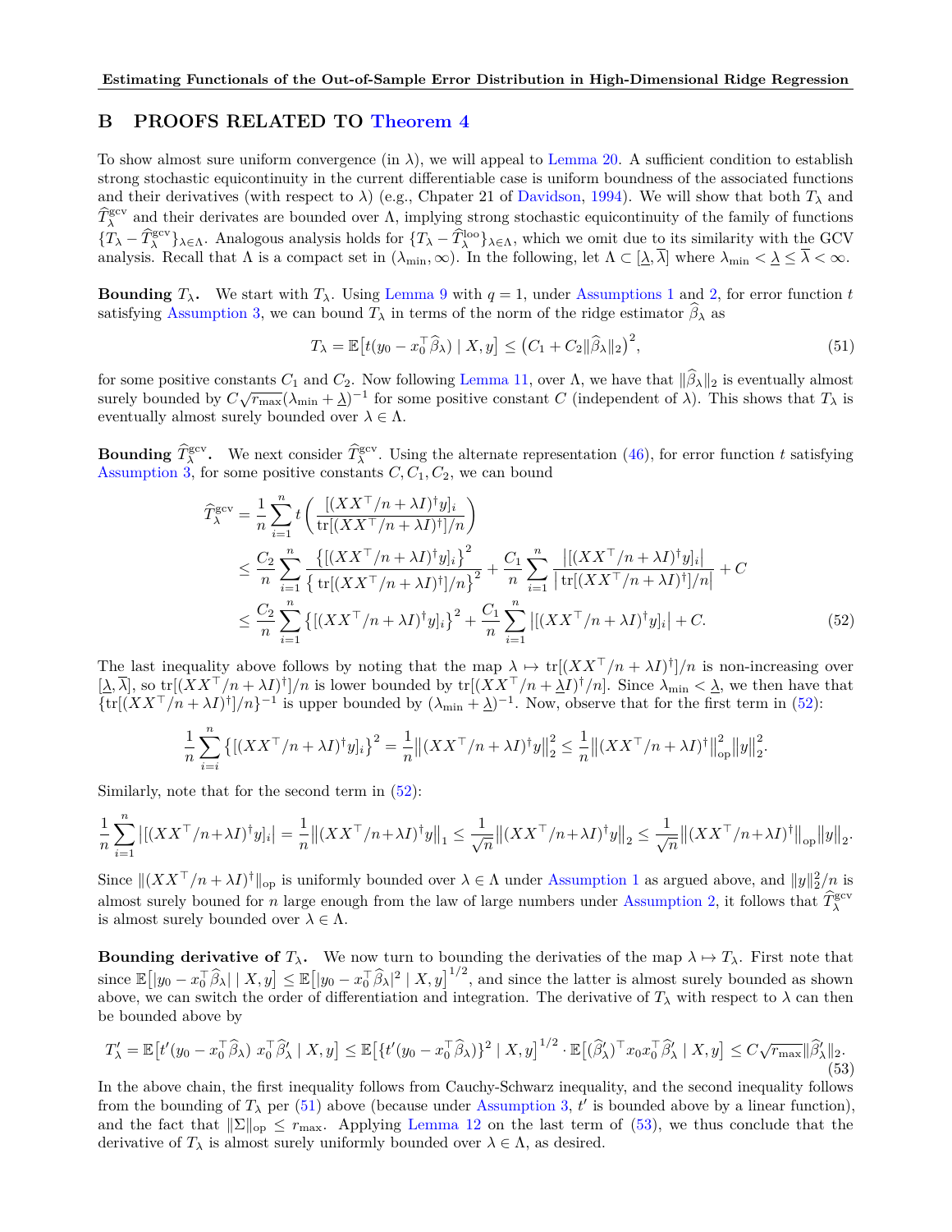## B PROOFS RELATED TO Theorem 4

To show almost sure uniform convergence (in $\lambda$), we will appeal to Lemma 20. A sufficient condition to establish strong stochastic equicontinuity in the current differentiable case is uniform boundness of the associated functions and their derivatives (with respect to $\lambda$) (e.g., Chpater 21 of Davidson, 1994). We will show that both $T_\lambda$ and $\widehat{T}_\lambda^{\text{gcv}}$ and their derivates are bounded over $\Lambda$, implying strong stochastic equicontinuity of the family of functions $\{T_\lambda - \widehat{T}_\lambda^{\text{gcv}}\}_{\lambda \in \Lambda}$. Analogous analysis holds for $\{T_\lambda - \widehat{T}_\lambda^{\text{loo}}\}_{\lambda \in \Lambda}$, which we omit due to its similarity with the GCV analysis. Recall that $\Lambda$ is a compact set in $(\lambda_{\min}, \infty)$. In the following, let $\Lambda \subset [\underline{\lambda}, \overline{\lambda}]$ where $\lambda_{\min} < \underline{\lambda} \le \overline{\lambda} < \infty$.

**Bounding $T_\lambda$.** We start with $T_\lambda$. Using Lemma 9 with $q = 1$, under Assumptions 1 and 2, for error function $t$ satisfying Assumption 3, we can bound $T_\lambda$ in terms of the norm of the ridge estimator $\widehat{\beta}_\lambda$ as

$$
T_\lambda = \mathbb{E}\big[t(y_0 - x_0^\top \widehat{\beta}_\lambda) \mid X, y\big] \le \big(C_1 + C_2 \|\widehat{\beta}_\lambda\|_2\big)^2, \tag{51}
$$

for some positive constants $C_1$ and $C_2$. Now following Lemma 11, over $\Lambda$, we have that $\|\widehat{\beta}_\lambda\|_2$ is eventually almost surely bounded by $C\sqrt{r_{\max}}(\lambda_{\min} + \underline{\lambda})^{-1}$ for some positive constant $C$ (independent of $\lambda$). This shows that $T_\lambda$ is eventually almost surely bounded over $\lambda \in \Lambda$.

**Bounding $\widehat{T}_\lambda^{\text{gcv}}$.** We next consider $\widehat{T}_\lambda^{\text{gcv}}$. Using the alternate representation (46), for error function $t$ satisfying Assumption 3, for some positive constants $C, C_1, C_2$, we can bound

$$
\begin{aligned}
\widehat{T}_\lambda^{\text{gcv}} &= \frac{1}{n} \sum_{i=1}^n t\left( \frac{[(XX^\top/n + \lambda I)^\dagger y]_i}{\operatorname{tr}[(XX^\top/n + \lambda I)^\dagger]/n} \right) \\
&\le \frac{C_2}{n} \sum_{i=1}^n \frac{\big\{[(XX^\top/n + \lambda I)^\dagger y]_i\big\}^2}{\big\{\operatorname{tr}[(XX^\top/n + \lambda I)^\dagger]/n\big\}^2} + \frac{C_1}{n} \sum_{i=1}^n \frac{\big|[(XX^\top/n + \lambda I)^\dagger y]_i\big|}{\big|\operatorname{tr}[(XX^\top/n + \lambda I)^\dagger]/n\big|} + C \\
&\le \frac{C_2}{n} \sum_{i=1}^n \big\{[(XX^\top/n + \lambda I)^\dagger y]_i\big\}^2 + \frac{C_1}{n} \sum_{i=1}^n \big|[(XX^\top/n + \lambda I)^\dagger y]_i\big| + C.
\end{aligned} \tag{52}
$$

The last inequality above follows by noting that the map $\lambda \mapsto \operatorname{tr}[(XX^\top/n + \lambda I)^\dagger]/n$ is non-increasing over $[\underline{\lambda}, \overline{\lambda}]$, so $\operatorname{tr}[(XX^\top/n + \lambda I)^\dagger]/n$ is lower bounded by $\operatorname{tr}[(XX^\top/n + \underline{\lambda} I)^\dagger/n]$. Since $\lambda_{\min} < \underline{\lambda}$, we then have that $\{\operatorname{tr}[(XX^\top/n + \lambda I)^\dagger]/n\}^{-1}$ is upper bounded by $(\lambda_{\min} + \underline{\lambda})^{-1}$. Now, observe that for the first term in (52):

$$
\frac{1}{n} \sum_{i=i}^n \big\{[(XX^\top/n + \lambda I)^\dagger y]_i\big\}^2 = \frac{1}{n} \big\|(XX^\top/n + \lambda I)^\dagger y\big\|_2^2 \le \frac{1}{n} \big\|(XX^\top/n + \lambda I)^\dagger\big\|_{\text{op}}^2 \big\|y\big\|_2^2.
$$

Similarly, note that for the second term in (52):

$$
\frac{1}{n} \sum_{i=1}^n \big|[(XX^\top/n + \lambda I)^\dagger y]_i\big| = \frac{1}{n} \big\|(XX^\top/n + \lambda I)^\dagger y\big\|_1 \le \frac{1}{\sqrt{n}} \big\|(XX^\top/n + \lambda I)^\dagger y\big\|_2 \le \frac{1}{\sqrt{n}} \big\|(XX^\top/n + \lambda I)^\dagger\big\|_{\text{op}} \big\|y\big\|_2.
$$

Since $\|(XX^\top/n + \lambda I)^\dagger\|_{\text{op}}$ is uniformly bounded over $\lambda \in \Lambda$ under Assumption 1 as argued above, and $\|y\|_2^2/n$ is almost surely bouned for $n$ large enough from the law of large numbers under Assumption 2, it follows that $\widehat{T}_\lambda^{\text{gcv}}$ is almost surely bounded over $\lambda \in \Lambda$.

**Bounding derivative of $T_\lambda$.** We now turn to bounding the derivaties of the map $\lambda \mapsto T_\lambda$. First note that since $\mathbb{E}\big[|y_0 - x_0^\top \widehat{\beta}_\lambda| \mid X, y\big] \le \mathbb{E}\big[|y_0 - x_0^\top \widehat{\beta}_\lambda|^2 \mid X, y\big]^{1/2}$, and since the latter is almost surely bounded as shown above, we can switch the order of differentiation and integration. The derivative of $T_\lambda$ with respect to $\lambda$ can then be bounded above by

$$
T_\lambda' = \mathbb{E}\big[t'(y_0 - x_0^\top \widehat{\beta}_\lambda)\; x_0^\top \widehat{\beta}_\lambda' \mid X, y\big] \le \mathbb{E}\big[\{t'(y_0 - x_0^\top \widehat{\beta}_\lambda)\}^2 \mid X, y\big]^{1/2} \cdot \mathbb{E}\big[(\widehat{\beta}_\lambda')^\top x_0 x_0^\top \widehat{\beta}_\lambda' \mid X, y\big] \le C\sqrt{r_{\max}} \|\widehat{\beta}_\lambda'\|_2. \tag{53}
$$

In the above chain, the first inequality follows from Cauchy-Schwarz inequality, and the second inequality follows from the bounding of $T_\lambda$ per (51) above (because under Assumption 3, $t'$ is bounded above by a linear function), and the fact that $\|\Sigma\|_{\text{op}} \le r_{\max}$. Applying Lemma 12 on the last term of (53), we thus conclude that the derivative of $T_\lambda$ is almost surely uniformly bounded over $\lambda \in \Lambda$, as desired.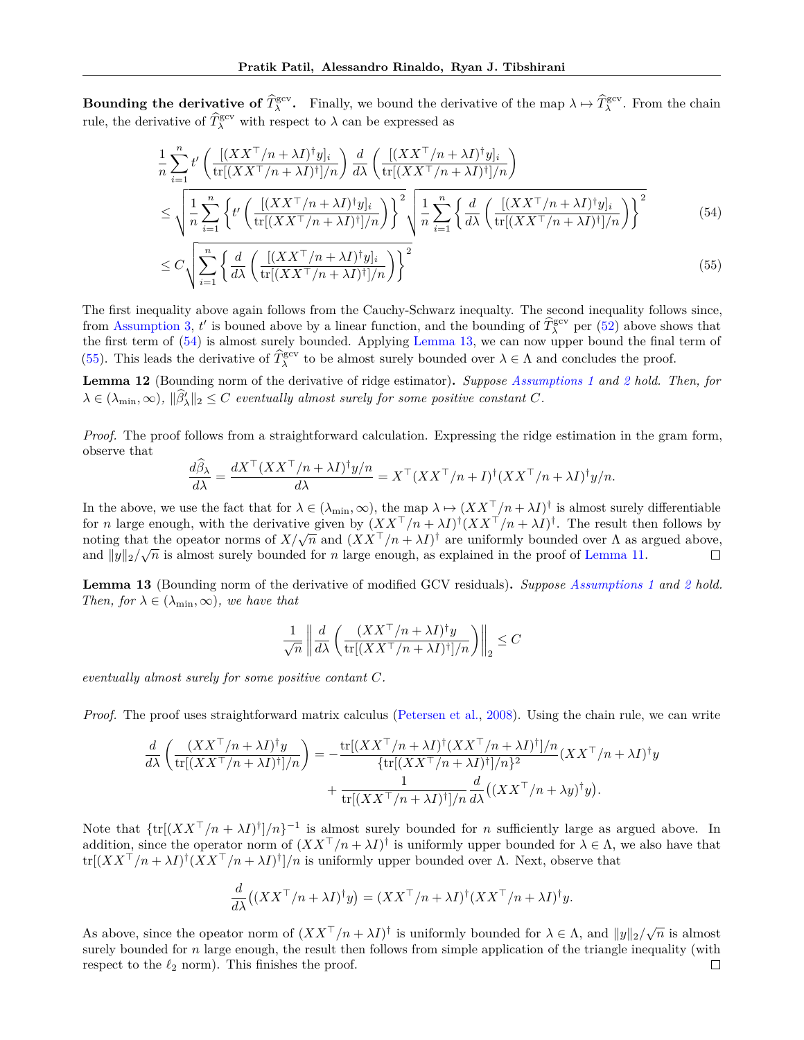**Bounding the derivative of $\widehat{T}_\lambda^{\rm gcv}$.** Finally, we bound the derivative of the map $\lambda \mapsto \widehat{T}_\lambda^{\rm gcv}$. From the chain rule, the derivative of $\widehat{T}_\lambda^{\rm gcv}$ with respect to $\lambda$ can be expressed as

$$
\begin{aligned}
&\frac{1}{n}\sum_{i=1}^n t'\left(\frac{[(XX^\top/n+\lambda I)^\dagger y]_i}{\mathrm{tr}[(XX^\top/n+\lambda I)^\dagger]/n}\right)\frac{d}{d\lambda}\left(\frac{[(XX^\top/n+\lambda I)^\dagger y]_i}{\mathrm{tr}[(XX^\top/n+\lambda I)^\dagger]/n}\right)\\
&\le \sqrt{\frac{1}{n}\sum_{i=1}^n\left\{t'\left(\frac{[(XX^\top/n+\lambda I)^\dagger y]_i}{\mathrm{tr}[(XX^\top/n+\lambda I)^\dagger]/n}\right)\right\}^2}\sqrt{\frac{1}{n}\sum_{i=1}^n\left\{\frac{d}{d\lambda}\left(\frac{[(XX^\top/n+\lambda I)^\dagger y]_i}{\mathrm{tr}[(XX^\top/n+\lambda I)^\dagger]/n}\right)\right\}^2} \qquad (54)\\
&\le C\sqrt{\sum_{i=1}^n\left\{\frac{d}{d\lambda}\left(\frac{[(XX^\top/n+\lambda I)^\dagger y]_i}{\mathrm{tr}[(XX^\top/n+\lambda I)^\dagger]/n}\right)\right\}^2} \qquad (55)
\end{aligned}
$$

The first inequality above again follows from the Cauchy-Schwarz inequalty. The second inequality follows since, from Assumption 3, $t'$ is bouned above by a linear function, and the bounding of $\widehat{T}_\lambda^{\rm gcv}$ per (52) above shows that the first term of (54) is almost surely bounded. Applying Lemma 13, we can now upper bound the final term of (55). This leads the derivative of $\widehat{T}_\lambda^{\rm gcv}$ to be almost surely bounded over $\lambda \in \Lambda$ and concludes the proof.

**Lemma 12** (Bounding norm of the derivative of ridge estimator)**.** *Suppose Assumptions 1 and 2 hold. Then, for $\lambda \in (\lambda_{\min}, \infty)$, $\|\widehat{\beta}_\lambda'\|_2 \le C$ eventually almost surely for some positive constant $C$.*

*Proof.* The proof follows from a straightforward calculation. Expressing the ridge estimation in the gram form, observe that

$$
\frac{d\widehat{\beta}_\lambda}{d\lambda} = \frac{dX^\top(XX^\top/n+\lambda I)^\dagger y/n}{d\lambda} = X^\top(XX^\top/n+I)^\dagger(XX^\top/n+\lambda I)^\dagger y/n.
$$

In the above, we use the fact that for $\lambda \in (\lambda_{\min}, \infty)$, the map $\lambda \mapsto (XX^\top/n+\lambda I)^\dagger$ is almost surely differentiable for $n$ large enough, with the derivative given by $(XX^\top/n+\lambda I)^\dagger(XX^\top/n+\lambda I)^\dagger$. The result then follows by noting that the opeator norms of $X/\sqrt{n}$ and $(XX^\top/n+\lambda I)^\dagger$ are uniformly bounded over $\Lambda$ as argued above, and $\|y\|_2/\sqrt{n}$ is almost surely bounded for $n$ large enough, as explained in the proof of Lemma 11. □

**Lemma 13** (Bounding norm of the derivative of modified GCV residuals)**.** *Suppose Assumptions 1 and 2 hold. Then, for $\lambda \in (\lambda_{\min}, \infty)$, we have that*

$$
\frac{1}{\sqrt{n}}\left\|\frac{d}{d\lambda}\left(\frac{(XX^\top/n+\lambda I)^\dagger y}{\mathrm{tr}[(XX^\top/n+\lambda I)^\dagger]/n}\right)\right\|_2 \le C
$$

*eventually almost surely for some positive contant $C$.*

*Proof.* The proof uses straightforward matrix calculus (Petersen et al., 2008). Using the chain rule, we can write

$$
\begin{aligned}
\frac{d}{d\lambda}\left(\frac{(XX^\top/n+\lambda I)^\dagger y}{\mathrm{tr}[(XX^\top/n+\lambda I)^\dagger]/n}\right) &= -\frac{\mathrm{tr}[(XX^\top/n+\lambda I)^\dagger(XX^\top/n+\lambda I)^\dagger]/n}{\{\mathrm{tr}[(XX^\top/n+\lambda I)^\dagger]/n\}^2}(XX^\top/n+\lambda I)^\dagger y\\
&\quad + \frac{1}{\mathrm{tr}[(XX^\top/n+\lambda I)^\dagger]/n}\frac{d}{d\lambda}\big((XX^\top/n+\lambda y)^\dagger y\big).
\end{aligned}
$$

Note that $\{\mathrm{tr}[(XX^\top/n+\lambda I)^\dagger]/n\}^{-1}$ is almost surely bounded for $n$ sufficiently large as argued above. In addition, since the operator norm of $(XX^\top/n+\lambda I)^\dagger$ is uniformly upper bounded for $\lambda \in \Lambda$, we also have that $\mathrm{tr}[(XX^\top/n+\lambda I)^\dagger(XX^\top/n+\lambda I)^\dagger]/n$ is uniformly upper bounded over $\Lambda$. Next, observe that

$$
\frac{d}{d\lambda}\big((XX^\top/n+\lambda I)^\dagger y\big) = (XX^\top/n+\lambda I)^\dagger(XX^\top/n+\lambda I)^\dagger y.
$$

As above, since the opeator norm of $(XX^\top/n+\lambda I)^\dagger$ is uniformly bounded for $\lambda \in \Lambda$, and $\|y\|_2/\sqrt{n}$ is almost surely bounded for $n$ large enough, the result then follows from simple application of the triangle inequality (with respect to the $\ell_2$ norm). This finishes the proof. □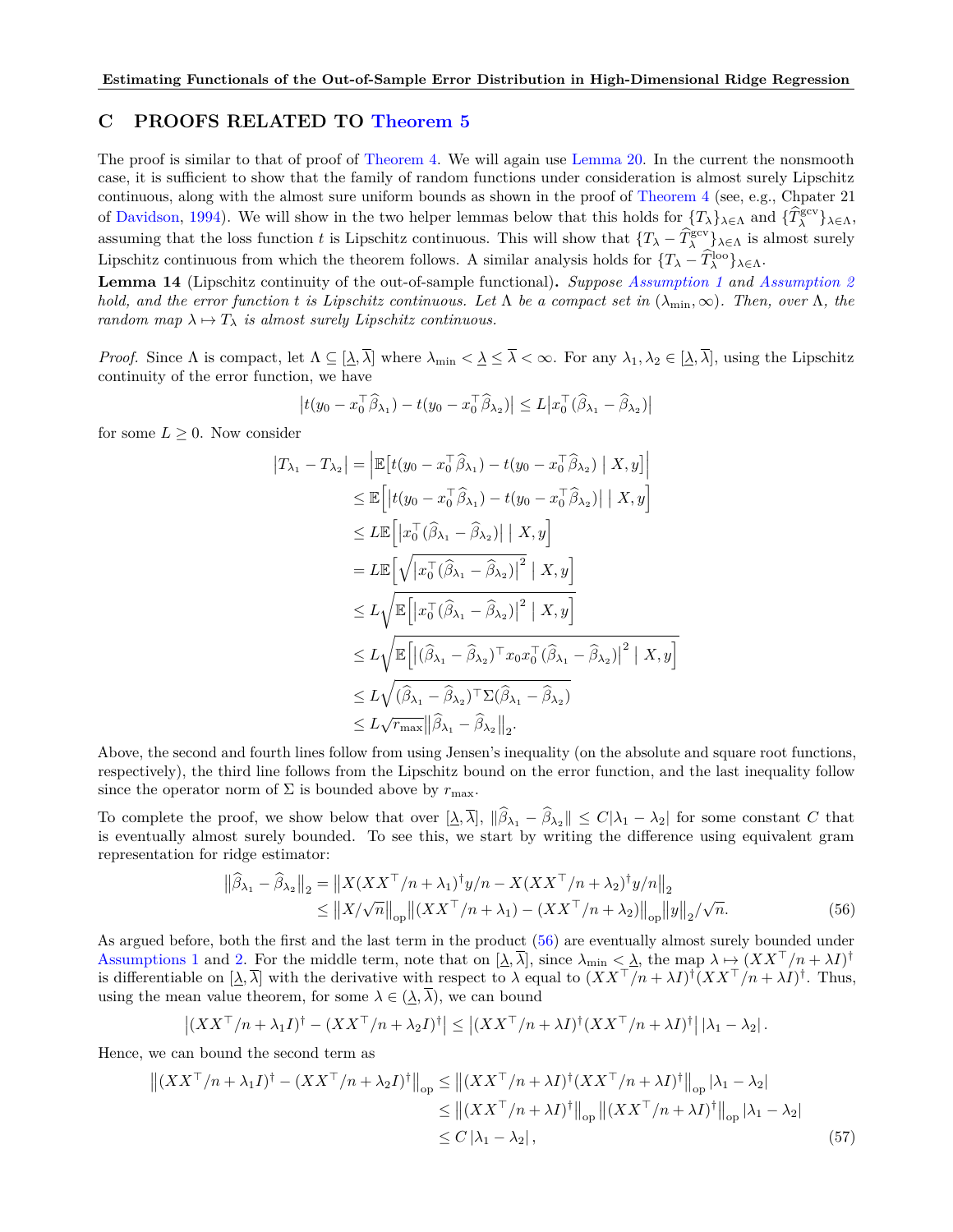## C PROOFS RELATED TO Theorem 5

The proof is similar to that of proof of Theorem 4. We will again use Lemma 20. In the current the nonsmooth case, it is sufficient to show that the family of random functions under consideration is almost surely Lipschitz continuous, along with the almost sure uniform bounds as shown in the proof of Theorem 4 (see, e.g., Chpater 21 of Davidson, 1994). We will show in the two helper lemmas below that this holds for $\{T_\lambda\}_{\lambda \in \Lambda}$ and $\{\widehat{T}_\lambda^{\mathrm{gcv}}\}_{\lambda \in \Lambda}$, assuming that the loss function $t$ is Lipschitz continuous. This will show that $\{T_\lambda - \widehat{T}_\lambda^{\mathrm{gcv}}\}_{\lambda \in \Lambda}$ is almost surely Lipschitz continuous from which the theorem follows. A similar analysis holds for $\{T_\lambda - \widehat{T}_\lambda^{\mathrm{loo}}\}_{\lambda \in \Lambda}$.

**Lemma 14** (Lipschitz continuity of the out-of-sample functional)**.** *Suppose Assumption 1 and Assumption 2 hold, and the error function $t$ is Lipschitz continuous. Let $\Lambda$ be a compact set in $(\lambda_{\min}, \infty)$. Then, over $\Lambda$, the random map $\lambda \mapsto T_\lambda$ is almost surely Lipschitz continuous.*

*Proof.* Since $\Lambda$ is compact, let $\Lambda \subseteq [\underline{\lambda}, \overline{\lambda}]$ where $\lambda_{\min} < \underline{\lambda} \le \overline{\lambda} < \infty$. For any $\lambda_1, \lambda_2 \in [\underline{\lambda}, \overline{\lambda}]$, using the Lipschitz continuity of the error function, we have

$$
\big|t(y_0 - x_0^\top \widehat{\beta}_{\lambda_1}) - t(y_0 - x_0^\top \widehat{\beta}_{\lambda_2})\big| \le L \big|x_0^\top(\widehat{\beta}_{\lambda_1} - \widehat{\beta}_{\lambda_2})\big|
$$

for some $L \ge 0$. Now consider

$$
\begin{aligned}
\big|T_{\lambda_1} - T_{\lambda_2}\big| &= \Big|\mathbb{E}\big[t(y_0 - x_0^\top \widehat{\beta}_{\lambda_1}) - t(y_0 - x_0^\top \widehat{\beta}_{\lambda_2}) \mid X, y\big]\Big| \\
&\le \mathbb{E}\Big[\big|t(y_0 - x_0^\top \widehat{\beta}_{\lambda_1}) - t(y_0 - x_0^\top \widehat{\beta}_{\lambda_2})\big| \mid X, y\Big] \\
&\le L\mathbb{E}\Big[\big|x_0^\top(\widehat{\beta}_{\lambda_1} - \widehat{\beta}_{\lambda_2})\big| \mid X, y\Big] \\
&= L\mathbb{E}\Big[\sqrt{\big|x_0^\top(\widehat{\beta}_{\lambda_1} - \widehat{\beta}_{\lambda_2})\big|^2} \mid X, y\Big] \\
&\le L\sqrt{\mathbb{E}\Big[\big|x_0^\top(\widehat{\beta}_{\lambda_1} - \widehat{\beta}_{\lambda_2})\big|^2 \mid X, y\Big]} \\
&\le L\sqrt{\mathbb{E}\Big[\big|(\widehat{\beta}_{\lambda_1} - \widehat{\beta}_{\lambda_2})^\top x_0 x_0^\top (\widehat{\beta}_{\lambda_1} - \widehat{\beta}_{\lambda_2})\big|^2 \mid X, y\Big]} \\
&\le L\sqrt{(\widehat{\beta}_{\lambda_1} - \widehat{\beta}_{\lambda_2})^\top \Sigma (\widehat{\beta}_{\lambda_1} - \widehat{\beta}_{\lambda_2})} \\
&\le L\sqrt{r_{\max}}\big\|\widehat{\beta}_{\lambda_1} - \widehat{\beta}_{\lambda_2}\big\|_2.
\end{aligned}
$$

Above, the second and fourth lines follow from using Jensen's inequality (on the absolute and square root functions, respectively), the third line follows from the Lipschitz bound on the error function, and the last inequality follow since the operator norm of $\Sigma$ is bounded above by $r_{\max}$.

To complete the proof, we show below that over $[\underline{\lambda}, \overline{\lambda}]$, $\|\widehat{\beta}_{\lambda_1} - \widehat{\beta}_{\lambda_2}\| \le C|\lambda_1 - \lambda_2|$ for some constant $C$ that is eventually almost surely bounded. To see this, we start by writing the difference using equivalent gram representation for ridge estimator:

$$
\begin{aligned}
\big\|\widehat{\beta}_{\lambda_1} - \widehat{\beta}_{\lambda_2}\big\|_2 &= \big\|X(XX^\top/n + \lambda_1)^\dagger y/n - X(XX^\top/n + \lambda_2)^\dagger y/n\big\|_2 \\
&\le \big\|X/\sqrt{n}\big\|_{\mathrm{op}}\big\|(XX^\top/n + \lambda_1) - (XX^\top/n + \lambda_2)\big\|_{\mathrm{op}}\big\|y\big\|_2/\sqrt{n}. \qquad (56)
\end{aligned}
$$

As argued before, both the first and the last term in the product (56) are eventually almost surely bounded under Assumptions 1 and 2. For the middle term, note that on $[\underline{\lambda}, \overline{\lambda}]$, since $\lambda_{\min} < \underline{\lambda}$, the map $\lambda \mapsto (XX^\top/n + \lambda I)^\dagger$ is differentiable on $[\underline{\lambda}, \overline{\lambda}]$ with the derivative with respect to $\lambda$ equal to $(XX^\top/n + \lambda I)^\dagger (XX^\top/n + \lambda I)^\dagger$. Thus, using the mean value theorem, for some $\lambda \in (\underline{\lambda}, \overline{\lambda})$, we can bound

$$
\big|(XX^\top/n + \lambda_1 I)^\dagger - (XX^\top/n + \lambda_2 I)^\dagger\big| \le \big|(XX^\top/n + \lambda I)^\dagger (XX^\top/n + \lambda I)^\dagger\big| \, |\lambda_1 - \lambda_2| \, .
$$

Hence, we can bound the second term as

$$
\begin{aligned}
\big\|(XX^\top/n + \lambda_1 I)^\dagger - (XX^\top/n + \lambda_2 I)^\dagger\big\|_{\mathrm{op}} &\le \big\|(XX^\top/n + \lambda I)^\dagger (XX^\top/n + \lambda I)^\dagger\big\|_{\mathrm{op}} \, |\lambda_1 - \lambda_2| \\
&\le \big\|(XX^\top/n + \lambda I)^\dagger\big\|_{\mathrm{op}} \big\|(XX^\top/n + \lambda I)^\dagger\big\|_{\mathrm{op}} \, |\lambda_1 - \lambda_2| \\
&\le C \, |\lambda_1 - \lambda_2| \, , \qquad (57)
\end{aligned}
$$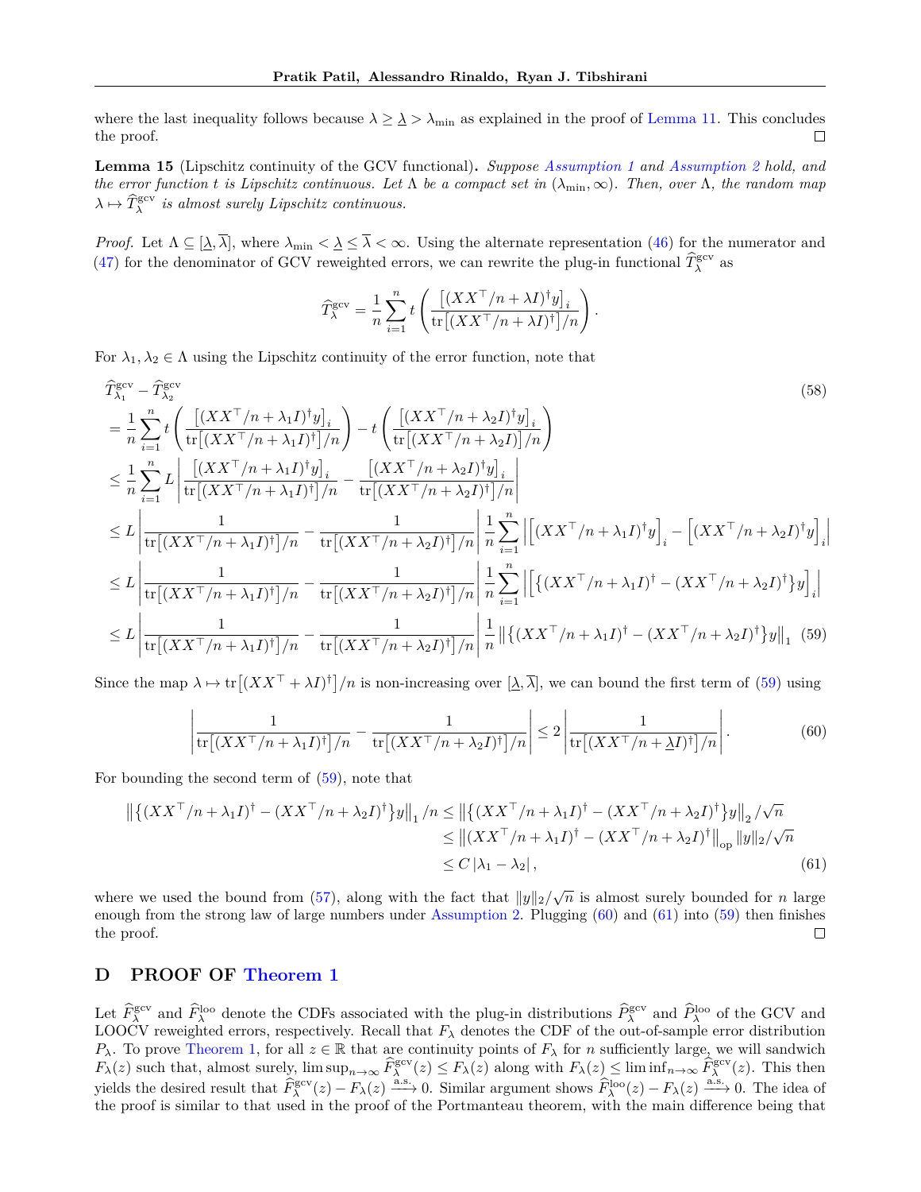where the last inequality follows because $\lambda \geq \underline{\lambda} > \lambda_{\min}$ as explained in the proof of Lemma 11. This concludes the proof. $\square$

**Lemma 15** (Lipschitz continuity of the GCV functional)**.** *Suppose Assumption 1 and Assumption 2 hold, and the error function $t$ is Lipschitz continuous. Let $\Lambda$ be a compact set in $(\lambda_{\min}, \infty)$. Then, over $\Lambda$, the random map $\lambda \mapsto \widehat{T}_\lambda^{\mathrm{gcv}}$ is almost surely Lipschitz continuous.*

*Proof.* Let $\Lambda \subseteq [\underline{\lambda}, \overline{\lambda}]$, where $\lambda_{\min} < \underline{\lambda} \leq \overline{\lambda} < \infty$. Using the alternate representation (46) for the numerator and (47) for the denominator of GCV reweighted errors, we can rewrite the plug-in functional $\widehat{T}_\lambda^{\mathrm{gcv}}$ as

$$
\widehat{T}_\lambda^{\mathrm{gcv}} = \frac{1}{n} \sum_{i=1}^n t\left( \frac{\big[(XX^\top/n + \lambda I)^\dagger y\big]_i}{\mathrm{tr}\big[(XX^\top/n + \lambda I)^\dagger\big]/n} \right).
$$

For $\lambda_1, \lambda_2 \in \Lambda$ using the Lipschitz continuity of the error function, note that

$$
\begin{aligned}
&\widehat{T}_{\lambda_1}^{\mathrm{gcv}} - \widehat{T}_{\lambda_2}^{\mathrm{gcv}} && (58)\\
&= \frac{1}{n}\sum_{i=1}^n t\left( \frac{\big[(XX^\top/n + \lambda_1 I)^\dagger y\big]_i}{\mathrm{tr}\big[(XX^\top/n + \lambda_1 I)^\dagger\big]/n} \right) - t\left( \frac{\big[(XX^\top/n + \lambda_2 I)^\dagger y\big]_i}{\mathrm{tr}\big[(XX^\top/n + \lambda_2 I)\big]/n} \right) \\
&\leq \frac{1}{n}\sum_{i=1}^n L \left| \frac{\big[(XX^\top/n + \lambda_1 I)^\dagger y\big]_i}{\mathrm{tr}\big[(XX^\top/n + \lambda_1 I)^\dagger\big]/n} - \frac{\big[(XX^\top/n + \lambda_2 I)^\dagger y\big]_i}{\mathrm{tr}\big[(XX^\top/n + \lambda_2 I)^\dagger\big]/n} \right| \\
&\leq L \left| \frac{1}{\mathrm{tr}\big[(XX^\top/n + \lambda_1 I)^\dagger\big]/n} - \frac{1}{\mathrm{tr}\big[(XX^\top/n + \lambda_2 I)^\dagger\big]/n} \right| \frac{1}{n}\sum_{i=1}^n \left| \Big[(XX^\top/n + \lambda_1 I)^\dagger y\Big]_i - \Big[(XX^\top/n + \lambda_2 I)^\dagger y\Big]_i \right| \\
&\leq L \left| \frac{1}{\mathrm{tr}\big[(XX^\top/n + \lambda_1 I)^\dagger\big]/n} - \frac{1}{\mathrm{tr}\big[(XX^\top/n + \lambda_2 I)^\dagger\big]/n} \right| \frac{1}{n}\sum_{i=1}^n \left| \Big[\big\{(XX^\top/n + \lambda_1 I)^\dagger - (XX^\top/n + \lambda_2 I)^\dagger\big\} y\Big]_i \right| \\
&\leq L \left| \frac{1}{\mathrm{tr}\big[(XX^\top/n + \lambda_1 I)^\dagger\big]/n} - \frac{1}{\mathrm{tr}\big[(XX^\top/n + \lambda_2 I)^\dagger\big]/n} \right| \frac{1}{n} \left\| \big\{(XX^\top/n + \lambda_1 I)^\dagger - (XX^\top/n + \lambda_2 I)^\dagger\big\} y \right\|_1 && (59)
\end{aligned}
$$

Since the map $\lambda \mapsto \mathrm{tr}\big[(XX^\top + \lambda I)^\dagger\big]/n$ is non-increasing over $[\underline{\lambda}, \overline{\lambda}]$, we can bound the first term of (59) using

$$
\left| \frac{1}{\mathrm{tr}\big[(XX^\top/n + \lambda_1 I)^\dagger\big]/n} - \frac{1}{\mathrm{tr}\big[(XX^\top/n + \lambda_2 I)^\dagger\big]/n} \right| \leq 2 \left| \frac{1}{\mathrm{tr}\big[(XX^\top/n + \underline{\lambda} I)^\dagger\big]/n} \right|. \tag{60}
$$

For bounding the second term of (59), note that

$$
\begin{aligned}
\left\| \big\{(XX^\top/n + \lambda_1 I)^\dagger - (XX^\top/n + \lambda_2 I)^\dagger\big\} y \right\|_1 /n &\leq \left\| \big\{(XX^\top/n + \lambda_1 I)^\dagger - (XX^\top/n + \lambda_2 I)^\dagger\big\} y \right\|_2 /\sqrt{n} \\
&\leq \left\| (XX^\top/n + \lambda_1 I)^\dagger - (XX^\top/n + \lambda_2 I)^\dagger \right\|_{\mathrm{op}} \|y\|_2/\sqrt{n} \\
&\leq C\,|\lambda_1 - \lambda_2|,
\end{aligned} \tag{61}
$$

where we used the bound from (57), along with the fact that $\|y\|_2/\sqrt{n}$ is almost surely bounded for $n$ large enough from the strong law of large numbers under Assumption 2. Plugging (60) and (61) into (59) then finishes the proof. $\square$

# D PROOF OF Theorem 1

Let $\widehat{F}_\lambda^{\mathrm{gcv}}$ and $\widehat{F}_\lambda^{\mathrm{loo}}$ denote the CDFs associated with the plug-in distributions $\widehat{P}_\lambda^{\mathrm{gcv}}$ and $\widehat{P}_\lambda^{\mathrm{loo}}$ of the GCV and LOOCV reweighted errors, respectively. Recall that $F_\lambda$ denotes the CDF of the out-of-sample error distribution $P_\lambda$. To prove Theorem 1, for all $z \in \mathbb{R}$ that are continuity points of $F_\lambda$ for $n$ sufficiently large, we will sandwich $F_\lambda(z)$ such that, almost surely, $\limsup_{n\to\infty} \widehat{F}_\lambda^{\mathrm{gcv}}(z) \leq F_\lambda(z)$ along with $F_\lambda(z) \leq \liminf_{n\to\infty} \widehat{F}_\lambda^{\mathrm{gcv}}(z)$. This then yields the desired result that $\widehat{F}_\lambda^{\mathrm{gcv}}(z) - F_\lambda(z) \xrightarrow{\mathrm{a.s.}} 0$. Similar argument shows $\widehat{F}_\lambda^{\mathrm{loo}}(z) - F_\lambda(z) \xrightarrow{\mathrm{a.s.}} 0$. The idea of the proof is similar to that used in the proof of the Portmanteau theorem, with the main difference being that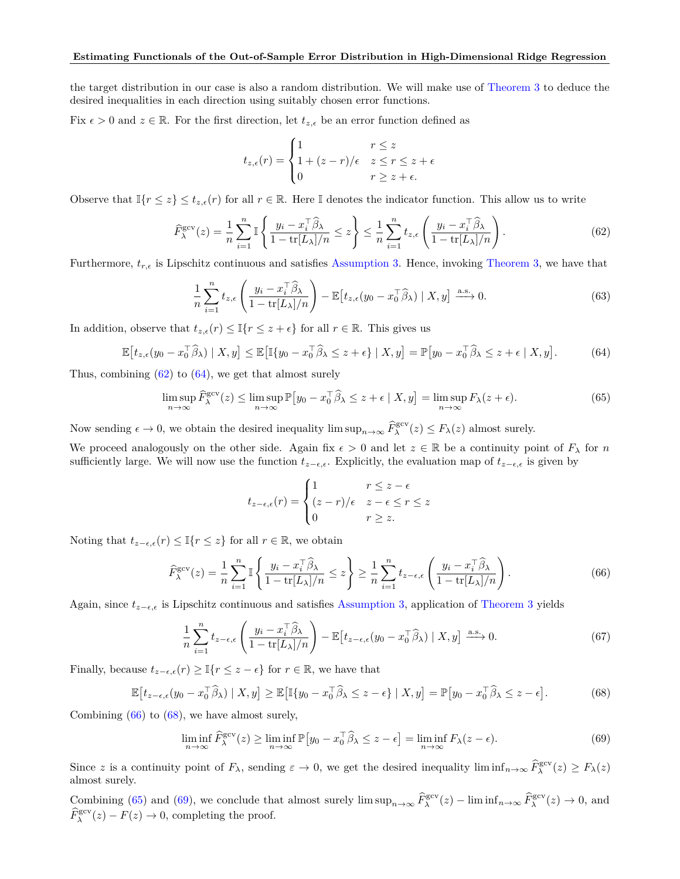the target distribution in our case is also a random distribution. We will make use of Theorem 3 to deduce the desired inequalities in each direction using suitably chosen error functions.

Fix $\epsilon > 0$ and $z \in \mathbb{R}$. For the first direction, let $t_{z,\epsilon}$ be an error function defined as

$$
t_{z,\epsilon}(r) = \begin{cases} 1 & r \le z \\ 1 + (z-r)/\epsilon & z \le r \le z+\epsilon \\ 0 & r \ge z+\epsilon. \end{cases}
$$

Observe that $\mathbb{I}\{r \le z\} \le t_{z,\epsilon}(r)$ for all $r \in \mathbb{R}$. Here $\mathbb{I}$ denotes the indicator function. This allow us to write

$$
\widehat{F}_{\lambda}^{\mathrm{gcv}}(z) = \frac{1}{n}\sum_{i=1}^{n} \mathbb{I}\left\{ \frac{y_i - x_i^\top \widehat{\beta}_\lambda}{1 - \mathrm{tr}[L_\lambda]/n} \le z \right\} \le \frac{1}{n}\sum_{i=1}^{n} t_{z,\epsilon}\left( \frac{y_i - x_i^\top \widehat{\beta}_\lambda}{1 - \mathrm{tr}[L_\lambda]/n} \right). \tag{62}
$$

Furthermore, $t_{r,\epsilon}$ is Lipschitz continuous and satisfies Assumption 3. Hence, invoking Theorem 3, we have that

$$
\frac{1}{n}\sum_{i=1}^{n} t_{z,\epsilon}\left( \frac{y_i - x_i^\top \widehat{\beta}_\lambda}{1 - \mathrm{tr}[L_\lambda]/n} \right) - \mathbb{E}\big[ t_{z,\epsilon}(y_0 - x_0^\top \widehat{\beta}_\lambda) \mid X, y \big] \xrightarrow{\text{a.s.}} 0. \tag{63}
$$

In addition, observe that $t_{z,\epsilon}(r) \le \mathbb{I}\{r \le z+\epsilon\}$ for all $r \in \mathbb{R}$. This gives us

$$
\mathbb{E}\big[ t_{z,\epsilon}(y_0 - x_0^\top \widehat{\beta}_\lambda) \mid X, y \big] \le \mathbb{E}\big[ \mathbb{I}\{ y_0 - x_0^\top \widehat{\beta}_\lambda \le z+\epsilon \} \mid X, y \big] = \mathbb{P}\big[ y_0 - x_0^\top \widehat{\beta}_\lambda \le z+\epsilon \mid X, y \big]. \tag{64}
$$

Thus, combining (62) to (64), we get that almost surely

$$
\limsup_{n\to\infty} \widehat{F}_{\lambda}^{\mathrm{gcv}}(z) \le \limsup_{n\to\infty} \mathbb{P}\big[ y_0 - x_0^\top \widehat{\beta}_\lambda \le z+\epsilon \mid X, y \big] = \limsup_{n\to\infty} F_\lambda(z+\epsilon). \tag{65}
$$

Now sending $\epsilon \to 0$, we obtain the desired inequality $\limsup_{n\to\infty} \widehat{F}_{\lambda}^{\mathrm{gcv}}(z) \le F_\lambda(z)$ almost surely.

We proceed analogously on the other side. Again fix $\epsilon > 0$ and let $z \in \mathbb{R}$ be a continuity point of $F_\lambda$ for $n$ sufficiently large. We will now use the function $t_{z-\epsilon,\epsilon}$. Explicitly, the evaluation map of $t_{z-\epsilon,\epsilon}$ is given by

$$
t_{z-\epsilon,\epsilon}(r) = \begin{cases} 1 & r \le z-\epsilon \\ (z-r)/\epsilon & z-\epsilon \le r \le z \\ 0 & r \ge z. \end{cases}
$$

Noting that $t_{z-\epsilon,\epsilon}(r) \le \mathbb{I}\{r \le z\}$ for all $r \in \mathbb{R}$, we obtain

$$
\widehat{F}_{\lambda}^{\mathrm{gcv}}(z) = \frac{1}{n}\sum_{i=1}^{n} \mathbb{I}\left\{ \frac{y_i - x_i^\top \widehat{\beta}_\lambda}{1 - \mathrm{tr}[L_\lambda]/n} \le z \right\} \ge \frac{1}{n}\sum_{i=1}^{n} t_{z-\epsilon,\epsilon}\left( \frac{y_i - x_i^\top \widehat{\beta}_\lambda}{1 - \mathrm{tr}[L_\lambda]/n} \right). \tag{66}
$$

Again, since $t_{z-\epsilon,\epsilon}$ is Lipschitz continuous and satisfies Assumption 3, application of Theorem 3 yields

$$
\frac{1}{n}\sum_{i=1}^{n} t_{z-\epsilon,\epsilon}\left( \frac{y_i - x_i^\top \widehat{\beta}_\lambda}{1 - \mathrm{tr}[L_\lambda]/n} \right) - \mathbb{E}\big[ t_{z-\epsilon,\epsilon}(y_0 - x_0^\top \widehat{\beta}_\lambda) \mid X, y \big] \xrightarrow{\text{a.s.}} 0. \tag{67}
$$

Finally, because $t_{z-\epsilon,\epsilon}(r) \ge \mathbb{I}\{r \le z-\epsilon\}$ for $r \in \mathbb{R}$, we have that

$$
\mathbb{E}\big[ t_{z-\epsilon,\epsilon}(y_0 - x_0^\top \widehat{\beta}_\lambda) \mid X, y \big] \ge \mathbb{E}\big[ \mathbb{I}\{ y_0 - x_0^\top \widehat{\beta}_\lambda \le z-\epsilon \} \mid X, y \big] = \mathbb{P}\big[ y_0 - x_0^\top \widehat{\beta}_\lambda \le z-\epsilon \big]. \tag{68}
$$

Combining (66) to (68), we have almost surely,

$$
\liminf_{n\to\infty} \widehat{F}_{\lambda}^{\mathrm{gcv}}(z) \ge \liminf_{n\to\infty} \mathbb{P}\big[ y_0 - x_0^\top \widehat{\beta}_\lambda \le z-\epsilon \big] = \liminf_{n\to\infty} F_\lambda(z-\epsilon). \tag{69}
$$

Since $z$ is a continuity point of $F_\lambda$, sending $\varepsilon \to 0$, we get the desired inequality $\liminf_{n\to\infty} \widehat{F}_{\lambda}^{\mathrm{gcv}}(z) \ge F_\lambda(z)$ almost surely.

Combining (65) and (69), we conclude that almost surely $\limsup_{n\to\infty} \widehat{F}_{\lambda}^{\mathrm{gcv}}(z) - \liminf_{n\to\infty} \widehat{F}_{\lambda}^{\mathrm{gcv}}(z) \to 0$, and $\widehat{F}_{\lambda}^{\mathrm{gcv}}(z) - F(z) \to 0$, completing the proof.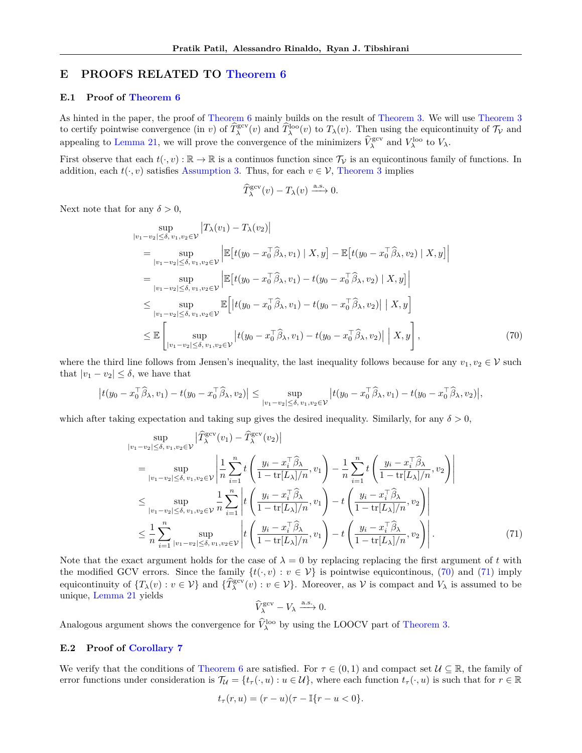## E PROOFS RELATED TO Theorem 6

### E.1 Proof of Theorem 6

As hinted in the paper, the proof of Theorem 6 mainly builds on the result of Theorem 3. We will use Theorem 3 to certify pointwise convergence (in $v$) of $\widehat{T}^{\mathrm{gcv}}_{\lambda}(v)$ and $\widehat{T}^{\mathrm{loo}}_{\lambda}(v)$ to $T_{\lambda}(v)$. Then using the equicontinuity of $\mathcal{T}_{\mathcal{V}}$ and appealing to Lemma 21, we will prove the convergence of the minimizers $\widehat{V}^{\mathrm{gcv}}_{\lambda}$ and $V^{\mathrm{loo}}_{\lambda}$ to $V_{\lambda}$.

First observe that each $t(\cdot, v) : \mathbb{R} \to \mathbb{R}$ is a continuos function since $\mathcal{T}_{\mathcal{V}}$ is an equicontinous family of functions. In addition, each $t(\cdot, v)$ satisfies Assumption 3. Thus, for each $v \in \mathcal{V}$, Theorem 3 implies

$$
\widehat{T}^{\mathrm{gcv}}_{\lambda}(v) - T_{\lambda}(v) \xrightarrow{\text{a.s.}} 0.
$$

Next note that for any $\delta > 0$,

$$
\begin{aligned}
&\sup_{|v_1 - v_2| \le \delta,\, v_1, v_2 \in \mathcal{V}} \big| T_{\lambda}(v_1) - T_{\lambda}(v_2) \big| \\
&= \sup_{|v_1 - v_2| \le \delta,\, v_1, v_2 \in \mathcal{V}} \Big| \mathbb{E}\big[ t(y_0 - x_0^\top \widehat{\beta}_{\lambda}, v_1) \mid X, y \big] - \mathbb{E}\big[ t(y_0 - x_0^\top \widehat{\beta}_{\lambda}, v_2) \mid X, y \big] \Big| \\
&= \sup_{|v_1 - v_2| \le \delta,\, v_1, v_2 \in \mathcal{V}} \Big| \mathbb{E}\big[ t(y_0 - x_0^\top \widehat{\beta}_{\lambda}, v_1) - t(y_0 - x_0^\top \widehat{\beta}_{\lambda}, v_2) \mid X, y \big] \Big| \\
&\le \sup_{|v_1 - v_2| \le \delta,\, v_1, v_2 \in \mathcal{V}} \mathbb{E}\Big[ \big| t(y_0 - x_0^\top \widehat{\beta}_{\lambda}, v_1) - t(y_0 - x_0^\top \widehat{\beta}_{\lambda}, v_2) \big| \;\Big|\; X, y \Big] \\
&\le \mathbb{E}\left[ \sup_{|v_1 - v_2| \le \delta,\, v_1, v_2 \in \mathcal{V}} \big| t(y_0 - x_0^\top \widehat{\beta}_{\lambda}, v_1) - t(y_0 - x_0^\top \widehat{\beta}_{\lambda}, v_2) \big| \;\middle|\; X, y \right],
\end{aligned}
\tag{70}
$$

where the third line follows from Jensen's inequality, the last inequality follows because for any $v_1, v_2 \in \mathcal{V}$ such that $|v_1 - v_2| \le \delta$, we have that

$$
\big| t(y_0 - x_0^\top \widehat{\beta}_{\lambda}, v_1) - t(y_0 - x_0^\top \widehat{\beta}_{\lambda}, v_2) \big| \le \sup_{|v_1 - v_2| \le \delta,\, v_1, v_2 \in \mathcal{V}} \big| t(y_0 - x_0^\top \widehat{\beta}_{\lambda}, v_1) - t(y_0 - x_0^\top \widehat{\beta}_{\lambda}, v_2) \big|,
$$

which after taking expectation and taking sup gives the desired inequality. Similarly, for any $\delta > 0$,

$$
\begin{aligned}
&\sup_{|v_1 - v_2| \le \delta,\, v_1, v_2 \in \mathcal{V}} \big| \widehat{T}^{\mathrm{gcv}}_{\lambda}(v_1) - \widehat{T}^{\mathrm{gcv}}_{\lambda}(v_2) \big| \\
&= \sup_{|v_1 - v_2| \le \delta,\, v_1, v_2 \in \mathcal{V}} \left| \frac{1}{n} \sum_{i=1}^n t\left( \frac{y_i - x_i^\top \widehat{\beta}_{\lambda}}{1 - \operatorname{tr}[L_{\lambda}]/n}, v_1 \right) - \frac{1}{n} \sum_{i=1}^n t\left( \frac{y_i - x_i^\top \widehat{\beta}_{\lambda}}{1 - \operatorname{tr}[L_{\lambda}]/n}, v_2 \right) \right| \\
&\le \sup_{|v_1 - v_2| \le \delta,\, v_1, v_2 \in \mathcal{V}} \frac{1}{n} \sum_{i=1}^n \left| t\left( \frac{y_i - x_i^\top \widehat{\beta}_{\lambda}}{1 - \operatorname{tr}[L_{\lambda}]/n}, v_1 \right) - t\left( \frac{y_i - x_i^\top \widehat{\beta}_{\lambda}}{1 - \operatorname{tr}[L_{\lambda}]/n}, v_2 \right) \right| \\
&\le \frac{1}{n} \sum_{i=1}^n \sup_{|v_1 - v_2| \le \delta,\, v_1, v_2 \in \mathcal{V}} \left| t\left( \frac{y_i - x_i^\top \widehat{\beta}_{\lambda}}{1 - \operatorname{tr}[L_{\lambda}]/n}, v_1 \right) - t\left( \frac{y_i - x_i^\top \widehat{\beta}_{\lambda}}{1 - \operatorname{tr}[L_{\lambda}]/n}, v_2 \right) \right|.
\end{aligned}
\tag{71}
$$

Note that the exact argument holds for the case of $\lambda = 0$ by replacing replacing the first argument of $t$ with the modified GCV errors. Since the family $\{t(\cdot, v) : v \in \mathcal{V}\}$ is pointwise equicontinous, (70) and (71) imply equicontinuity of $\{T_{\lambda}(v) : v \in \mathcal{V}\}$ and $\{\widehat{T}^{\mathrm{gcv}}_{\lambda}(v) : v \in \mathcal{V}\}$. Moreover, as $\mathcal{V}$ is compact and $V_{\lambda}$ is assumed to be unique, Lemma 21 yields

$$
\widehat{V}^{\mathrm{gcv}}_{\lambda} - V_{\lambda} \xrightarrow{\text{a.s.}} 0.
$$

Analogous argument shows the convergence for $\widehat{V}^{\mathrm{loo}}_{\lambda}$ by using the LOOCV part of Theorem 3.

### E.2 Proof of Corollary 7

We verify that the conditions of Theorem 6 are satisfied. For $\tau \in (0, 1)$ and compact set $\mathcal{U} \subseteq \mathbb{R}$, the family of error functions under consideration is $\mathcal{T}_{\mathcal{U}} = \{t_{\tau}(\cdot, u) : u \in \mathcal{U}\}$, where each function $t_{\tau}(\cdot, u)$ is such that for $r \in \mathbb{R}$

$$
t_{\tau}(r, u) = (r - u)(\tau - \mathbb{I}\{r - u < 0\}.
$$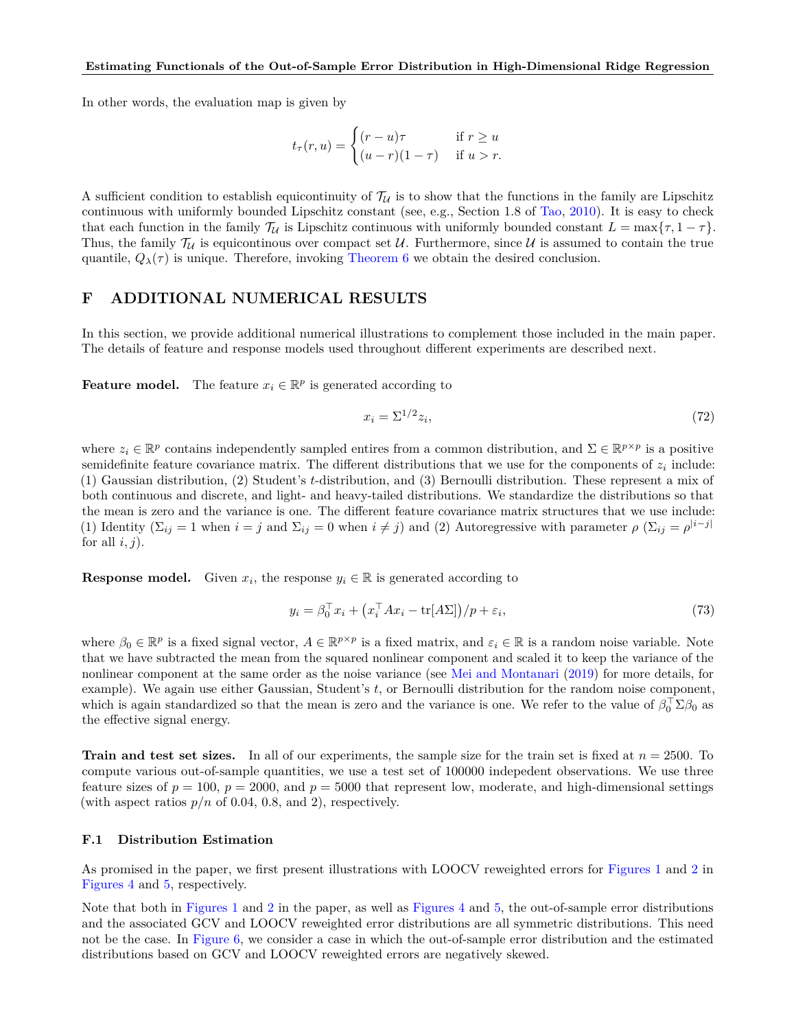In other words, the evaluation map is given by

$$t_\tau(r, u) = \begin{cases} (r - u)\tau & \text{if } r \geq u \\ (u - r)(1 - \tau) & \text{if } u > r. \end{cases}$$

A sufficient condition to establish equicontinuity of $\mathcal{T}_\mathcal{U}$ is to show that the functions in the family are Lipschitz continuous with uniformly bounded Lipschitz constant (see, e.g., Section 1.8 of Tao, 2010). It is easy to check that each function in the family $\mathcal{T}_\mathcal{U}$ is Lipschitz continuous with uniformly bounded constant $L = \max\{\tau, 1 - \tau\}$. Thus, the family $\mathcal{T}_\mathcal{U}$ is equicontinous over compact set $\mathcal{U}$. Furthermore, since $\mathcal{U}$ is assumed to contain the true quantile, $Q_\lambda(\tau)$ is unique. Therefore, invoking Theorem 6 we obtain the desired conclusion.

# F ADDITIONAL NUMERICAL RESULTS

In this section, we provide additional numerical illustrations to complement those included in the main paper. The details of feature and response models used throughout different experiments are described next.

**Feature model.** The feature $x_i \in \mathbb{R}^p$ is generated according to

$$x_i = \Sigma^{1/2} z_i, \tag{72}$$

where $z_i \in \mathbb{R}^p$ contains independently sampled entires from a common distribution, and $\Sigma \in \mathbb{R}^{p \times p}$ is a positive semidefinite feature covariance matrix. The different distributions that we use for the components of $z_i$ include: (1) Gaussian distribution, (2) Student's $t$-distribution, and (3) Bernoulli distribution. These represent a mix of both continuous and discrete, and light- and heavy-tailed distributions. We standardize the distributions so that the mean is zero and the variance is one. The different feature covariance matrix structures that we use include: (1) Identity ($\Sigma_{ij} = 1$ when $i = j$ and $\Sigma_{ij} = 0$ when $i \neq j$) and (2) Autoregressive with parameter $\rho$ ($\Sigma_{ij} = \rho^{|i-j|}$ for all $i, j$).

**Response model.** Given $x_i$, the response $y_i \in \mathbb{R}$ is generated according to

$$y_i = \beta_0^\top x_i + \left(x_i^\top A x_i - \operatorname{tr}[A\Sigma]\right)/p + \varepsilon_i, \tag{73}$$

where $\beta_0 \in \mathbb{R}^p$ is a fixed signal vector, $A \in \mathbb{R}^{p \times p}$ is a fixed matrix, and $\varepsilon_i \in \mathbb{R}$ is a random noise variable. Note that we have subtracted the mean from the squared nonlinear component and scaled it to keep the variance of the nonlinear component at the same order as the noise variance (see Mei and Montanari (2019) for more details, for example). We again use either Gaussian, Student's $t$, or Bernoulli distribution for the random noise component, which is again standardized so that the mean is zero and the variance is one. We refer to the value of $\beta_0^\top \Sigma \beta_0$ as the effective signal energy.

**Train and test set sizes.** In all of our experiments, the sample size for the train set is fixed at $n = 2500$. To compute various out-of-sample quantities, we use a test set of 100000 indepedent observations. We use three feature sizes of $p = 100$, $p = 2000$, and $p = 5000$ that represent low, moderate, and high-dimensional settings (with aspect ratios $p/n$ of 0.04, 0.8, and 2), respectively.

## F.1 Distribution Estimation

As promised in the paper, we first present illustrations with LOOCV reweighted errors for Figures 1 and 2 in Figures 4 and 5, respectively.

Note that both in Figures 1 and 2 in the paper, as well as Figures 4 and 5, the out-of-sample error distributions and the associated GCV and LOOCV reweighted error distributions are all symmetric distributions. This need not be the case. In Figure 6, we consider a case in which the out-of-sample error distribution and the estimated distributions based on GCV and LOOCV reweighted errors are negatively skewed.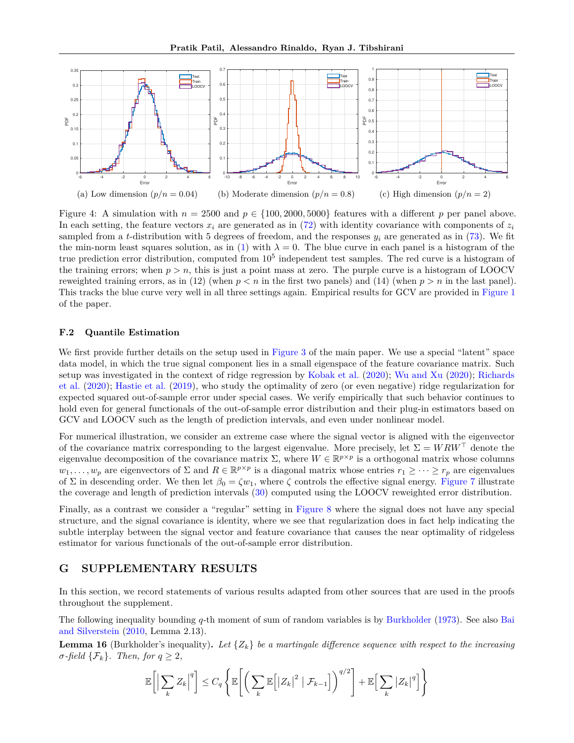(a) Low dimension ($p/n = 0.04$) (b) Moderate dimension ($p/n = 0.8$) (c) High dimension ($p/n = 2$)

Figure 4: A simulation with $n = 2500$ and $p \in \{100, 2000, 5000\}$ features with a different $p$ per panel above. In each setting, the feature vectors $x_i$ are generated as in (72) with identity covariance with components of $z_i$ sampled from a $t$-distribution with 5 degrees of freedom, and the responses $y_i$ are generated as in (73). We fit the min-norm least squares solution, as in (1) with $\lambda = 0$. The blue curve in each panel is a histogram of the true prediction error distribution, computed from $10^5$ independent test samples. The red curve is a histogram of the training errors; when $p > n$, this is just a point mass at zero. The purple curve is a histogram of LOOCV reweighted training errors, as in (12) (when $p < n$ in the first two panels) and (14) (when $p > n$ in the last panel). This tracks the blue curve very well in all three settings again. Empirical results for GCV are provided in Figure 1 of the paper.

### F.2 Quantile Estimation

We first provide further details on the setup used in Figure 3 of the main paper. We use a special "latent" space data model, in which the true signal component lies in a small eigenspace of the feature covariance matrix. Such setup was investigated in the context of ridge regression by Kobak et al. (2020); Wu and Xu (2020); Richards et al. (2020); Hastie et al. (2019), who study the optimality of zero (or even negative) ridge regularization for expected squared out-of-sample error under special cases. We verify empirically that such behavior continues to hold even for general functionals of the out-of-sample error distribution and their plug-in estimators based on GCV and LOOCV such as the length of prediction intervals, and even under nonlinear model.

For numerical illustration, we consider an extreme case where the signal vector is aligned with the eigenvector of the covariance matrix corresponding to the largest eigenvalue. More precisely, let $\Sigma = WRW^\top$ denote the eigenvalue decomposition of the covariance matrix $\Sigma$, where $W \in \mathbb{R}^{p \times p}$ is a orthogonal matrix whose columns $w_1, \dots, w_p$ are eigenvectors of $\Sigma$ and $R \in \mathbb{R}^{p \times p}$ is a diagonal matrix whose entries $r_1 \geq \cdots \geq r_p$ are eigenvalues of $\Sigma$ in descending order. We then let $\beta_0 = \zeta w_1$, where $\zeta$ controls the effective signal energy. Figure 7 illustrate the coverage and length of prediction intervals (30) computed using the LOOCV reweighted error distribution.

Finally, as a contrast we consider a "regular" setting in Figure 8 where the signal does not have any special structure, and the signal covariance is identity, where we see that regularization does in fact help indicating the subtle interplay between the signal vector and feature covariance that causes the near optimality of ridgeless estimator for various functionals of the out-of-sample error distribution.

## G SUPPLEMENTARY RESULTS

In this section, we record statements of various results adapted from other sources that are used in the proofs throughout the supplement.

The following inequality bounding $q$-th moment of sum of random variables is by Burkholder (1973). See also Bai and Silverstein (2010, Lemma 2.13).

**Lemma 16** (Burkholder's inequality)**.** *Let $\{Z_k\}$ be a martingale difference sequence with respect to the increasing $\sigma$-field $\{\mathcal{F}_k\}$. Then, for $q \geq 2$,*

$$\mathbb{E}\Big[\Big|\sum_k Z_k\Big|^q\Big] \leq C_q \left\{ \mathbb{E}\Big[\Big(\sum_k \mathbb{E}\Big[|Z_k|^2 \mid \mathcal{F}_{k-1}\Big]\Big)^{q/2}\Big] + \mathbb{E}\Big[\sum_k |Z_k|^q\Big] \right\}$$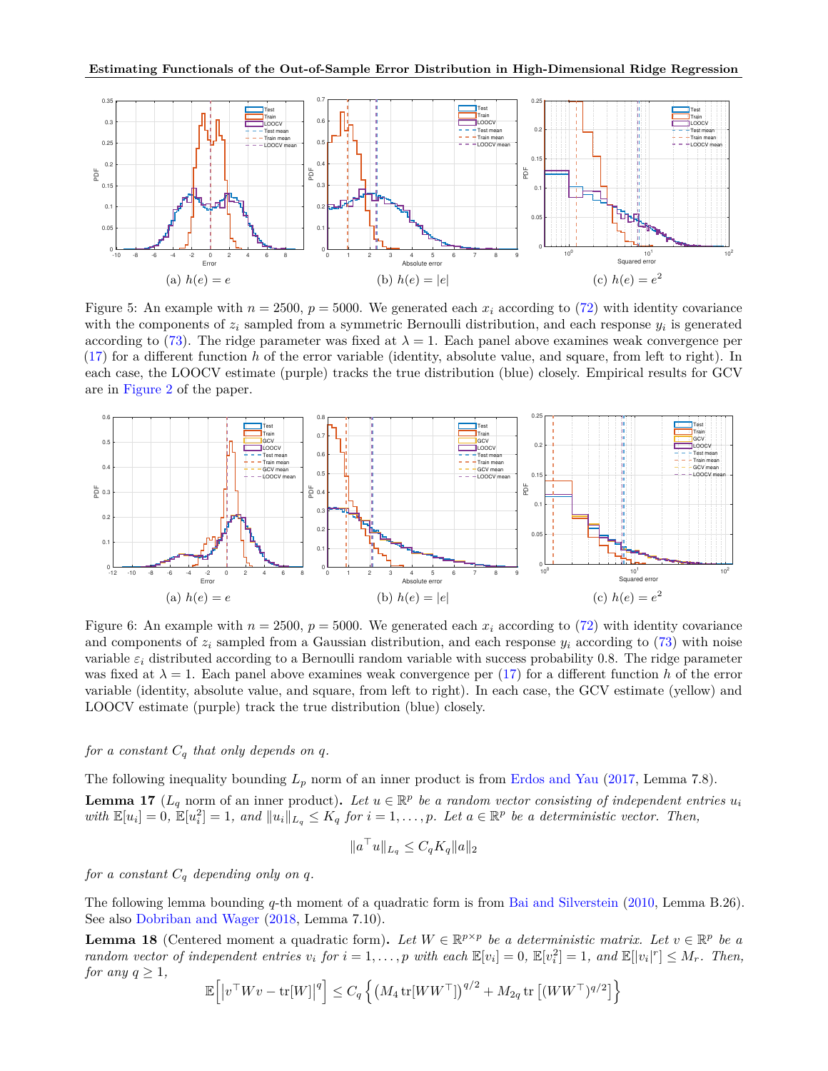(a) $h(e) = e$ (b) $h(e) = |e|$ (c) $h(e) = e^2$

Figure 5: An example with $n = 2500$, $p = 5000$. We generated each $x_i$ according to (72) with identity covariance with the components of $z_i$ sampled from a symmetric Bernoulli distribution, and each response $y_i$ is generated according to (73). The ridge parameter was fixed at $\lambda = 1$. Each panel above examines weak convergence per (17) for a different function $h$ of the error variable (identity, absolute value, and square, from left to right). In each case, the LOOCV estimate (purple) tracks the true distribution (blue) closely. Empirical results for GCV are in Figure 2 of the paper.

(a) $h(e) = e$ (b) $h(e) = |e|$ (c) $h(e) = e^2$

Figure 6: An example with $n = 2500$, $p = 5000$. We generated each $x_i$ according to (72) with identity covariance and components of $z_i$ sampled from a Gaussian distribution, and each response $y_i$ according to (73) with noise variable $\varepsilon_i$ distributed according to a Bernoulli random variable with success probability 0.8. The ridge parameter was fixed at $\lambda = 1$. Each panel above examines weak convergence per (17) for a different function $h$ of the error variable (identity, absolute value, and square, from left to right). In each case, the GCV estimate (yellow) and LOOCV estimate (purple) track the true distribution (blue) closely.

*for a constant $C_q$ that only depends on $q$.*

The following inequality bounding $L_p$ norm of an inner product is from Erdos and Yau (2017, Lemma 7.8).

**Lemma 17** ($L_q$ norm of an inner product)**.** *Let $u \in \mathbb{R}^p$ be a random vector consisting of independent entries $u_i$ with $\mathbb{E}[u_i] = 0$, $\mathbb{E}[u_i^2] = 1$, and $\|u_i\|_{L_q} \le K_q$ for $i = 1, \dots, p$. Let $a \in \mathbb{R}^p$ be a deterministic vector. Then,*

$$\|a^\top u\|_{L_q} \le C_q K_q \|a\|_2$$

*for a constant $C_q$ depending only on $q$.*

The following lemma bounding $q$-th moment of a quadratic form is from Bai and Silverstein (2010, Lemma B.26). See also Dobriban and Wager (2018, Lemma 7.10).

**Lemma 18** (Centered moment a quadratic form)**.** *Let $W \in \mathbb{R}^{p \times p}$ be a deterministic matrix. Let $v \in \mathbb{R}^p$ be a random vector of independent entries $v_i$ for $i = 1, \dots, p$ with each $\mathbb{E}[v_i] = 0$, $\mathbb{E}[v_i^2] = 1$, and $\mathbb{E}[|v_i|^r] \le M_r$. Then, for any $q \ge 1$,*

$$\mathbb{E}\Big[\big|v^\top W v - \operatorname{tr}[W]\big|^q\Big] \le C_q \left\{ \left(M_4 \operatorname{tr}[W W^\top]\right)^{q/2} + M_{2q} \operatorname{tr}\left[(W W^\top)^{q/2}\right] \right\}$$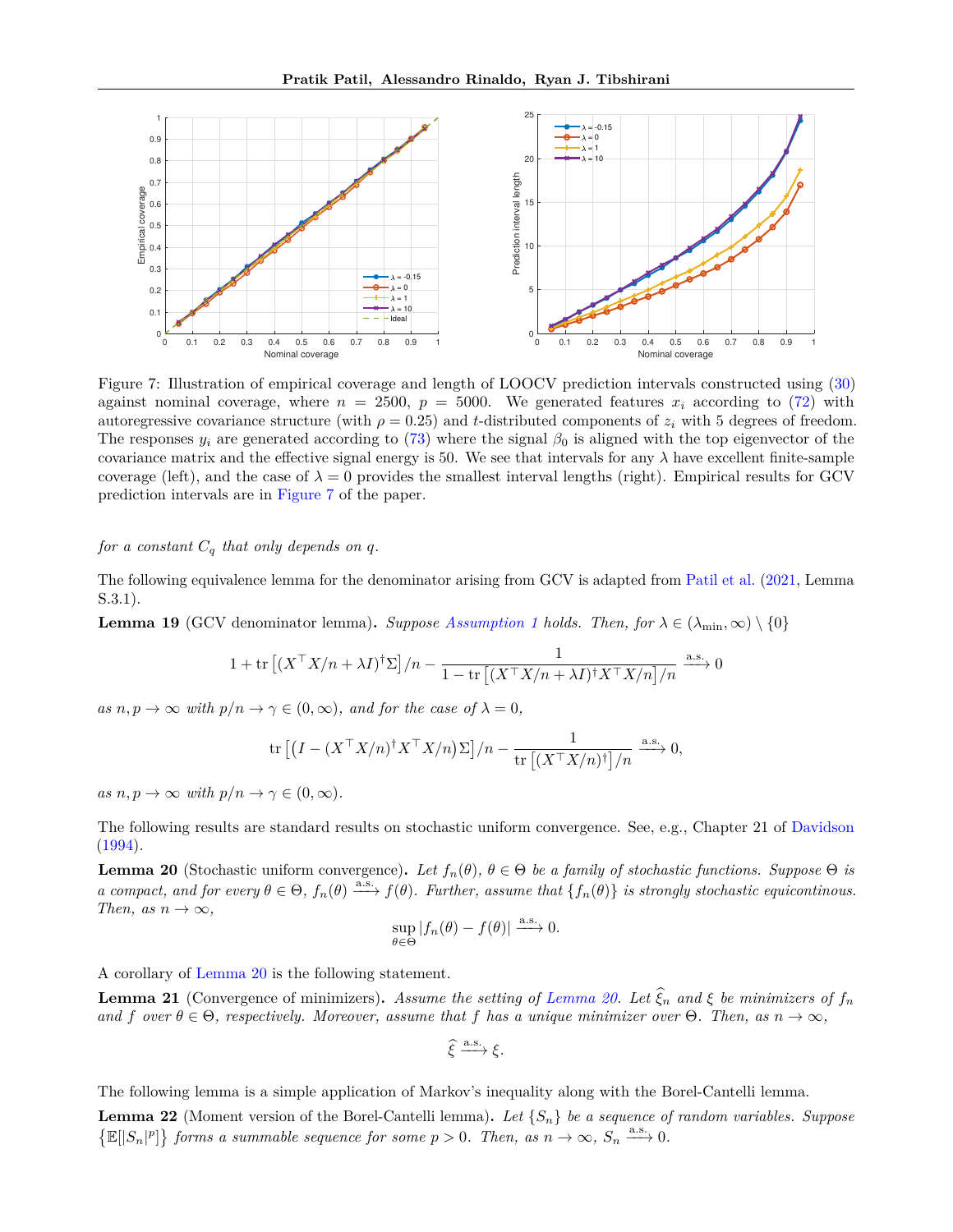Figure 7: Illustration of empirical coverage and length of LOOCV prediction intervals constructed using (30) against nominal coverage, where $n = 2500$, $p = 5000$. We generated features $x_i$ according to (72) with autoregressive covariance structure (with $\rho = 0.25$) and $t$-distributed components of $z_i$ with 5 degrees of freedom. The responses $y_i$ are generated according to (73) where the signal $\beta_0$ is aligned with the top eigenvector of the covariance matrix and the effective signal energy is 50. We see that intervals for any $\lambda$ have excellent finite-sample coverage (left), and the case of $\lambda = 0$ provides the smallest interval lengths (right). Empirical results for GCV prediction intervals are in Figure 7 of the paper.

*for a constant $C_q$ that only depends on $q$.*

The following equivalence lemma for the denominator arising from GCV is adapted from Patil et al. (2021, Lemma S.3.1).

**Lemma 19** (GCV denominator lemma)**.** *Suppose Assumption 1 holds. Then, for $\lambda \in (\lambda_{\min}, \infty) \setminus \{0\}$*

$$1 + \operatorname{tr}\left[(X^\top X/n + \lambda I)^\dagger \Sigma\right]/n - \frac{1}{1 - \operatorname{tr}\left[(X^\top X/n + \lambda I)^\dagger X^\top X/n\right]/n} \xrightarrow{\text{a.s.}} 0$$

*as $n, p \to \infty$ with $p/n \to \gamma \in (0, \infty)$, and for the case of $\lambda = 0$,*

$$\operatorname{tr}\left[\left(I - (X^\top X/n)^\dagger X^\top X/n\right)\Sigma\right]/n - \frac{1}{\operatorname{tr}\left[(X^\top X/n)^\dagger\right]/n} \xrightarrow{\text{a.s.}} 0,$$

*as $n, p \to \infty$ with $p/n \to \gamma \in (0, \infty)$.*

The following results are standard results on stochastic uniform convergence. See, e.g., Chapter 21 of Davidson (1994).

**Lemma 20** (Stochastic uniform convergence)**.** *Let $f_n(\theta)$, $\theta \in \Theta$ be a family of stochastic functions. Suppose $\Theta$ is a compact, and for every $\theta \in \Theta$, $f_n(\theta) \xrightarrow{\text{a.s.}} f(\theta)$. Further, assume that $\{f_n(\theta)\}$ is strongly stochastic equicontinous. Then, as $n \to \infty$,*

$$\sup_{\theta \in \Theta} |f_n(\theta) - f(\theta)| \xrightarrow{\text{a.s.}} 0.$$

A corollary of Lemma 20 is the following statement.

**Lemma 21** (Convergence of minimizers)**.** *Assume the setting of Lemma 20. Let $\widehat{\xi}_n$ and $\xi$ be minimizers of $f_n$ and $f$ over $\theta \in \Theta$, respectively. Moreover, assume that $f$ has a unique minimizer over $\Theta$. Then, as $n \to \infty$,*

$$\widehat{\xi} \xrightarrow{\text{a.s.}} \xi.$$

The following lemma is a simple application of Markov's inequality along with the Borel-Cantelli lemma.

**Lemma 22** (Moment version of the Borel-Cantelli lemma)**.** *Let $\{S_n\}$ be a sequence of random variables. Suppose $\left\{\mathbb{E}[|S_n|^p]\right\}$ forms a summable sequence for some $p > 0$. Then, as $n \to \infty$, $S_n \xrightarrow{\text{a.s.}} 0$.*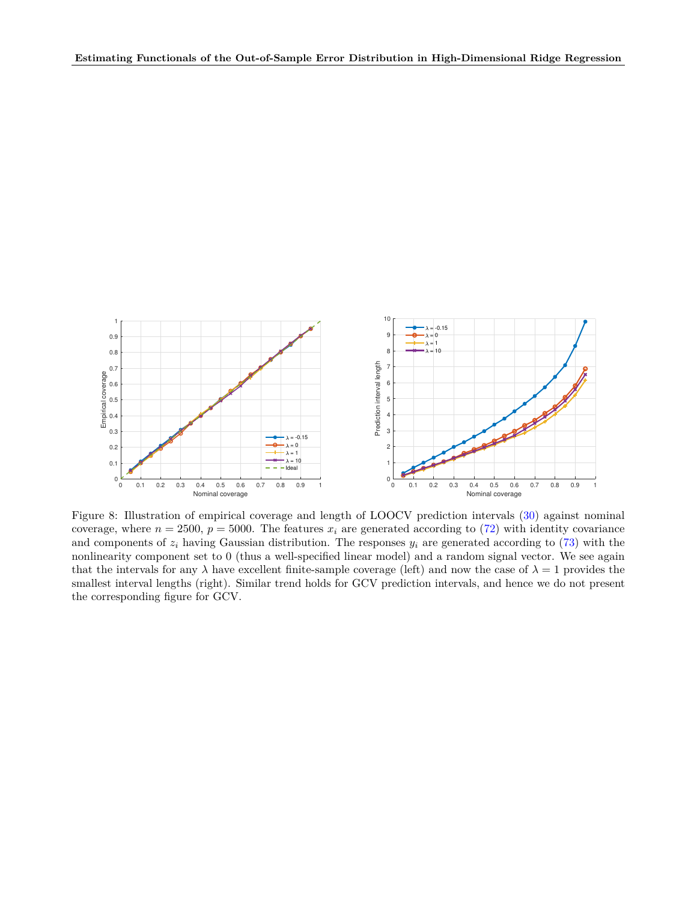Empirical coverage

Nominal coverage

0
0.1
0.2
0.3
0.4
0.5
0.6
0.7
0.8
0.9
1

λ = -0.15
λ = 0
λ = 1
λ = 10
Ideal

Prediction interval length

Nominal coverage

0
1
2
3
4
5
6
7
8
9
10

λ = -0.15
λ = 0
λ = 1
λ = 10

Figure 8: Illustration of empirical coverage and length of LOOCV prediction intervals (30) against nominal coverage, where $n = 2500$, $p = 5000$. The features $x_i$ are generated according to (72) with identity covariance and components of $z_i$ having Gaussian distribution. The responses $y_i$ are generated according to (73) with the nonlinearity component set to 0 (thus a well-specified linear model) and a random signal vector. We see again that the intervals for any $\lambda$ have excellent finite-sample coverage (left) and now the case of $\lambda = 1$ provides the smallest interval lengths (right). Similar trend holds for GCV prediction intervals, and hence we do not present the corresponding figure for GCV.